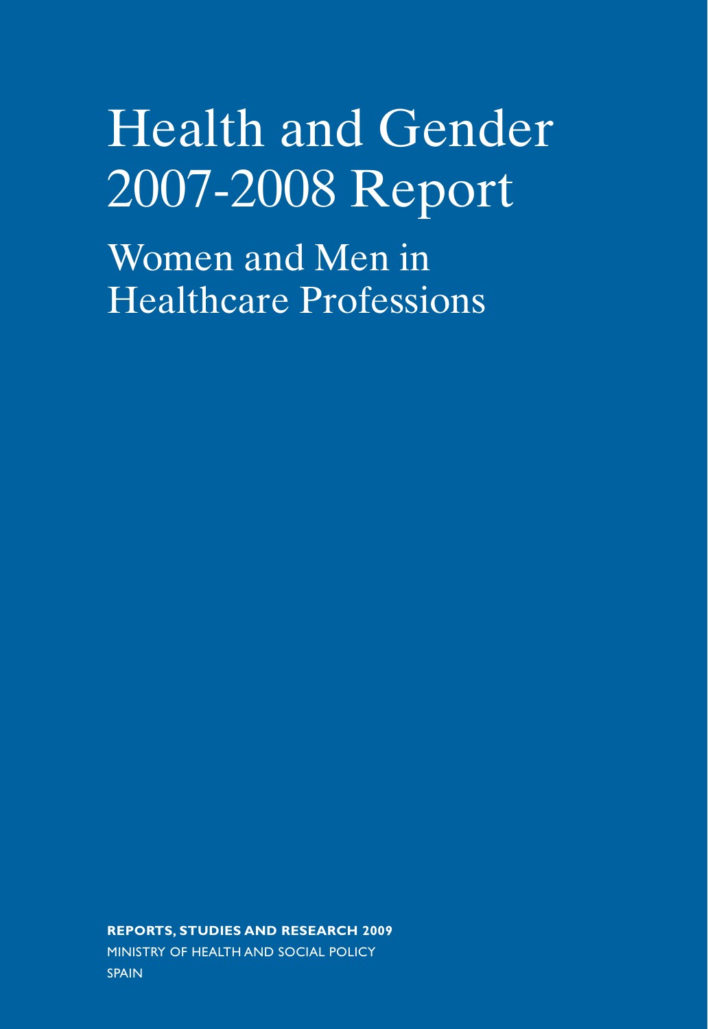# Health and Gender 2007-2008 Report

## Women and Men in Healthcare Professions

**REPORTS, STUDIES AND RESEARCH 2009**

MINISTRY OF HEALTH AND SOCIAL POLICY

SPAIN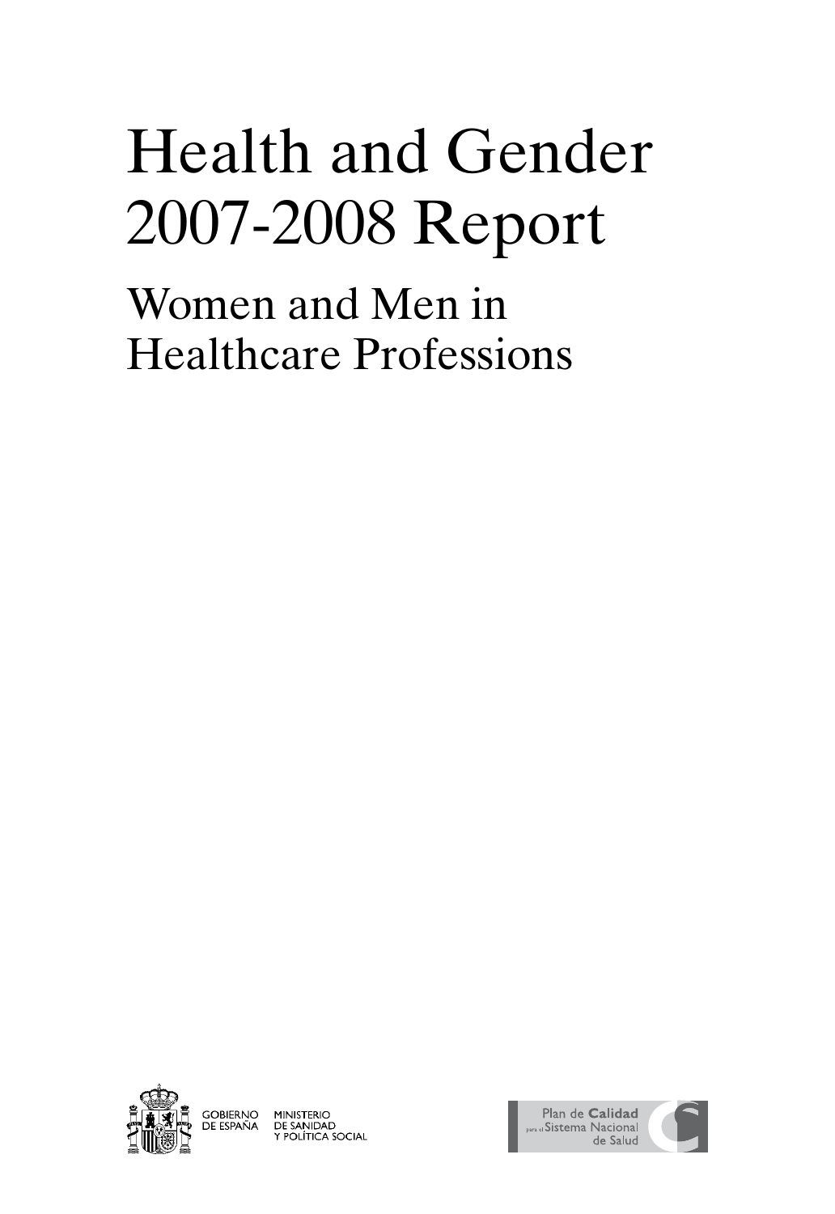# Health and Gender 2007-2008 Report

## Women and Men in Healthcare Professions

GOBIERNO DE ESPAÑA MINISTERIO DE SANIDAD Y POLÍTICA SOCIAL

Plan de Calidad para el Sistema Nacional de Salud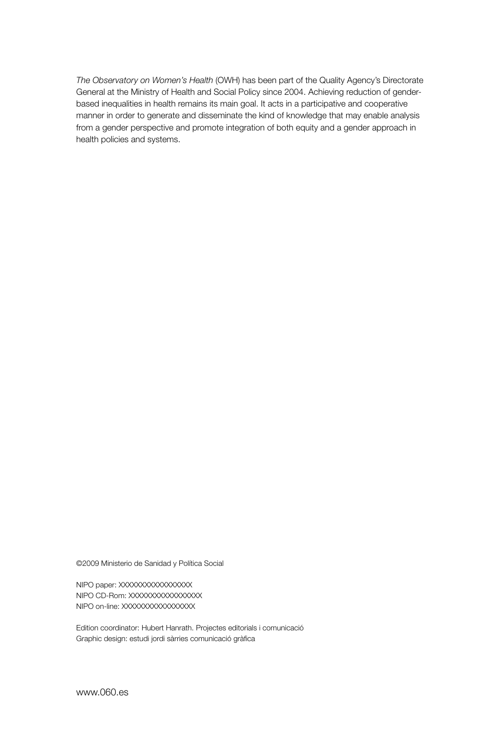*The Observatory on Women's Health* (OWH) has been part of the Quality Agency's Directorate General at the Ministry of Health and Social Policy since 2004. Achieving reduction of gender-based inequalities in health remains its main goal. It acts in a participative and cooperative manner in order to generate and disseminate the kind of knowledge that may enable analysis from a gender perspective and promote integration of both equity and a gender approach in health policies and systems.

©2009 Ministerio de Sanidad y Política Social

NIPO paper: XXXXXXXXXXXXXXXX
NIPO CD-Rom: XXXXXXXXXXXXXXXX
NIPO on-line: XXXXXXXXXXXXXXXX

Edition coordinator: Hubert Hanrath. Projectes editorials i comunicació
Graphic design: estudi jordi sàrries comunicació gràfica

www.060.es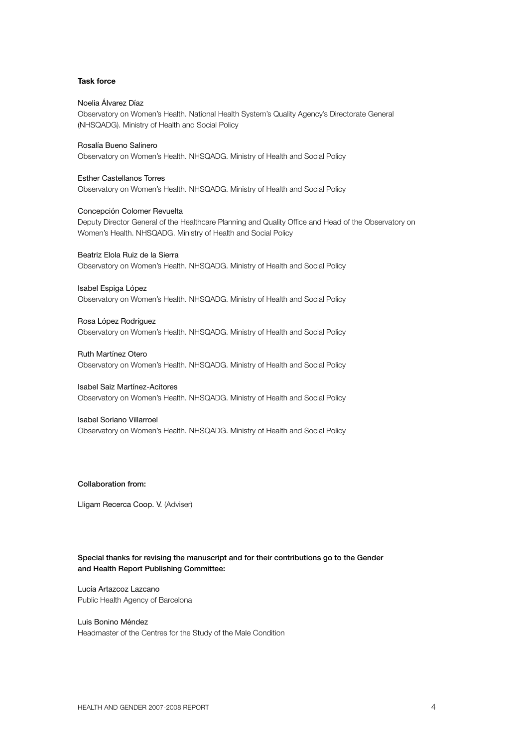**Task force**

Noelia Álvarez Díaz
Observatory on Women's Health. National Health System's Quality Agency's Directorate General (NHSQADG). Ministry of Health and Social Policy

Rosalía Bueno Salinero
Observatory on Women's Health. NHSQADG. Ministry of Health and Social Policy

Esther Castellanos Torres
Observatory on Women's Health. NHSQADG. Ministry of Health and Social Policy

Concepción Colomer Revuelta
Deputy Director General of the Healthcare Planning and Quality Office and Head of the Observatory on Women's Health. NHSQADG. Ministry of Health and Social Policy

Beatriz Elola Ruiz de la Sierra
Observatory on Women's Health. NHSQADG. Ministry of Health and Social Policy

Isabel Espiga López
Observatory on Women's Health. NHSQADG. Ministry of Health and Social Policy

Rosa López Rodríguez
Observatory on Women's Health. NHSQADG. Ministry of Health and Social Policy

Ruth Martínez Otero
Observatory on Women's Health. NHSQADG. Ministry of Health and Social Policy

Isabel Saiz Martínez-Acitores
Observatory on Women's Health. NHSQADG. Ministry of Health and Social Policy

Isabel Soriano Villarroel
Observatory on Women's Health. NHSQADG. Ministry of Health and Social Policy

Collaboration from:

Lligam Recerca Coop. V. (Adviser)

Special thanks for revising the manuscript and for their contributions go to the Gender and Health Report Publishing Committee:

Lucía Artazcoz Lazcano
Public Health Agency of Barcelona

Luis Bonino Méndez
Headmaster of the Centres for the Study of the Male Condition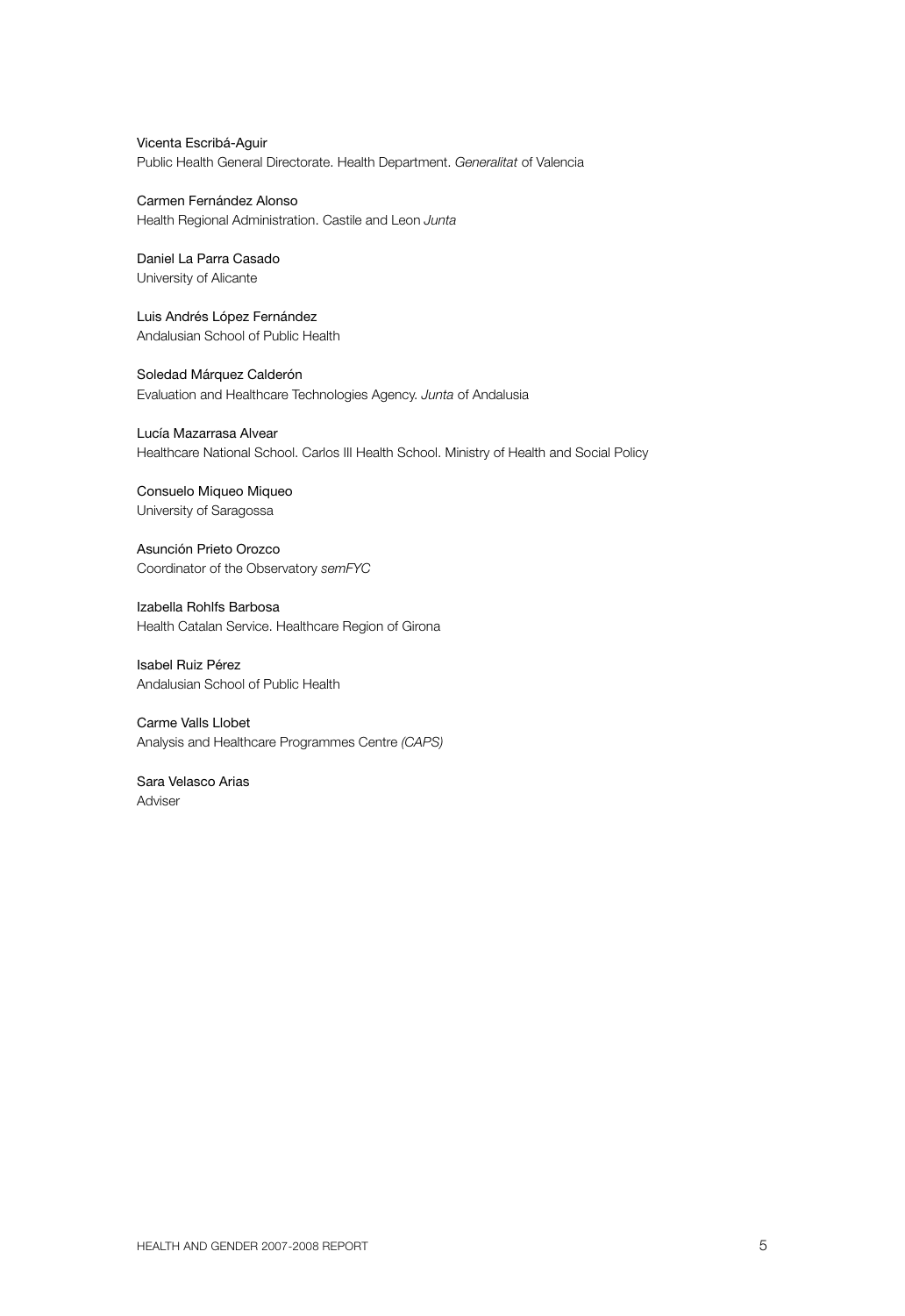Vicenta Escribá-Aguir
Public Health General Directorate. Health Department. *Generalitat* of Valencia

Carmen Fernández Alonso
Health Regional Administration. Castile and Leon *Junta*

Daniel La Parra Casado
University of Alicante

Luis Andrés López Fernández
Andalusian School of Public Health

Soledad Márquez Calderón
Evaluation and Healthcare Technologies Agency. *Junta* of Andalusia

Lucía Mazarrasa Alvear
Healthcare National School. Carlos III Health School. Ministry of Health and Social Policy

Consuelo Miqueo Miqueo
University of Saragossa

Asunción Prieto Orozco
Coordinator of the Observatory *semFYC*

Izabella Rohlfs Barbosa
Health Catalan Service. Healthcare Region of Girona

Isabel Ruiz Pérez
Andalusian School of Public Health

Carme Valls Llobet
Analysis and Healthcare Programmes Centre *(CAPS)*

Sara Velasco Arias
Adviser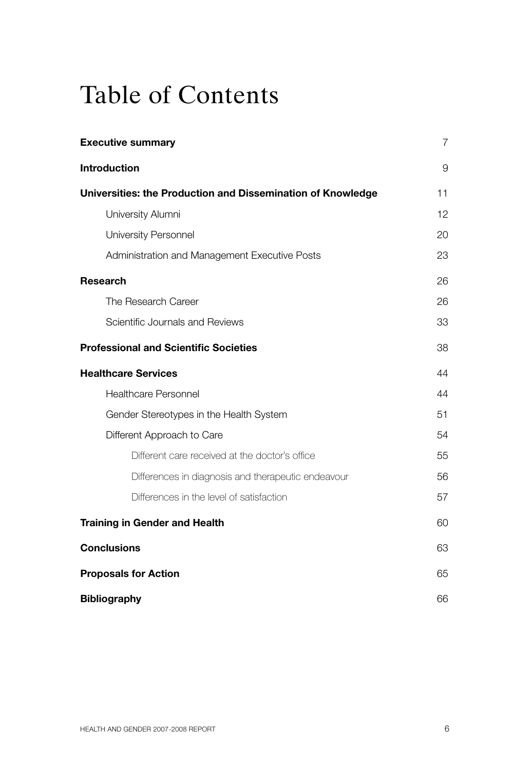# Table of Contents

| | |
|---|---|
| **Executive summary** | 7 |
| **Introduction** | 9 |
| **Universities: the Production and Dissemination of Knowledge** | 11 |
| University Alumni | 12 |
| University Personnel | 20 |
| Administration and Management Executive Posts | 23 |
| **Research** | 26 |
| The Research Career | 26 |
| Scientific Journals and Reviews | 33 |
| **Professional and Scientific Societies** | 38 |
| **Healthcare Services** | 44 |
| Healthcare Personnel | 44 |
| Gender Stereotypes in the Health System | 51 |
| Different Approach to Care | 54 |
| Different care received at the doctor's office | 55 |
| Differences in diagnosis and therapeutic endeavour | 56 |
| Differences in the level of satisfaction | 57 |
| **Training in Gender and Health** | 60 |
| **Conclusions** | 63 |
| **Proposals for Action** | 65 |
| **Bibliography** | 66 |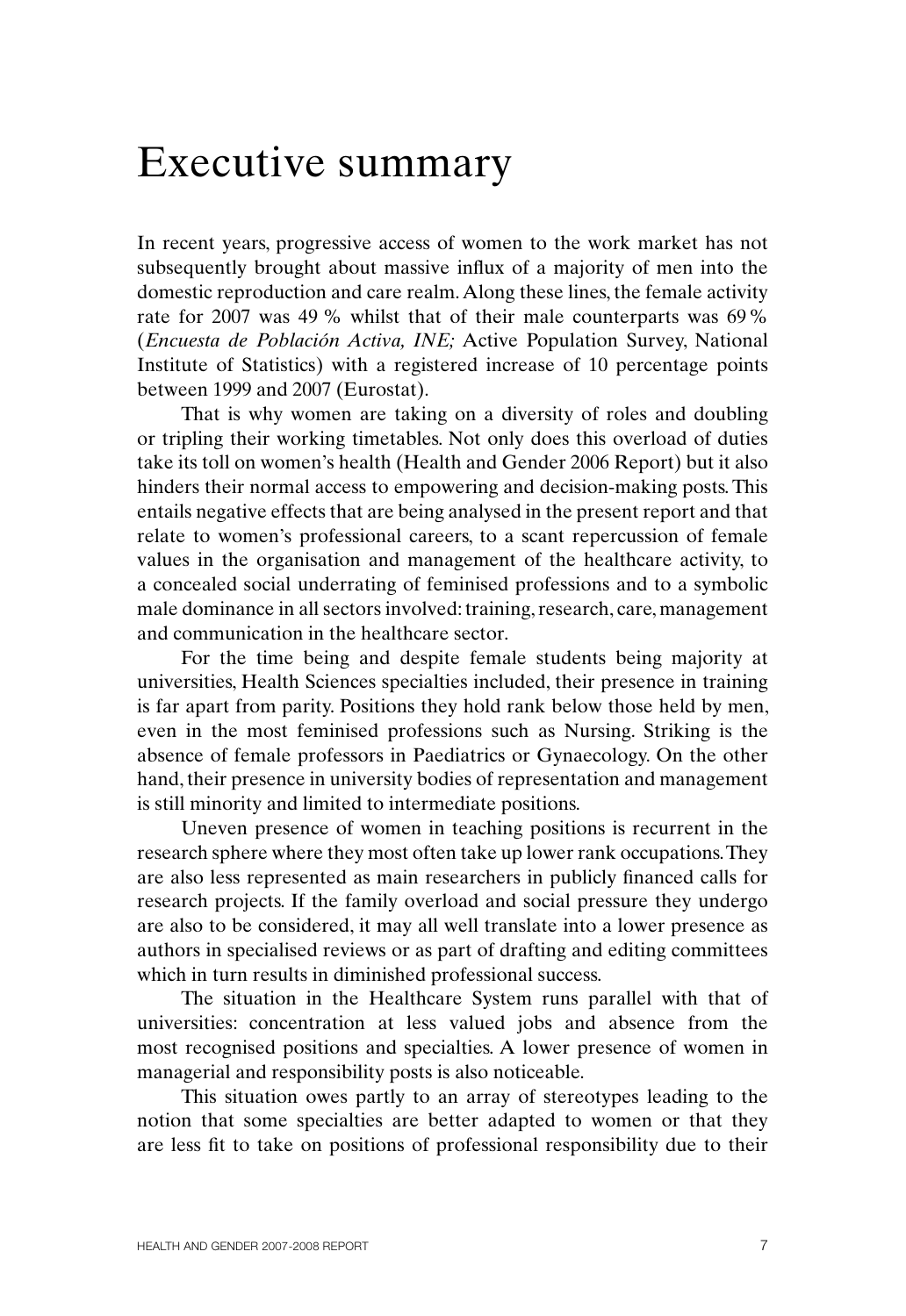# Executive summary

In recent years, progressive access of women to the work market has not subsequently brought about massive influx of a majority of men into the domestic reproduction and care realm. Along these lines, the female activity rate for 2007 was 49 % whilst that of their male counterparts was 69 % (*Encuesta de Población Activa, INE;* Active Population Survey, National Institute of Statistics) with a registered increase of 10 percentage points between 1999 and 2007 (Eurostat).

That is why women are taking on a diversity of roles and doubling or tripling their working timetables. Not only does this overload of duties take its toll on women's health (Health and Gender 2006 Report) but it also hinders their normal access to empowering and decision-making posts. This entails negative effects that are being analysed in the present report and that relate to women's professional careers, to a scant repercussion of female values in the organisation and management of the healthcare activity, to a concealed social underrating of feminised professions and to a symbolic male dominance in all sectors involved: training, research, care, management and communication in the healthcare sector.

For the time being and despite female students being majority at universities, Health Sciences specialties included, their presence in training is far apart from parity. Positions they hold rank below those held by men, even in the most feminised professions such as Nursing. Striking is the absence of female professors in Paediatrics or Gynaecology. On the other hand, their presence in university bodies of representation and management is still minority and limited to intermediate positions.

Uneven presence of women in teaching positions is recurrent in the research sphere where they most often take up lower rank occupations. They are also less represented as main researchers in publicly financed calls for research projects. If the family overload and social pressure they undergo are also to be considered, it may all well translate into a lower presence as authors in specialised reviews or as part of drafting and editing committees which in turn results in diminished professional success.

The situation in the Healthcare System runs parallel with that of universities: concentration at less valued jobs and absence from the most recognised positions and specialties. A lower presence of women in managerial and responsibility posts is also noticeable.

This situation owes partly to an array of stereotypes leading to the notion that some specialties are better adapted to women or that they are less fit to take on positions of professional responsibility due to their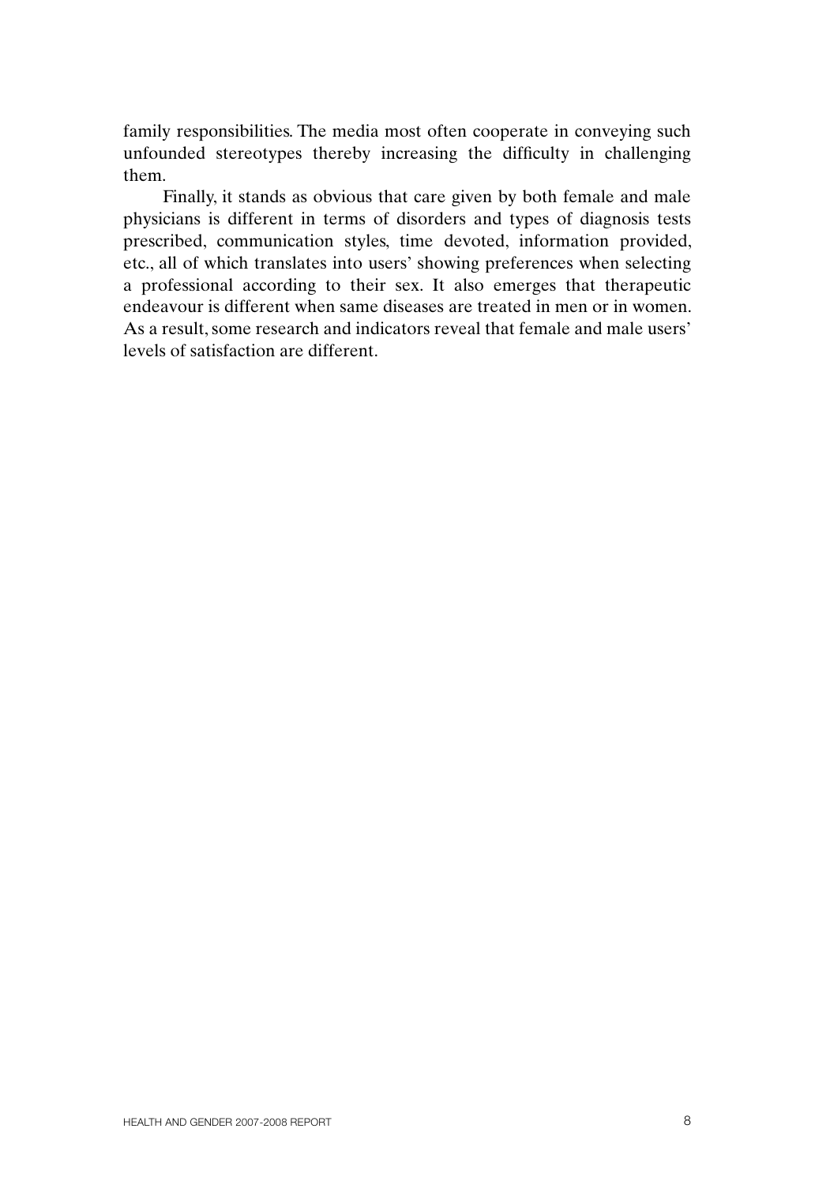family responsibilities. The media most often cooperate in conveying such unfounded stereotypes thereby increasing the difficulty in challenging them.

Finally, it stands as obvious that care given by both female and male physicians is different in terms of disorders and types of diagnosis tests prescribed, communication styles, time devoted, information provided, etc., all of which translates into users' showing preferences when selecting a professional according to their sex. It also emerges that therapeutic endeavour is different when same diseases are treated in men or in women. As a result, some research and indicators reveal that female and male users' levels of satisfaction are different.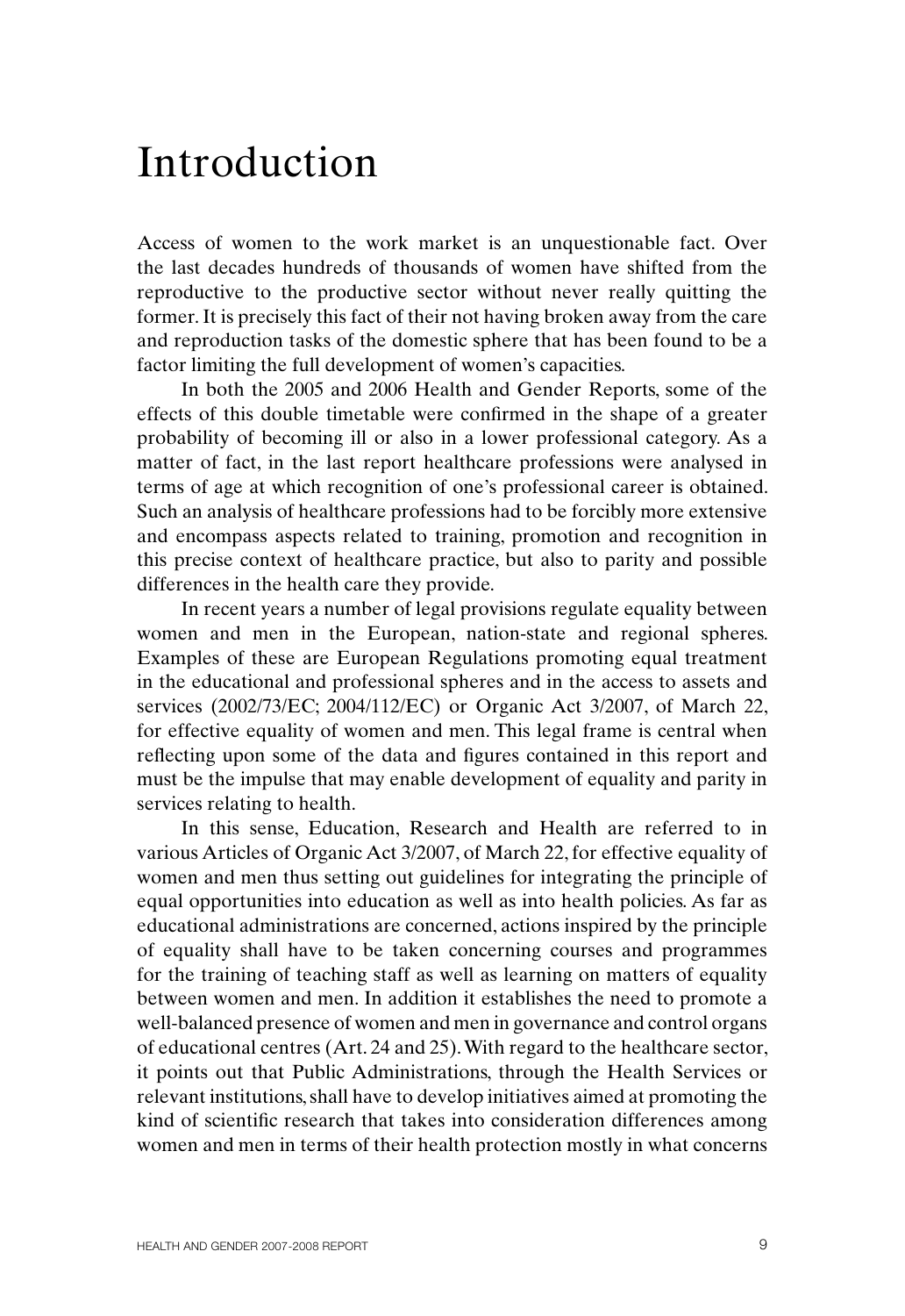# Introduction

Access of women to the work market is an unquestionable fact. Over the last decades hundreds of thousands of women have shifted from the reproductive to the productive sector without never really quitting the former. It is precisely this fact of their not having broken away from the care and reproduction tasks of the domestic sphere that has been found to be a factor limiting the full development of women's capacities.

In both the 2005 and 2006 Health and Gender Reports, some of the effects of this double timetable were confirmed in the shape of a greater probability of becoming ill or also in a lower professional category. As a matter of fact, in the last report healthcare professions were analysed in terms of age at which recognition of one's professional career is obtained. Such an analysis of healthcare professions had to be forcibly more extensive and encompass aspects related to training, promotion and recognition in this precise context of healthcare practice, but also to parity and possible differences in the health care they provide.

In recent years a number of legal provisions regulate equality between women and men in the European, nation-state and regional spheres. Examples of these are European Regulations promoting equal treatment in the educational and professional spheres and in the access to assets and services (2002/73/EC; 2004/112/EC) or Organic Act 3/2007, of March 22, for effective equality of women and men. This legal frame is central when reflecting upon some of the data and figures contained in this report and must be the impulse that may enable development of equality and parity in services relating to health.

In this sense, Education, Research and Health are referred to in various Articles of Organic Act 3/2007, of March 22, for effective equality of women and men thus setting out guidelines for integrating the principle of equal opportunities into education as well as into health policies. As far as educational administrations are concerned, actions inspired by the principle of equality shall have to be taken concerning courses and programmes for the training of teaching staff as well as learning on matters of equality between women and men. In addition it establishes the need to promote a well-balanced presence of women and men in governance and control organs of educational centres (Art. 24 and 25). With regard to the healthcare sector, it points out that Public Administrations, through the Health Services or relevant institutions, shall have to develop initiatives aimed at promoting the kind of scientific research that takes into consideration differences among women and men in terms of their health protection mostly in what concerns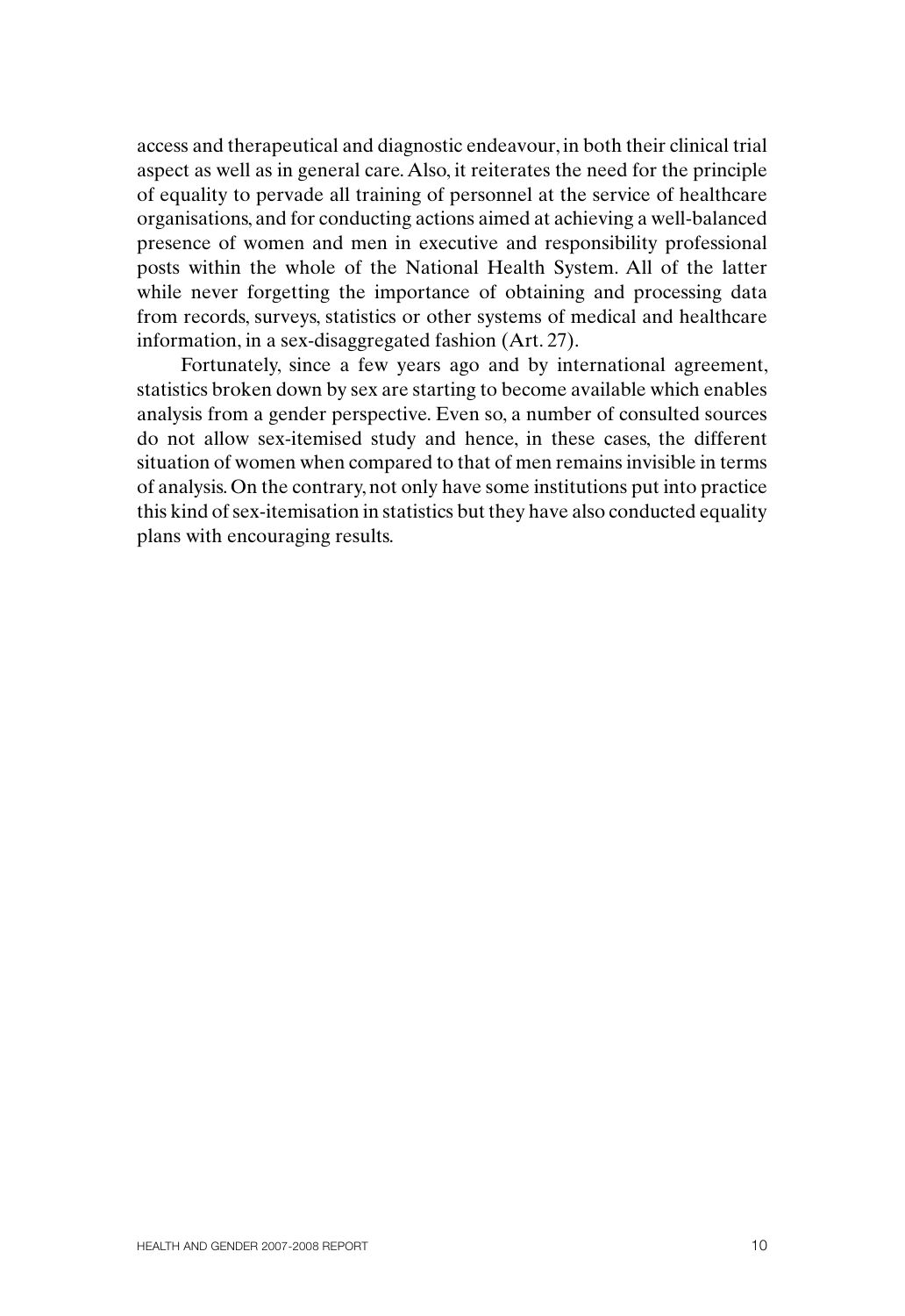access and therapeutical and diagnostic endeavour, in both their clinical trial aspect as well as in general care. Also, it reiterates the need for the principle of equality to pervade all training of personnel at the service of healthcare organisations, and for conducting actions aimed at achieving a well-balanced presence of women and men in executive and responsibility professional posts within the whole of the National Health System. All of the latter while never forgetting the importance of obtaining and processing data from records, surveys, statistics or other systems of medical and healthcare information, in a sex-disaggregated fashion (Art. 27).

Fortunately, since a few years ago and by international agreement, statistics broken down by sex are starting to become available which enables analysis from a gender perspective. Even so, a number of consulted sources do not allow sex-itemised study and hence, in these cases, the different situation of women when compared to that of men remains invisible in terms of analysis. On the contrary, not only have some institutions put into practice this kind of sex-itemisation in statistics but they have also conducted equality plans with encouraging results.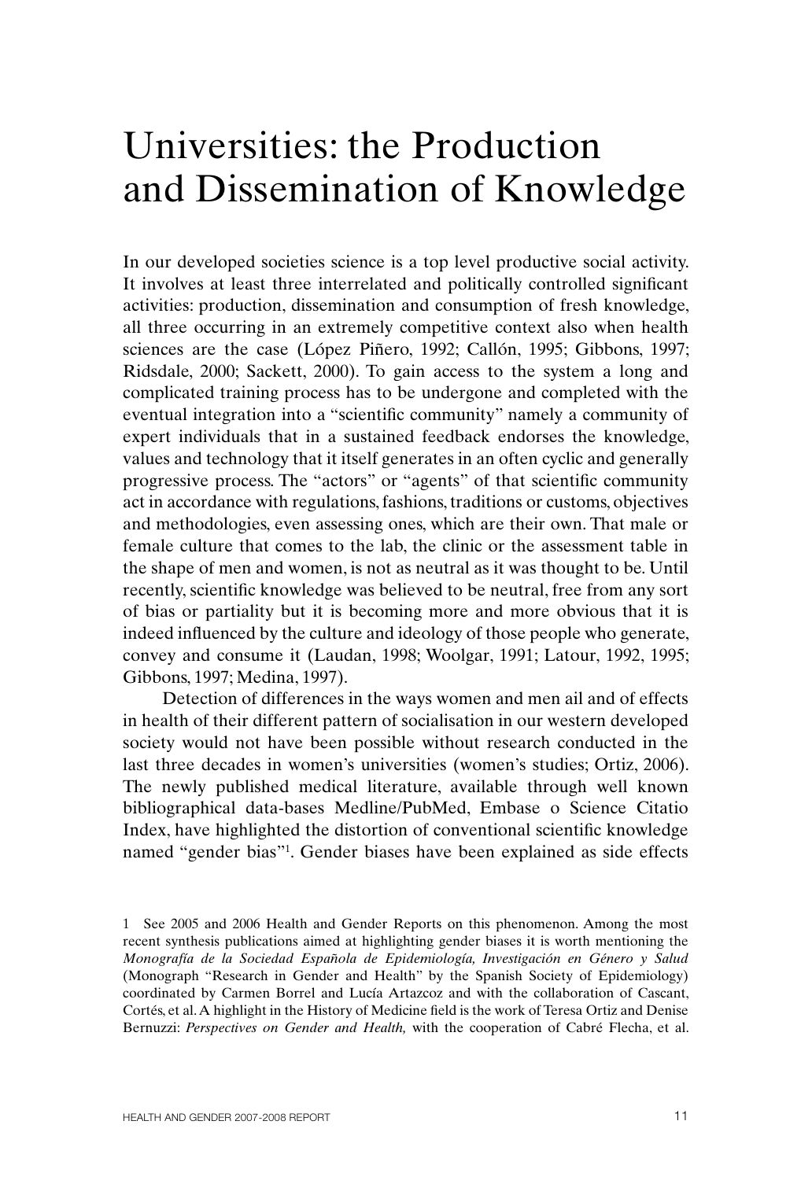# Universities: the Production and Dissemination of Knowledge

In our developed societies science is a top level productive social activity. It involves at least three interrelated and politically controlled significant activities: production, dissemination and consumption of fresh knowledge, all three occurring in an extremely competitive context also when health sciences are the case (López Piñero, 1992; Callón, 1995; Gibbons, 1997; Ridsdale, 2000; Sackett, 2000). To gain access to the system a long and complicated training process has to be undergone and completed with the eventual integration into a "scientific community" namely a community of expert individuals that in a sustained feedback endorses the knowledge, values and technology that it itself generates in an often cyclic and generally progressive process. The "actors" or "agents" of that scientific community act in accordance with regulations, fashions, traditions or customs, objectives and methodologies, even assessing ones, which are their own. That male or female culture that comes to the lab, the clinic or the assessment table in the shape of men and women, is not as neutral as it was thought to be. Until recently, scientific knowledge was believed to be neutral, free from any sort of bias or partiality but it is becoming more and more obvious that it is indeed influenced by the culture and ideology of those people who generate, convey and consume it (Laudan, 1998; Woolgar, 1991; Latour, 1992, 1995; Gibbons, 1997; Medina, 1997).

Detection of differences in the ways women and men ail and of effects in health of their different pattern of socialisation in our western developed society would not have been possible without research conducted in the last three decades in women's universities (women's studies; Ortiz, 2006). The newly published medical literature, available through well known bibliographical data-bases Medline/PubMed, Embase o Science Citatio Index, have highlighted the distortion of conventional scientific knowledge named "gender bias"[1]. Gender biases have been explained as side effects

[1] See 2005 and 2006 Health and Gender Reports on this phenomenon. Among the most recent synthesis publications aimed at highlighting gender biases it is worth mentioning the *Monografía de la Sociedad Española de Epidemiología, Investigación en Género y Salud* (Monograph "Research in Gender and Health" by the Spanish Society of Epidemiology) coordinated by Carmen Borrel and Lucía Artazcoz and with the collaboration of Cascant, Cortés, et al. A highlight in the History of Medicine field is the work of Teresa Ortiz and Denise Bernuzzi: *Perspectives on Gender and Health,* with the cooperation of Cabré Flecha, et al.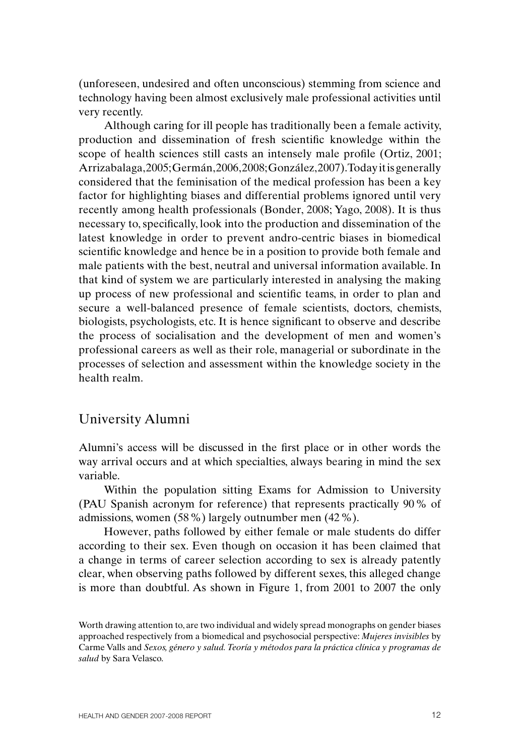(unforeseen, undesired and often unconscious) stemming from science and technology having been almost exclusively male professional activities until very recently.

Although caring for ill people has traditionally been a female activity, production and dissemination of fresh scientific knowledge within the scope of health sciences still casts an intensely male profile (Ortiz, 2001; Arrizabalaga, 2005; Germán, 2006, 2008; González, 2007). Today it is generally considered that the feminisation of the medical profession has been a key factor for highlighting biases and differential problems ignored until very recently among health professionals (Bonder, 2008; Yago, 2008). It is thus necessary to, specifically, look into the production and dissemination of the latest knowledge in order to prevent andro-centric biases in biomedical scientific knowledge and hence be in a position to provide both female and male patients with the best, neutral and universal information available. In that kind of system we are particularly interested in analysing the making up process of new professional and scientific teams, in order to plan and secure a well-balanced presence of female scientists, doctors, chemists, biologists, psychologists, etc. It is hence significant to observe and describe the process of socialisation and the development of men and women's professional careers as well as their role, managerial or subordinate in the processes of selection and assessment within the knowledge society in the health realm.

## University Alumni

Alumni's access will be discussed in the first place or in other words the way arrival occurs and at which specialties, always bearing in mind the sex variable.

Within the population sitting Exams for Admission to University (PAU Spanish acronym for reference) that represents practically 90 % of admissions, women (58 %) largely outnumber men (42 %).

However, paths followed by either female or male students do differ according to their sex. Even though on occasion it has been claimed that a change in terms of career selection according to sex is already patently clear, when observing paths followed by different sexes, this alleged change is more than doubtful. As shown in Figure 1, from 2001 to 2007 the only

Worth drawing attention to, are two individual and widely spread monographs on gender biases approached respectively from a biomedical and psychosocial perspective: *Mujeres invisibles* by Carme Valls and *Sexos, género y salud. Teoría y métodos para la práctica clínica y programas de salud* by Sara Velasco.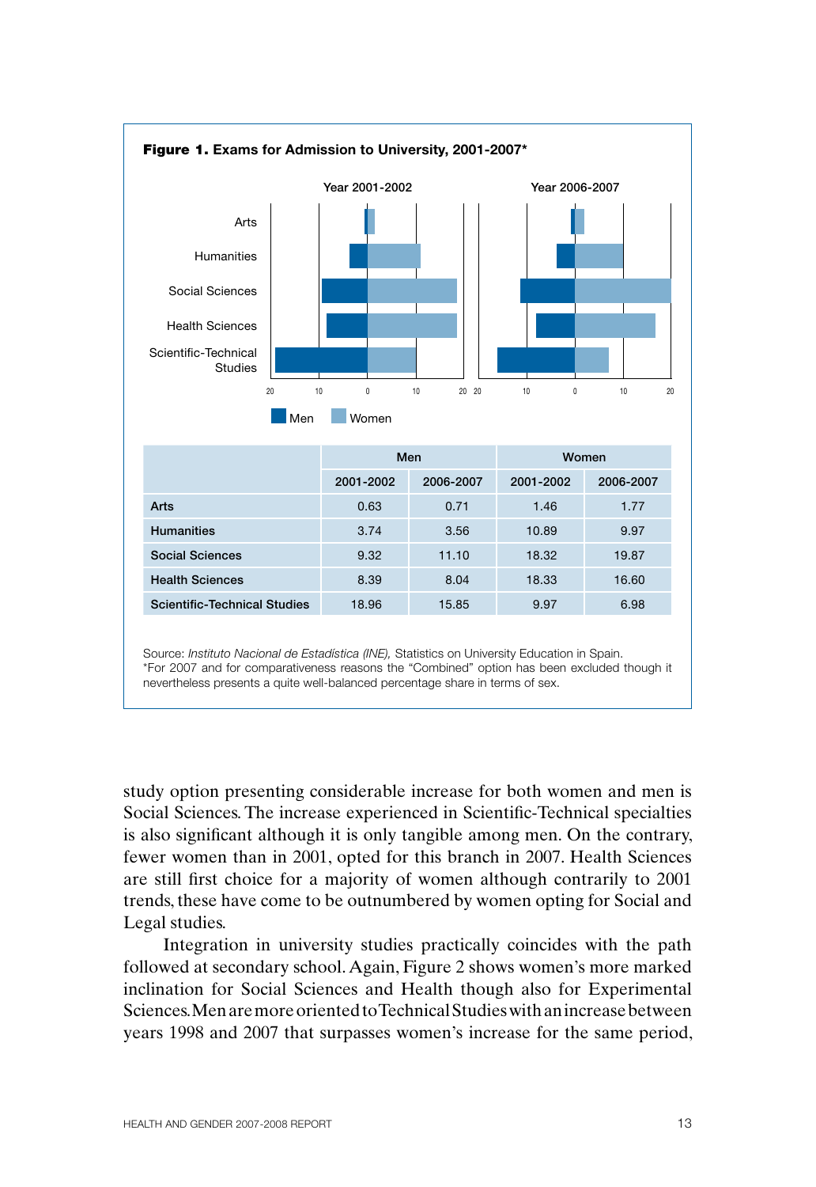**Figure 1.** Exams for Admission to University, 2001-2007*

|  | Men |  | Women |  |
|---|---|---|---|---|
|  | 2001-2002 | 2006-2007 | 2001-2002 | 2006-2007 |
| **Arts** | 0.63 | 0.71 | 1.46 | 1.77 |
| **Humanities** | 3.74 | 3.56 | 10.89 | 9.97 |
| **Social Sciences** | 9.32 | 11.10 | 18.32 | 19.87 |
| **Health Sciences** | 8.39 | 8.04 | 18.33 | 16.60 |
| **Scientific-Technical Studies** | 18.96 | 15.85 | 9.97 | 6.98 |

Source: *Instituto Nacional de Estadística (INE),* Statistics on University Education in Spain.
*For 2007 and for comparativeness reasons the "Combined" option has been excluded though it nevertheless presents a quite well-balanced percentage share in terms of sex.

study option presenting considerable increase for both women and men is Social Sciences. The increase experienced in Scientific-Technical specialties is also significant although it is only tangible among men. On the contrary, fewer women than in 2001, opted for this branch in 2007. Health Sciences are still first choice for a majority of women although contrarily to 2001 trends, these have come to be outnumbered by women opting for Social and Legal studies.

Integration in university studies practically coincides with the path followed at secondary school. Again, Figure 2 shows women's more marked inclination for Social Sciences and Health though also for Experimental Sciences. Men are more oriented to Technical Studies with an increase between years 1998 and 2007 that surpasses women's increase for the same period,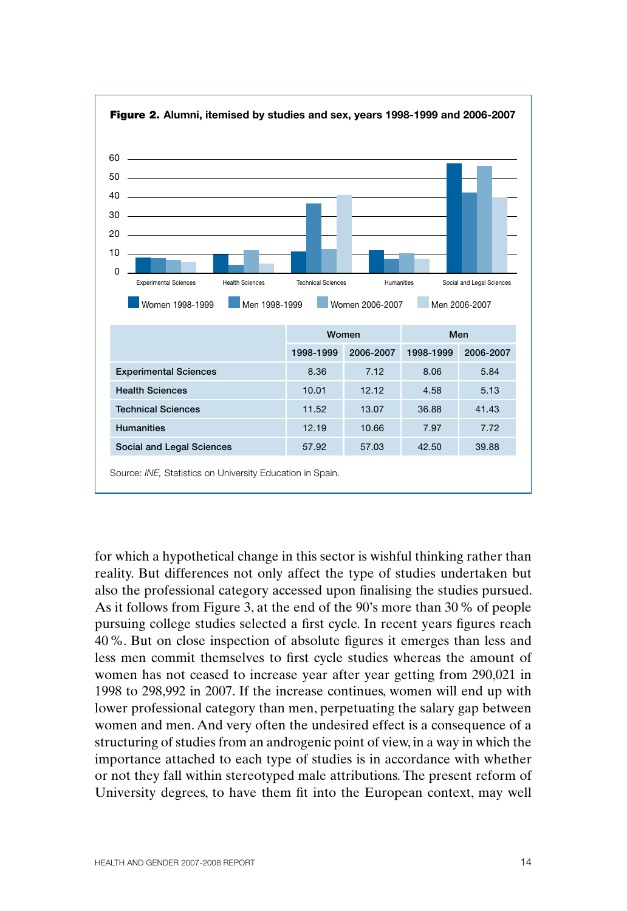**Figure 2.** **Alumni, itemised by studies and sex, years 1998-1999 and 2006-2007**

| | Women | | Men | |
|---|---|---|---|---|
| | 1998-1999 | 2006-2007 | 1998-1999 | 2006-2007 |
| **Experimental Sciences** | 8.36 | 7.12 | 8.06 | 5.84 |
| **Health Sciences** | 10.01 | 12.12 | 4.58 | 5.13 |
| **Technical Sciences** | 11.52 | 13.07 | 36.88 | 41.43 |
| **Humanities** | 12.19 | 10.66 | 7.97 | 7.72 |
| **Social and Legal Sciences** | 57.92 | 57.03 | 42.50 | 39.88 |

Source: *INE,* Statistics on University Education in Spain.

for which a hypothetical change in this sector is wishful thinking rather than reality. But differences not only affect the type of studies undertaken but also the professional category accessed upon finalising the studies pursued. As it follows from Figure 3, at the end of the 90's more than 30 % of people pursuing college studies selected a first cycle. In recent years figures reach 40 %. But on close inspection of absolute figures it emerges than less and less men commit themselves to first cycle studies whereas the amount of women has not ceased to increase year after year getting from 290,021 in 1998 to 298,992 in 2007. If the increase continues, women will end up with lower professional category than men, perpetuating the salary gap between women and men. And very often the undesired effect is a consequence of a structuring of studies from an androgenic point of view, in a way in which the importance attached to each type of studies is in accordance with whether or not they fall within stereotyped male attributions. The present reform of University degrees, to have them fit into the European context, may well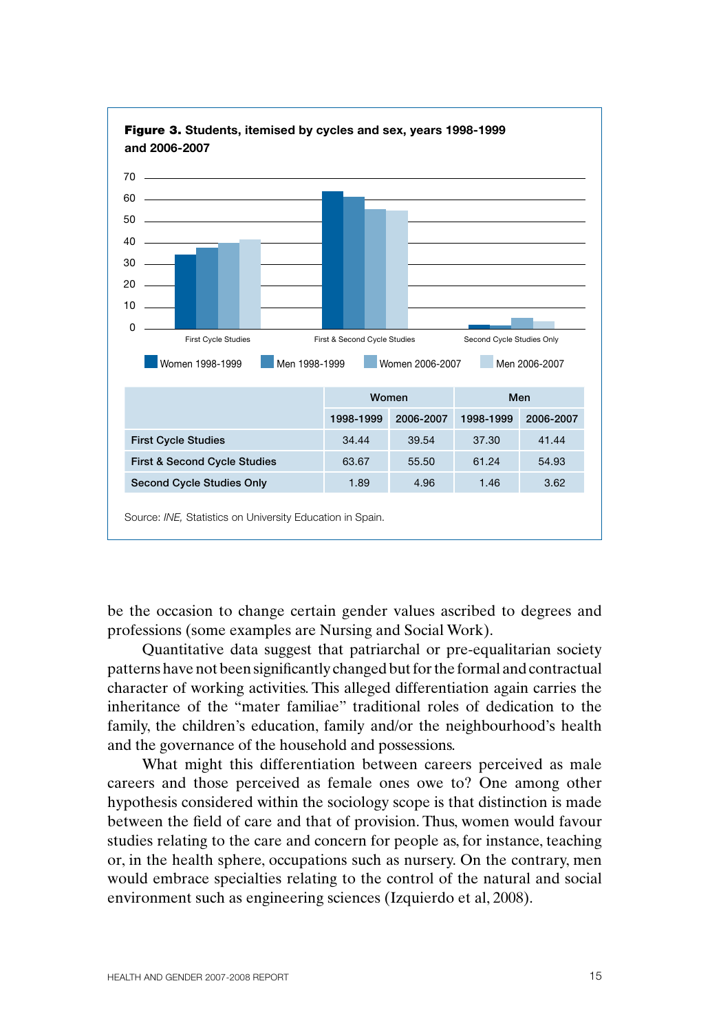**Figure 3.** Students, itemised by cycles and sex, years 1998-1999 and 2006-2007

| | Women | | Men | |
|---|---|---|---|---|
| | 1998-1999 | 2006-2007 | 1998-1999 | 2006-2007 |
| First Cycle Studies | 34.44 | 39.54 | 37.30 | 41.44 |
| First & Second Cycle Studies | 63.67 | 55.50 | 61.24 | 54.93 |
| Second Cycle Studies Only | 1.89 | 4.96 | 1.46 | 3.62 |

Source: *INE,* Statistics on University Education in Spain.

be the occasion to change certain gender values ascribed to degrees and professions (some examples are Nursing and Social Work).

Quantitative data suggest that patriarchal or pre-equalitarian society patterns have not been significantly changed but for the formal and contractual character of working activities. This alleged differentiation again carries the inheritance of the "mater familiae" traditional roles of dedication to the family, the children's education, family and/or the neighbourhood's health and the governance of the household and possessions.

What might this differentiation between careers perceived as male careers and those perceived as female ones owe to? One among other hypothesis considered within the sociology scope is that distinction is made between the field of care and that of provision. Thus, women would favour studies relating to the care and concern for people as, for instance, teaching or, in the health sphere, occupations such as nursery. On the contrary, men would embrace specialties relating to the control of the natural and social environment such as engineering sciences (Izquierdo et al, 2008).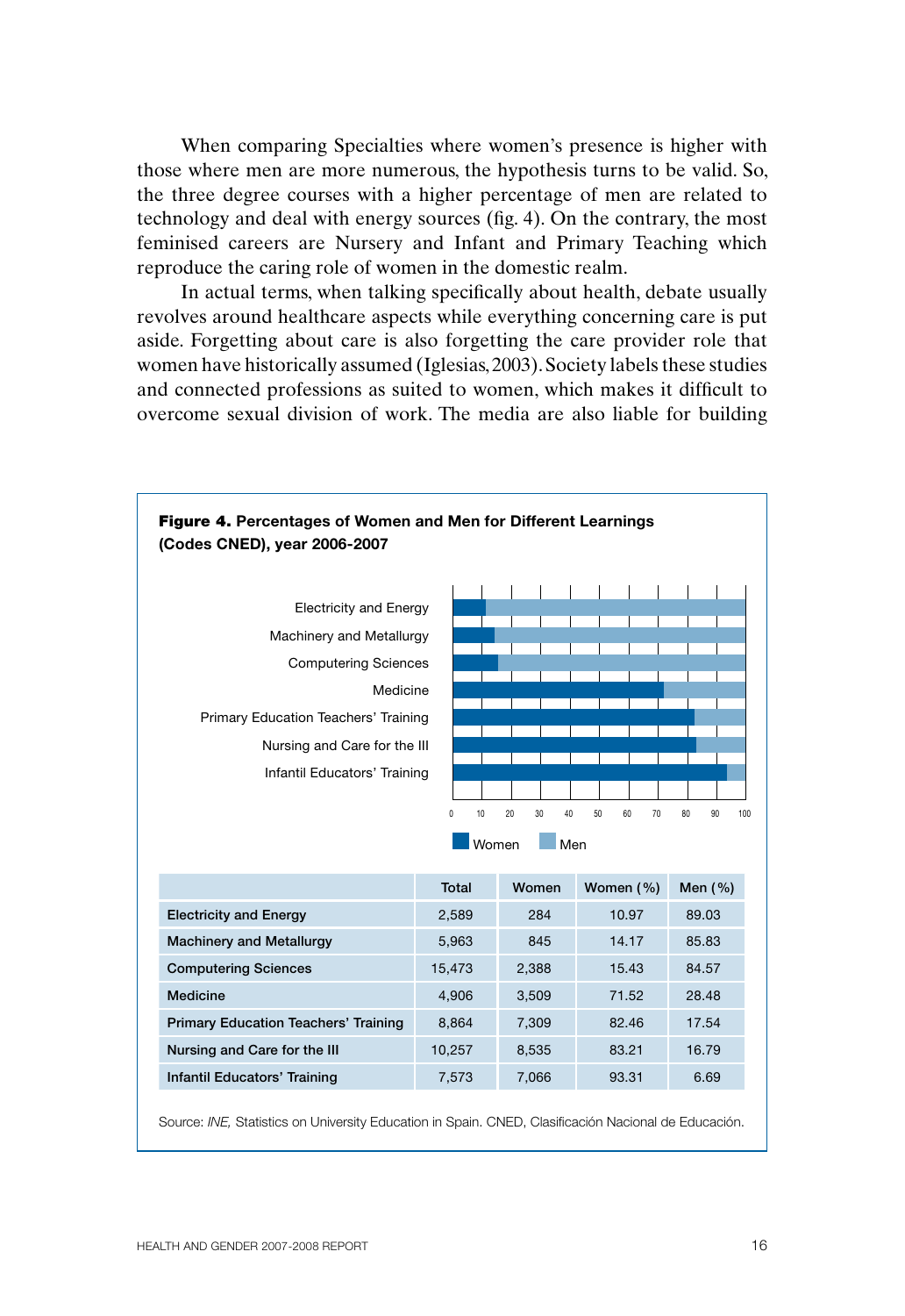When comparing Specialties where women's presence is higher with those where men are more numerous, the hypothesis turns to be valid. So, the three degree courses with a higher percentage of men are related to technology and deal with energy sources (fig. 4). On the contrary, the most feminised careers are Nursery and Infant and Primary Teaching which reproduce the caring role of women in the domestic realm.

In actual terms, when talking specifically about health, debate usually revolves around healthcare aspects while everything concerning care is put aside. Forgetting about care is also forgetting the care provider role that women have historically assumed (Iglesias, 2003). Society labels these studies and connected professions as suited to women, which makes it difficult to overcome sexual division of work. The media are also liable for building

**Figure 4.** **Percentages of Women and Men for Different Learnings (Codes CNED), year 2006-2007**

| | Total | Women | Women (%) | Men (%) |
|---|---|---|---|---|
| Electricity and Energy | 2,589 | 284 | 10.97 | 89.03 |
| Machinery and Metallurgy | 5,963 | 845 | 14.17 | 85.83 |
| Computering Sciences | 15,473 | 2,388 | 15.43 | 84.57 |
| Medicine | 4,906 | 3,509 | 71.52 | 28.48 |
| Primary Education Teachers' Training | 8,864 | 7,309 | 82.46 | 17.54 |
| Nursing and Care for the Ill | 10,257 | 8,535 | 83.21 | 16.79 |
| Infantil Educators' Training | 7,573 | 7,066 | 93.31 | 6.69 |

Source: *INE,* Statistics on University Education in Spain. CNED, Clasificación Nacional de Educación.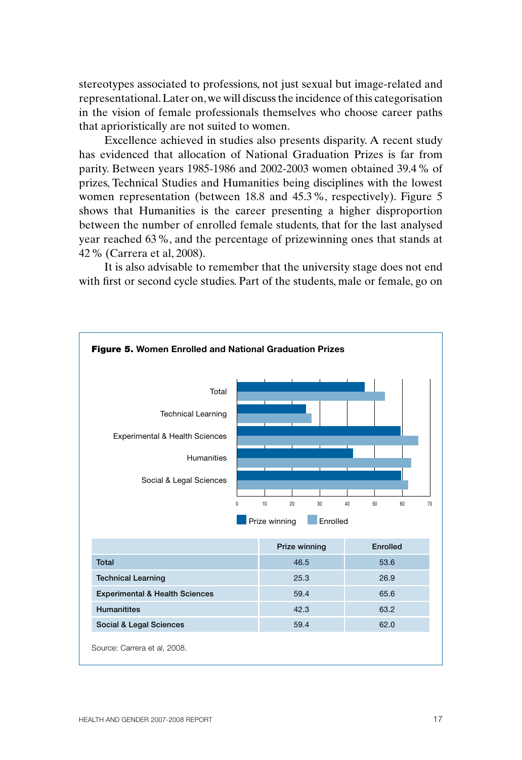stereotypes associated to professions, not just sexual but image-related and representational. Later on, we will discuss the incidence of this categorisation in the vision of female professionals themselves who choose career paths that aprioristically are not suited to women.

Excellence achieved in studies also presents disparity. A recent study has evidenced that allocation of National Graduation Prizes is far from parity. Between years 1985-1986 and 2002-2003 women obtained 39.4 % of prizes, Technical Studies and Humanities being disciplines with the lowest women representation (between 18.8 and 45.3 %, respectively). Figure 5 shows that Humanities is the career presenting a higher disproportion between the number of enrolled female students, that for the last analysed year reached 63 %, and the percentage of prizewinning ones that stands at 42 % (Carrera et al, 2008).

It is also advisable to remember that the university stage does not end with first or second cycle studies. Part of the students, male or female, go on

**Figure 5.** Women Enrolled and National Graduation Prizes

| | Prize winning | Enrolled |
|---|---|---|
| **Total** | 46.5 | 53.6 |
| **Technical Learning** | 25.3 | 26.9 |
| **Experimental & Health Sciences** | 59.4 | 65.6 |
| **Humanitites** | 42.3 | 63.2 |
| **Social & Legal Sciences** | 59.4 | 62.0 |

Source: Carrera et al, 2008.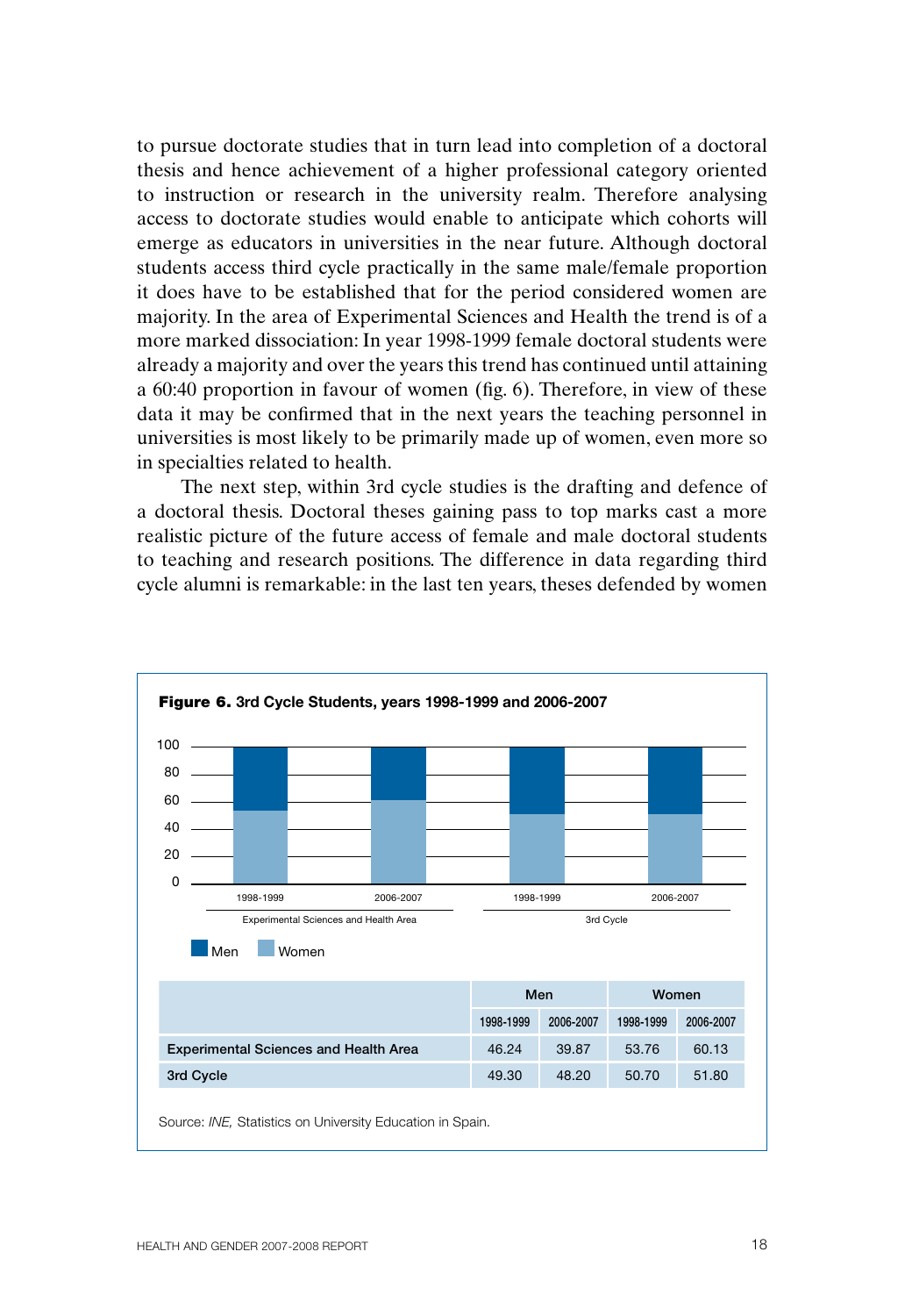to pursue doctorate studies that in turn lead into completion of a doctoral thesis and hence achievement of a higher professional category oriented to instruction or research in the university realm. Therefore analysing access to doctorate studies would enable to anticipate which cohorts will emerge as educators in universities in the near future. Although doctoral students access third cycle practically in the same male/female proportion it does have to be established that for the period considered women are majority. In the area of Experimental Sciences and Health the trend is of a more marked dissociation: In year 1998-1999 female doctoral students were already a majority and over the years this trend has continued until attaining a 60:40 proportion in favour of women (fig. 6). Therefore, in view of these data it may be confirmed that in the next years the teaching personnel in universities is most likely to be primarily made up of women, even more so in specialties related to health.

The next step, within 3rd cycle studies is the drafting and defence of a doctoral thesis. Doctoral theses gaining pass to top marks cast a more realistic picture of the future access of female and male doctoral students to teaching and research positions. The difference in data regarding third cycle alumni is remarkable: in the last ten years, theses defended by women

**Figure 6.** 3rd Cycle Students, years 1998-1999 and 2006-2007

| | Men | | Women | |
|---|---|---|---|---|
| | 1998-1999 | 2006-2007 | 1998-1999 | 2006-2007 |
| Experimental Sciences and Health Area | 46.24 | 39.87 | 53.76 | 60.13 |
| 3rd Cycle | 49.30 | 48.20 | 50.70 | 51.80 |

Source: *INE,* Statistics on University Education in Spain.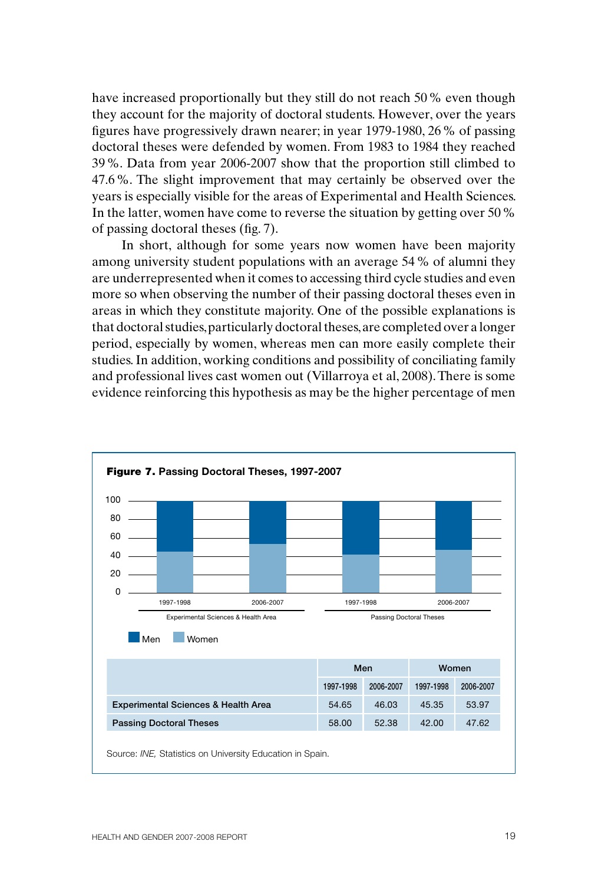have increased proportionally but they still do not reach 50 % even though they account for the majority of doctoral students. However, over the years figures have progressively drawn nearer; in year 1979-1980, 26 % of passing doctoral theses were defended by women. From 1983 to 1984 they reached 39 %. Data from year 2006-2007 show that the proportion still climbed to 47.6 %. The slight improvement that may certainly be observed over the years is especially visible for the areas of Experimental and Health Sciences. In the latter, women have come to reverse the situation by getting over 50 % of passing doctoral theses (fig. 7).

In short, although for some years now women have been majority among university student populations with an average 54 % of alumni they are underrepresented when it comes to accessing third cycle studies and even more so when observing the number of their passing doctoral theses even in areas in which they constitute majority. One of the possible explanations is that doctoral studies, particularly doctoral theses, are completed over a longer period, especially by women, whereas men can more easily complete their studies. In addition, working conditions and possibility of conciliating family and professional lives cast women out (Villarroya et al, 2008). There is some evidence reinforcing this hypothesis as may be the higher percentage of men

**Figure 7.** **Passing Doctoral Theses, 1997-2007**

| | Men | | Women | |
|---|---|---|---|---|
| | 1997-1998 | 2006-2007 | 1997-1998 | 2006-2007 |
| **Experimental Sciences & Health Area** | 54.65 | 46.03 | 45.35 | 53.97 |
| **Passing Doctoral Theses** | 58.00 | 52.38 | 42.00 | 47.62 |

Source: *INE,* Statistics on University Education in Spain.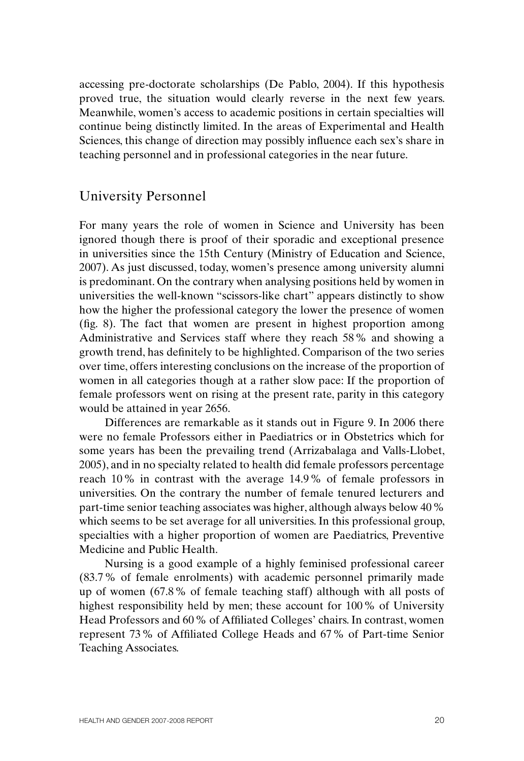accessing pre-doctorate scholarships (De Pablo, 2004). If this hypothesis proved true, the situation would clearly reverse in the next few years. Meanwhile, women's access to academic positions in certain specialties will continue being distinctly limited. In the areas of Experimental and Health Sciences, this change of direction may possibly influence each sex's share in teaching personnel and in professional categories in the near future.

## University Personnel

For many years the role of women in Science and University has been ignored though there is proof of their sporadic and exceptional presence in universities since the 15th Century (Ministry of Education and Science, 2007). As just discussed, today, women's presence among university alumni is predominant. On the contrary when analysing positions held by women in universities the well-known "scissors-like chart" appears distinctly to show how the higher the professional category the lower the presence of women (fig. 8). The fact that women are present in highest proportion among Administrative and Services staff where they reach 58 % and showing a growth trend, has definitely to be highlighted. Comparison of the two series over time, offers interesting conclusions on the increase of the proportion of women in all categories though at a rather slow pace: If the proportion of female professors went on rising at the present rate, parity in this category would be attained in year 2656.

Differences are remarkable as it stands out in Figure 9. In 2006 there were no female Professors either in Paediatrics or in Obstetrics which for some years has been the prevailing trend (Arrizabalaga and Valls-Llobet, 2005), and in no specialty related to health did female professors percentage reach 10 % in contrast with the average 14.9 % of female professors in universities. On the contrary the number of female tenured lecturers and part-time senior teaching associates was higher, although always below 40 % which seems to be set average for all universities. In this professional group, specialties with a higher proportion of women are Paediatrics, Preventive Medicine and Public Health.

Nursing is a good example of a highly feminised professional career (83.7 % of female enrolments) with academic personnel primarily made up of women (67.8 % of female teaching staff) although with all posts of highest responsibility held by men; these account for 100 % of University Head Professors and 60 % of Affiliated Colleges' chairs. In contrast, women represent 73 % of Affiliated College Heads and 67 % of Part-time Senior Teaching Associates.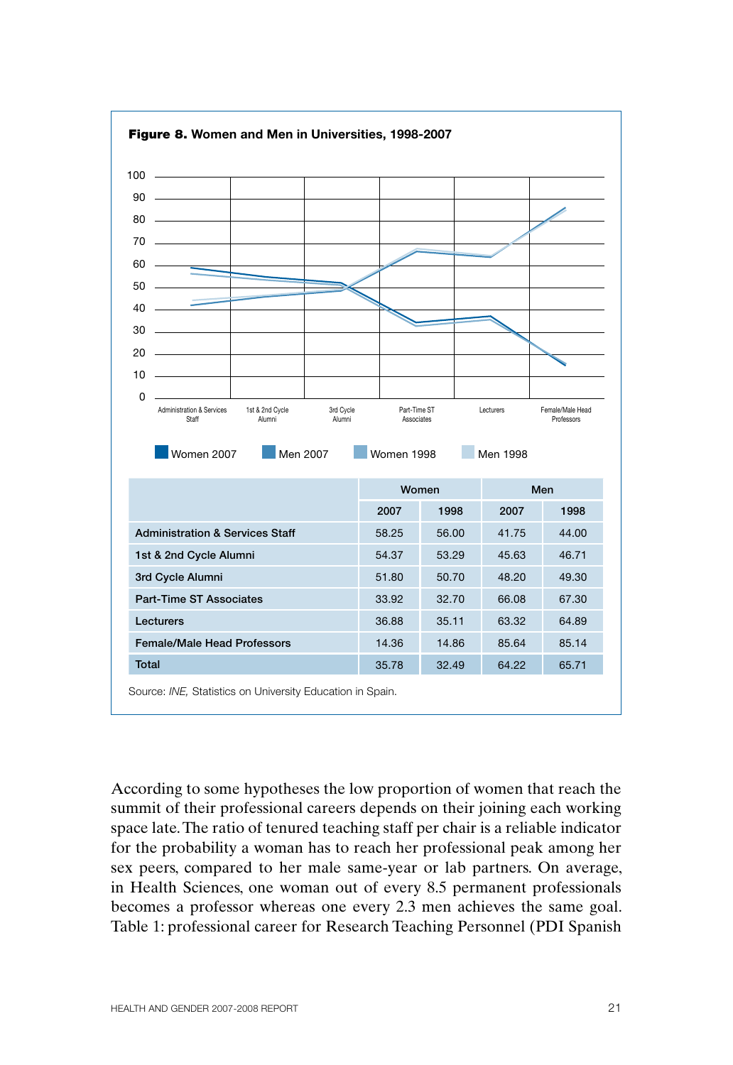**Figure 8.** Women and Men in Universities, 1998-2007

| | Women | | Men | |
|---|---|---|---|---|
| | 2007 | 1998 | 2007 | 1998 |
| Administration & Services Staff | 58.25 | 56.00 | 41.75 | 44.00 |
| 1st & 2nd Cycle Alumni | 54.37 | 53.29 | 45.63 | 46.71 |
| 3rd Cycle Alumni | 51.80 | 50.70 | 48.20 | 49.30 |
| Part-Time ST Associates | 33.92 | 32.70 | 66.08 | 67.30 |
| Lecturers | 36.88 | 35.11 | 63.32 | 64.89 |
| Female/Male Head Professors | 14.36 | 14.86 | 85.64 | 85.14 |
| Total | 35.78 | 32.49 | 64.22 | 65.71 |

Source: *INE,* Statistics on University Education in Spain.

According to some hypotheses the low proportion of women that reach the summit of their professional careers depends on their joining each working space late. The ratio of tenured teaching staff per chair is a reliable indicator for the probability a woman has to reach her professional peak among her sex peers, compared to her male same-year or lab partners. On average, in Health Sciences, one woman out of every 8.5 permanent professionals becomes a professor whereas one every 2.3 men achieves the same goal. Table 1: professional career for Research Teaching Personnel (PDI Spanish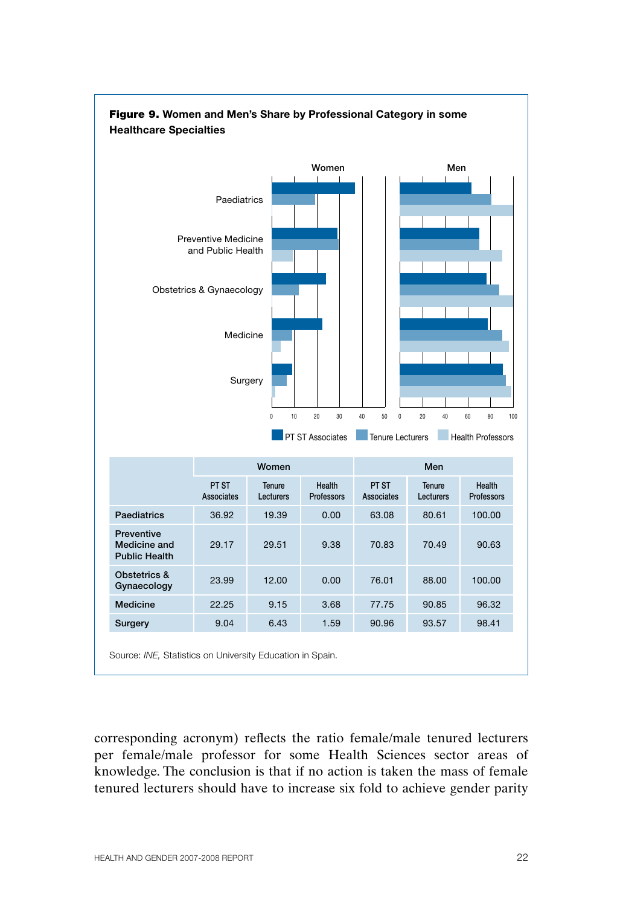**Figure 9.** **Women and Men's Share by Professional Category in some Healthcare Specialties**

| | Women | | | Men | | |
|---|---|---|---|---|---|---|
| | PT ST Associates | Tenure Lecturers | Health Professors | PT ST Associates | Tenure Lecturers | Health Professors |
| **Paediatrics** | 36.92 | 19.39 | 0.00 | 63.08 | 80.61 | 100.00 |
| **Preventive Medicine and Public Health** | 29.17 | 29.51 | 9.38 | 70.83 | 70.49 | 90.63 |
| **Obstetrics & Gynaecology** | 23.99 | 12.00 | 0.00 | 76.01 | 88.00 | 100.00 |
| **Medicine** | 22.25 | 9.15 | 3.68 | 77.75 | 90.85 | 96.32 |
| **Surgery** | 9.04 | 6.43 | 1.59 | 90.96 | 93.57 | 98.41 |

Source: *INE,* Statistics on University Education in Spain.

corresponding acronym) reflects the ratio female/male tenured lecturers per female/male professor for some Health Sciences sector areas of knowledge. The conclusion is that if no action is taken the mass of female tenured lecturers should have to increase six fold to achieve gender parity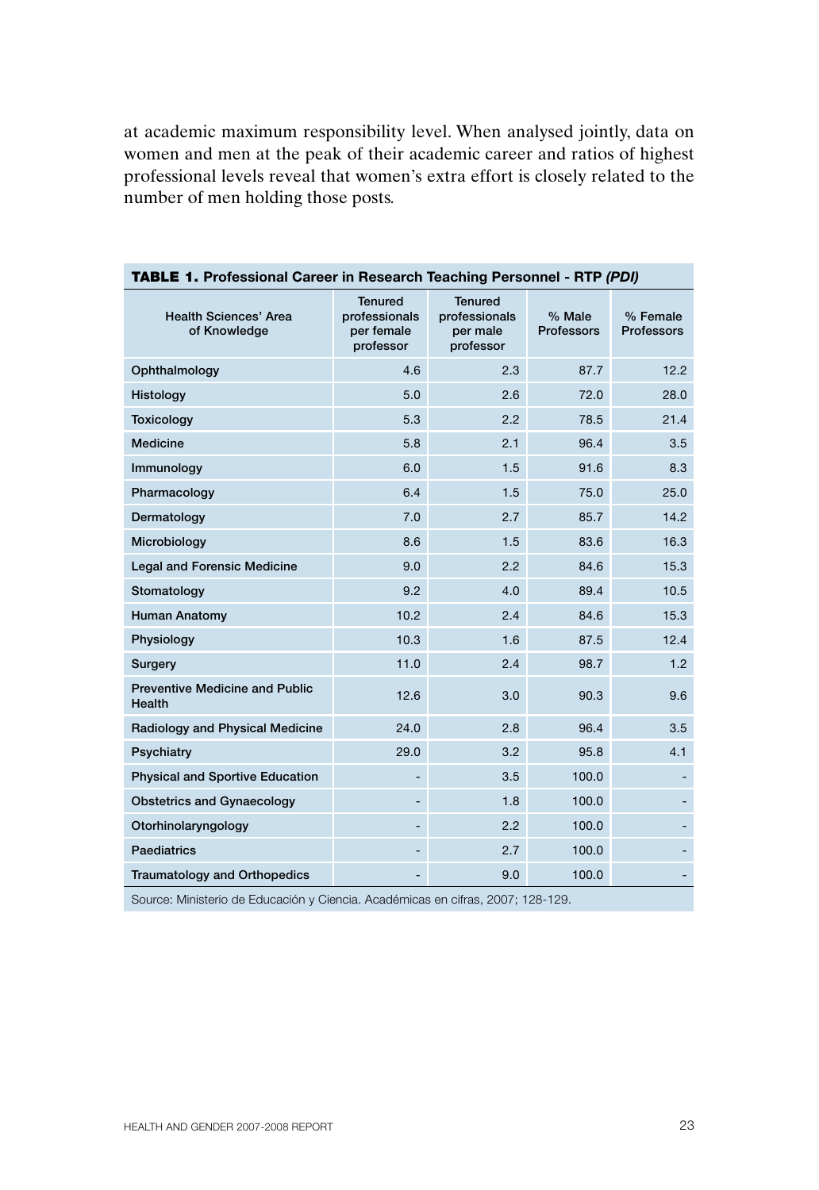at academic maximum responsibility level. When analysed jointly, data on women and men at the peak of their academic career and ratios of highest professional levels reveal that women's extra effort is closely related to the number of men holding those posts.

**TABLE 1.** **Professional Career in Research Teaching Personnel - RTP *(PDI)***

| Health Sciences' Area of Knowledge | Tenured professionals per female professor | Tenured professionals per male professor | % Male Professors | % Female Professors |
|---|---|---|---|---|
| Ophthalmology | 4.6 | 2.3 | 87.7 | 12.2 |
| Histology | 5.0 | 2.6 | 72.0 | 28.0 |
| Toxicology | 5.3 | 2.2 | 78.5 | 21.4 |
| Medicine | 5.8 | 2.1 | 96.4 | 3.5 |
| Immunology | 6.0 | 1.5 | 91.6 | 8.3 |
| Pharmacology | 6.4 | 1.5 | 75.0 | 25.0 |
| Dermatology | 7.0 | 2.7 | 85.7 | 14.2 |
| Microbiology | 8.6 | 1.5 | 83.6 | 16.3 |
| Legal and Forensic Medicine | 9.0 | 2.2 | 84.6 | 15.3 |
| Stomatology | 9.2 | 4.0 | 89.4 | 10.5 |
| Human Anatomy | 10.2 | 2.4 | 84.6 | 15.3 |
| Physiology | 10.3 | 1.6 | 87.5 | 12.4 |
| Surgery | 11.0 | 2.4 | 98.7 | 1.2 |
| Preventive Medicine and Public Health | 12.6 | 3.0 | 90.3 | 9.6 |
| Radiology and Physical Medicine | 24.0 | 2.8 | 96.4 | 3.5 |
| Psychiatry | 29.0 | 3.2 | 95.8 | 4.1 |
| Physical and Sportive Education | - | 3.5 | 100.0 | - |
| Obstetrics and Gynaecology | - | 1.8 | 100.0 | - |
| Otorhinolaryngology | - | 2.2 | 100.0 | - |
| Paediatrics | - | 2.7 | 100.0 | - |
| Traumatology and Orthopedics | - | 9.0 | 100.0 | - |

Source: Ministerio de Educación y Ciencia. Académicas en cifras, 2007; 128-129.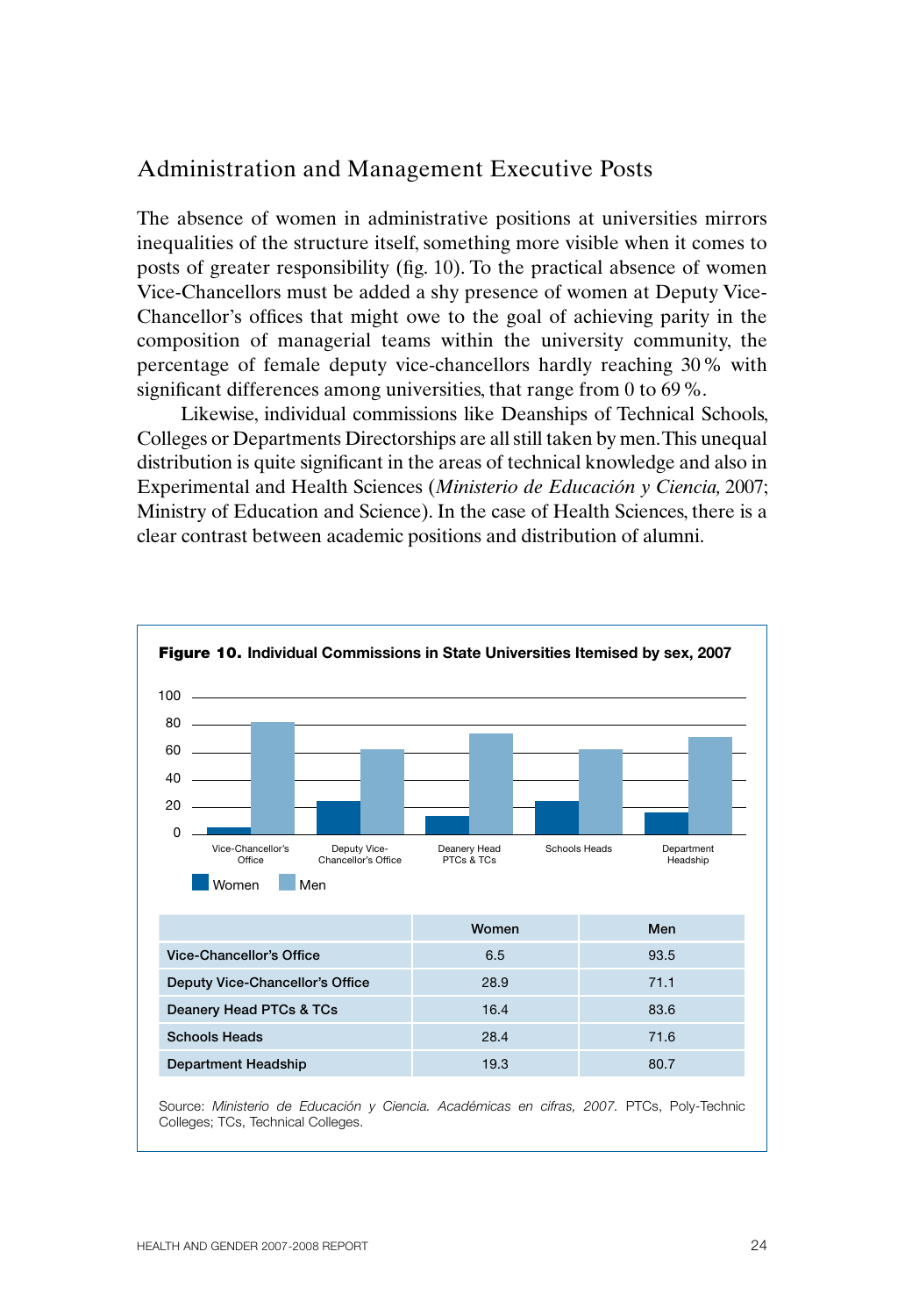## Administration and Management Executive Posts

The absence of women in administrative positions at universities mirrors inequalities of the structure itself, something more visible when it comes to posts of greater responsibility (fig. 10). To the practical absence of women Vice-Chancellors must be added a shy presence of women at Deputy Vice-Chancellor's offices that might owe to the goal of achieving parity in the composition of managerial teams within the university community, the percentage of female deputy vice-chancellors hardly reaching 30 % with significant differences among universities, that range from 0 to 69 %.

Likewise, individual commissions like Deanships of Technical Schools, Colleges or Departments Directorships are all still taken by men. This unequal distribution is quite significant in the areas of technical knowledge and also in Experimental and Health Sciences (*Ministerio de Educación y Ciencia,* 2007; Ministry of Education and Science). In the case of Health Sciences, there is a clear contrast between academic positions and distribution of alumni.

**Figure 10.** **Individual Commissions in State Universities Itemised by sex, 2007**

| | Women | Men |
|---|---|---|
| Vice-Chancellor's Office | 6.5 | 93.5 |
| Deputy Vice-Chancellor's Office | 28.9 | 71.1 |
| Deanery Head PTCs & TCs | 16.4 | 83.6 |
| Schools Heads | 28.4 | 71.6 |
| Department Headship | 19.3 | 80.7 |

Source: *Ministerio de Educación y Ciencia. Académicas en cifras, 2007.* PTCs, Poly-Technic Colleges; TCs, Technical Colleges.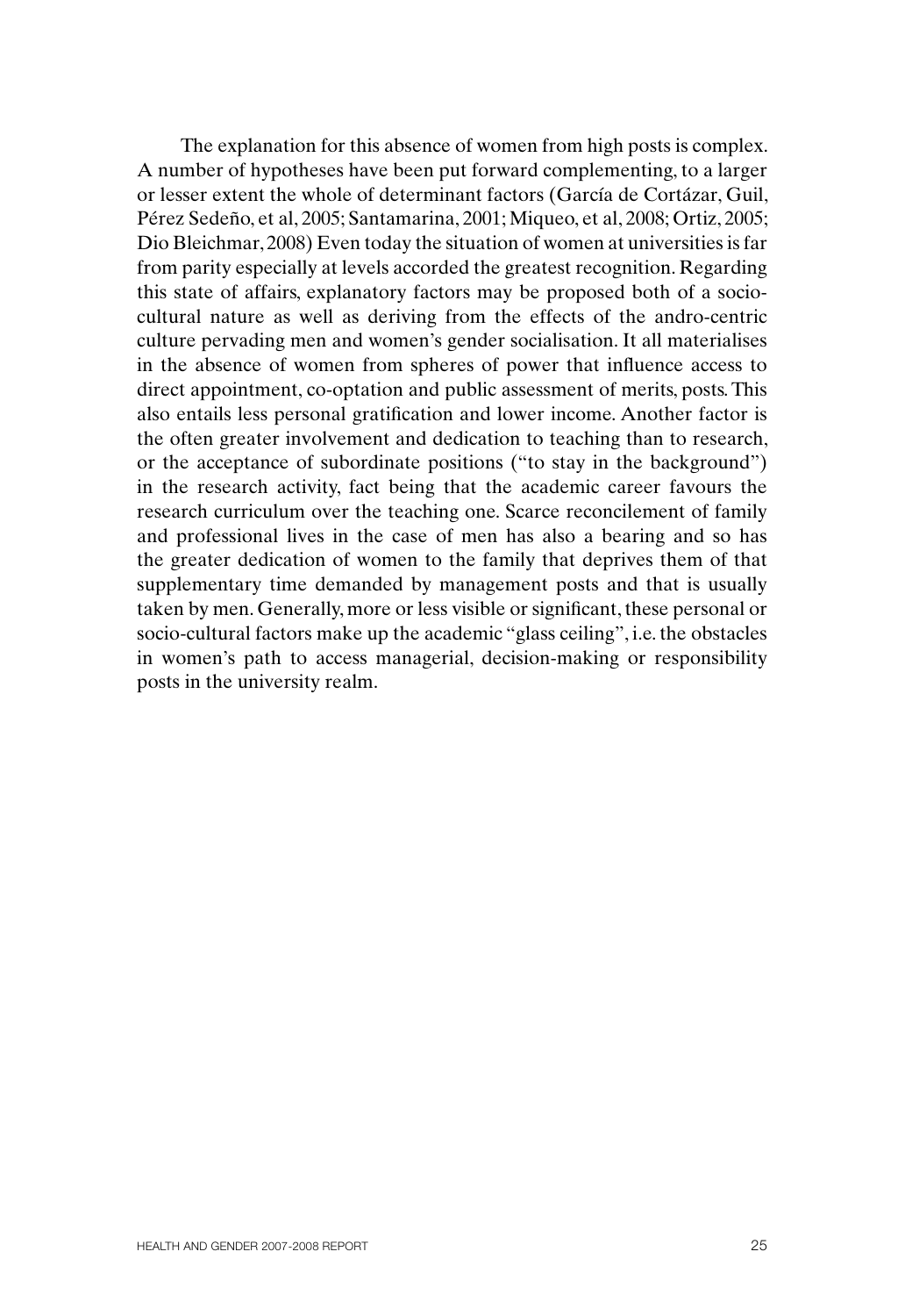The explanation for this absence of women from high posts is complex. A number of hypotheses have been put forward complementing, to a larger or lesser extent the whole of determinant factors (García de Cortázar, Guil, Pérez Sedeño, et al, 2005; Santamarina, 2001; Miqueo, et al, 2008; Ortiz, 2005; Dio Bleichmar, 2008) Even today the situation of women at universities is far from parity especially at levels accorded the greatest recognition. Regarding this state of affairs, explanatory factors may be proposed both of a socio-cultural nature as well as deriving from the effects of the andro-centric culture pervading men and women's gender socialisation. It all materialises in the absence of women from spheres of power that influence access to direct appointment, co-optation and public assessment of merits, posts. This also entails less personal gratification and lower income. Another factor is the often greater involvement and dedication to teaching than to research, or the acceptance of subordinate positions ("to stay in the background") in the research activity, fact being that the academic career favours the research curriculum over the teaching one. Scarce reconcilement of family and professional lives in the case of men has also a bearing and so has the greater dedication of women to the family that deprives them of that supplementary time demanded by management posts and that is usually taken by men. Generally, more or less visible or significant, these personal or socio-cultural factors make up the academic "glass ceiling", i.e. the obstacles in women's path to access managerial, decision-making or responsibility posts in the university realm.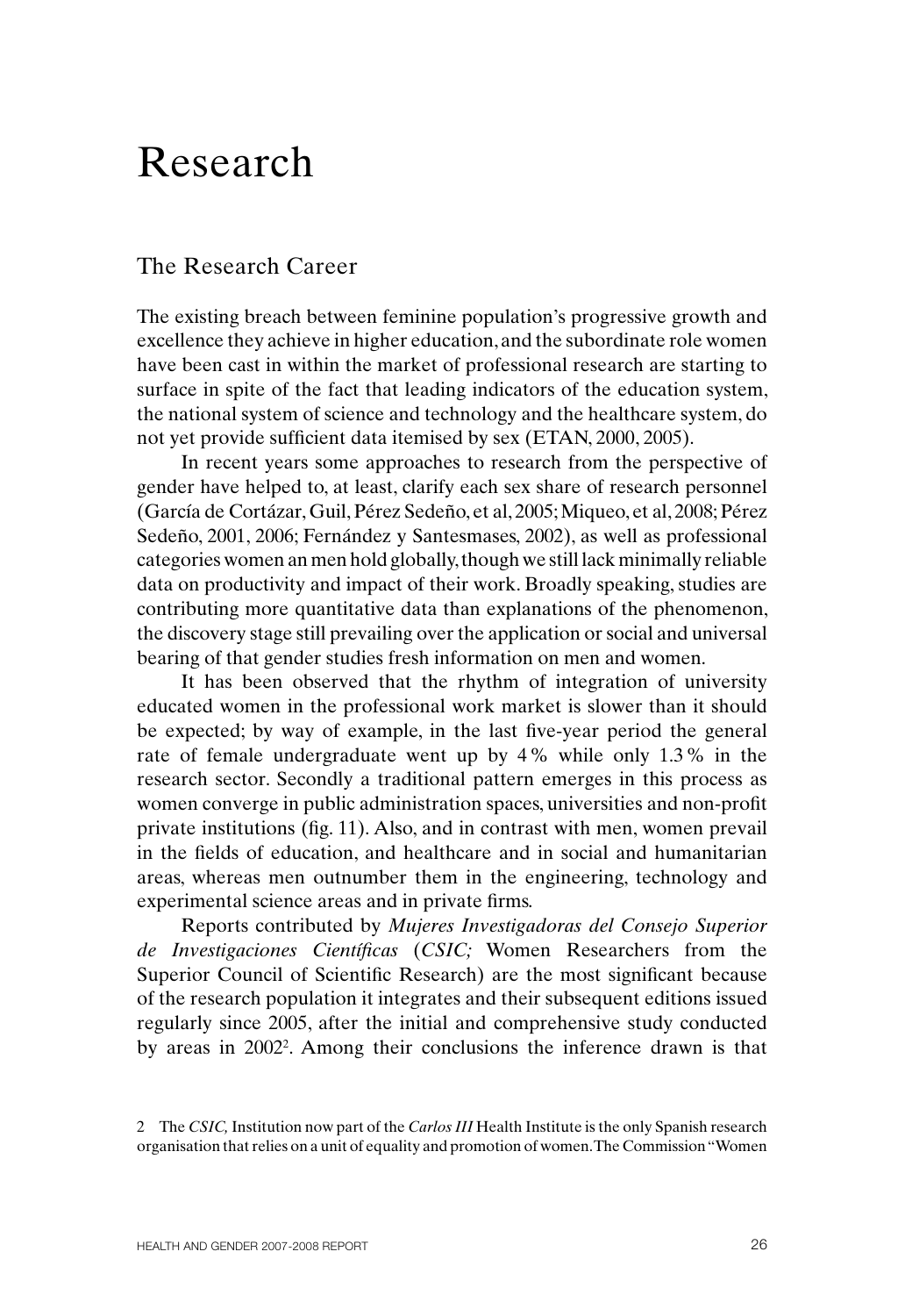# Research

## The Research Career

The existing breach between feminine population's progressive growth and excellence they achieve in higher education, and the subordinate role women have been cast in within the market of professional research are starting to surface in spite of the fact that leading indicators of the education system, the national system of science and technology and the healthcare system, do not yet provide sufficient data itemised by sex (ETAN, 2000, 2005).

In recent years some approaches to research from the perspective of gender have helped to, at least, clarify each sex share of research personnel (García de Cortázar, Guil, Pérez Sedeño, et al, 2005; Miqueo, et al, 2008; Pérez Sedeño, 2001, 2006; Fernández y Santesmases, 2002), as well as professional categories women an men hold globally, though we still lack minimally reliable data on productivity and impact of their work. Broadly speaking, studies are contributing more quantitative data than explanations of the phenomenon, the discovery stage still prevailing over the application or social and universal bearing of that gender studies fresh information on men and women.

It has been observed that the rhythm of integration of university educated women in the professional work market is slower than it should be expected; by way of example, in the last five-year period the general rate of female undergraduate went up by 4 % while only 1.3 % in the research sector. Secondly a traditional pattern emerges in this process as women converge in public administration spaces, universities and non-profit private institutions (fig. 11). Also, and in contrast with men, women prevail in the fields of education, and healthcare and in social and humanitarian areas, whereas men outnumber them in the engineering, technology and experimental science areas and in private firms.

Reports contributed by *Mujeres Investigadoras del Consejo Superior de Investigaciones Científicas* (*CSIC;* Women Researchers from the Superior Council of Scientific Research) are the most significant because of the research population it integrates and their subsequent editions issued regularly since 2005, after the initial and comprehensive study conducted by areas in 2002[2]. Among their conclusions the inference drawn is that

2 The *CSIC,* Institution now part of the *Carlos III* Health Institute is the only Spanish research organisation that relies on a unit of equality and promotion of women. The Commission "Women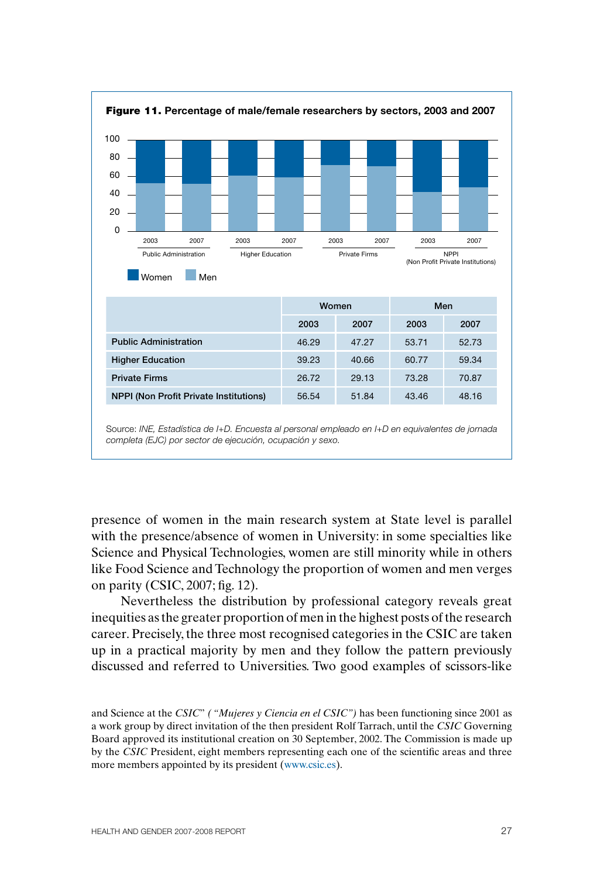**Figure 11.** Percentage of male/female researchers by sectors, 2003 and 2007

| | Women | | Men | |
|---|---|---|---|---|
| | 2003 | 2007 | 2003 | 2007 |
| **Public Administration** | 46.29 | 47.27 | 53.71 | 52.73 |
| **Higher Education** | 39.23 | 40.66 | 60.77 | 59.34 |
| **Private Firms** | 26.72 | 29.13 | 73.28 | 70.87 |
| **NPPI (Non Profit Private Institutions)** | 56.54 | 51.84 | 43.46 | 48.16 |

Source: *INE, Estadística de I+D. Encuesta al personal empleado en I+D en equivalentes de jornada completa (EJC) por sector de ejecución, ocupación y sexo.*

presence of women in the main research system at State level is parallel with the presence/absence of women in University: in some specialties like Science and Physical Technologies, women are still minority while in others like Food Science and Technology the proportion of women and men verges on parity (CSIC, 2007; fig. 12).

Nevertheless the distribution by professional category reveals great inequities as the greater proportion of men in the highest posts of the research career. Precisely, the three most recognised categories in the CSIC are taken up in a practical majority by men and they follow the pattern previously discussed and referred to Universities. Two good examples of scissors-like

and Science at the *CSIC*" *( "Mujeres y Ciencia en el CSIC")* has been functioning since 2001 as a work group by direct invitation of the then president Rolf Tarrach, until the *CSIC* Governing Board approved its institutional creation on 30 September, 2002. The Commission is made up by the *CSIC* President, eight members representing each one of the scientific areas and three more members appointed by its president (www.csic.es).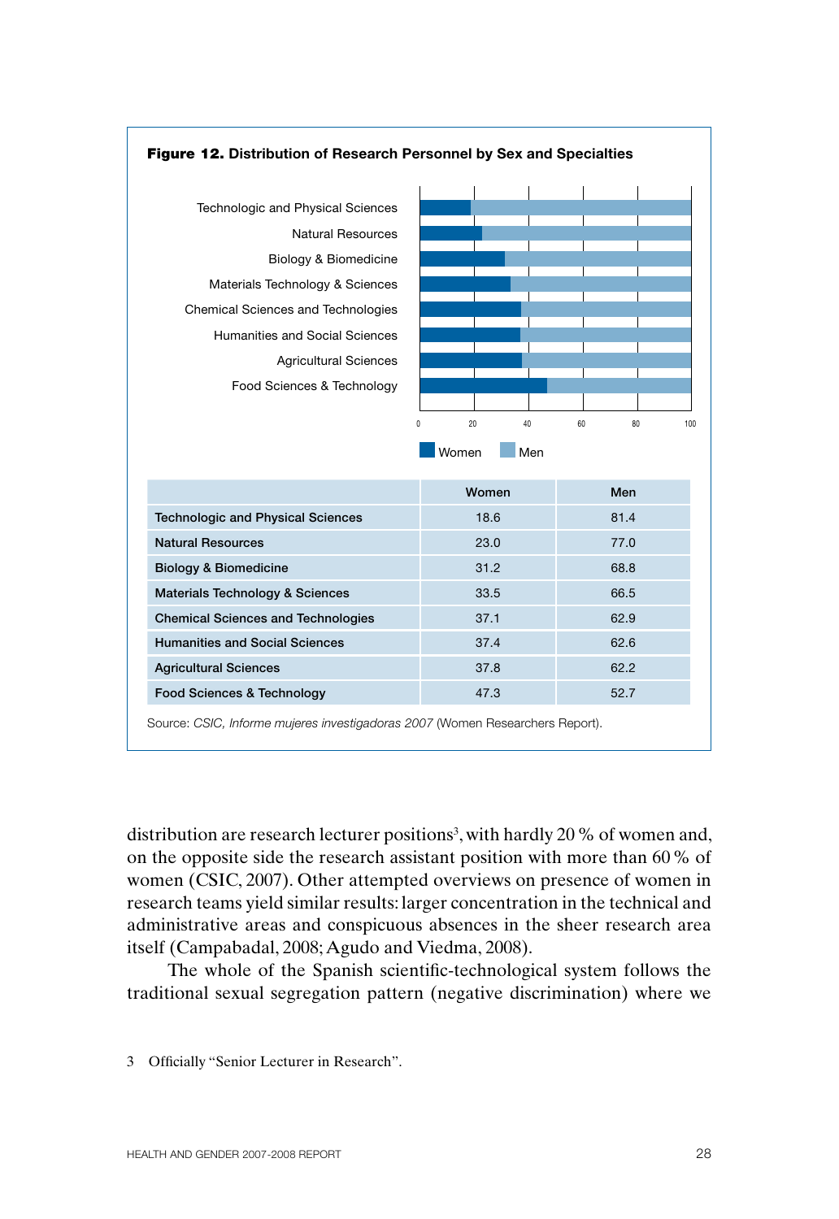**Figure 12.** **Distribution of Research Personnel by Sex and Specialties**

|  | Women | Men |
|---|---|---|
| Technologic and Physical Sciences | 18.6 | 81.4 |
| Natural Resources | 23.0 | 77.0 |
| Biology & Biomedicine | 31.2 | 68.8 |
| Materials Technology & Sciences | 33.5 | 66.5 |
| Chemical Sciences and Technologies | 37.1 | 62.9 |
| Humanities and Social Sciences | 37.4 | 62.6 |
| Agricultural Sciences | 37.8 | 62.2 |
| Food Sciences & Technology | 47.3 | 52.7 |

Source: *CSIC, Informe mujeres investigadoras 2007* (Women Researchers Report).

distribution are research lecturer positions[3], with hardly 20 % of women and, on the opposite side the research assistant position with more than 60 % of women (CSIC, 2007). Other attempted overviews on presence of women in research teams yield similar results: larger concentration in the technical and administrative areas and conspicuous absences in the sheer research area itself (Campabadal, 2008; Agudo and Viedma, 2008).

The whole of the Spanish scientific-technological system follows the traditional sexual segregation pattern (negative discrimination) where we

3 Officially "Senior Lecturer in Research".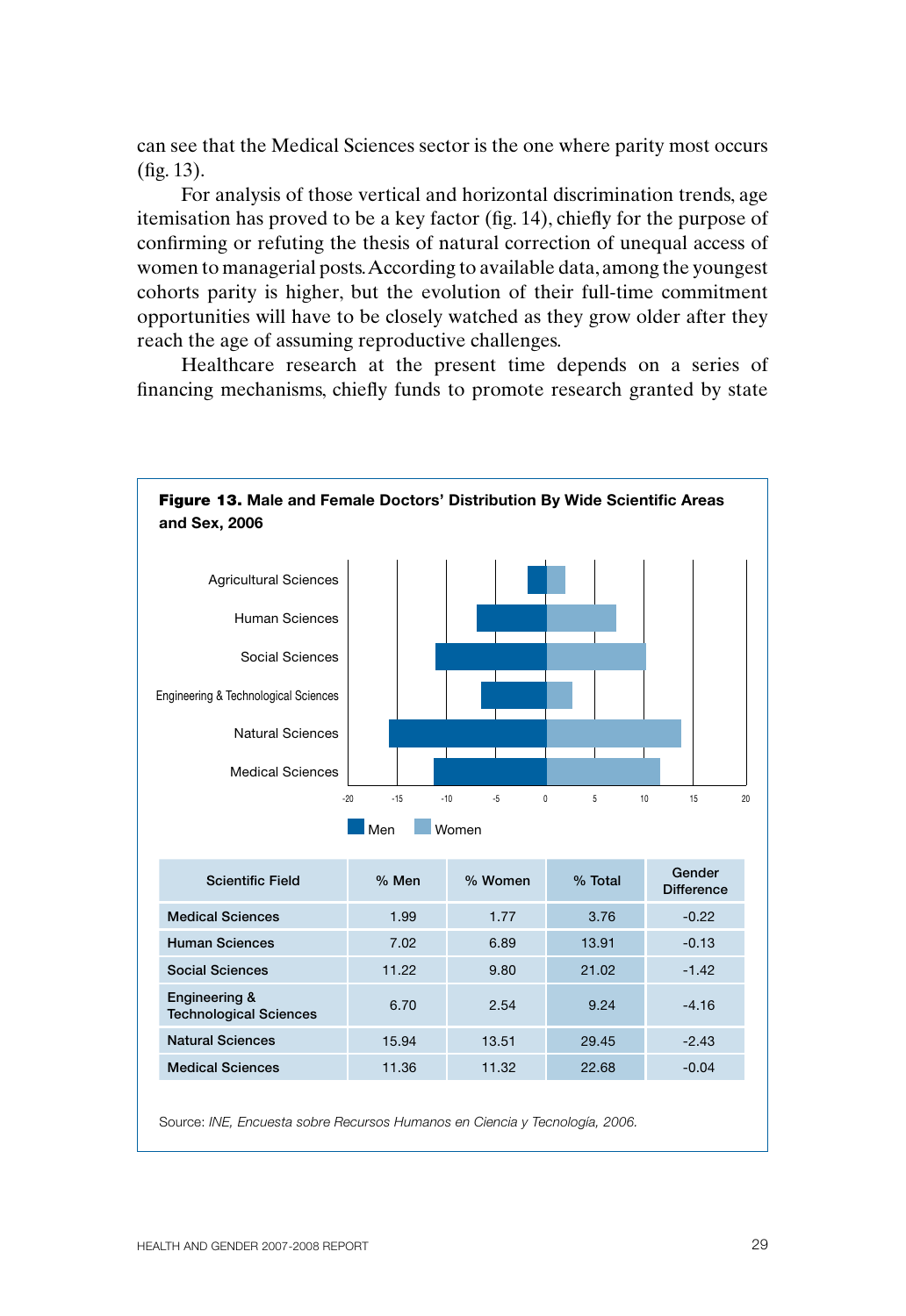can see that the Medical Sciences sector is the one where parity most occurs (fig. 13).

For analysis of those vertical and horizontal discrimination trends, age itemisation has proved to be a key factor (fig. 14), chiefly for the purpose of confirming or refuting the thesis of natural correction of unequal access of women to managerial posts. According to available data, among the youngest cohorts parity is higher, but the evolution of their full-time commitment opportunities will have to be closely watched as they grow older after they reach the age of assuming reproductive challenges.

Healthcare research at the present time depends on a series of financing mechanisms, chiefly funds to promote research granted by state

**Figure 13. Male and Female Doctors' Distribution By Wide Scientific Areas and Sex, 2006**

| Scientific Field | % Men | % Women | % Total | Gender Difference |
|---|---|---|---|---|
| Medical Sciences | 1.99 | 1.77 | 3.76 | -0.22 |
| Human Sciences | 7.02 | 6.89 | 13.91 | -0.13 |
| Social Sciences | 11.22 | 9.80 | 21.02 | -1.42 |
| Engineering & Technological Sciences | 6.70 | 2.54 | 9.24 | -4.16 |
| Natural Sciences | 15.94 | 13.51 | 29.45 | -2.43 |
| Medical Sciences | 11.36 | 11.32 | 22.68 | -0.04 |

Source: *INE, Encuesta sobre Recursos Humanos en Ciencia y Tecnología, 2006.*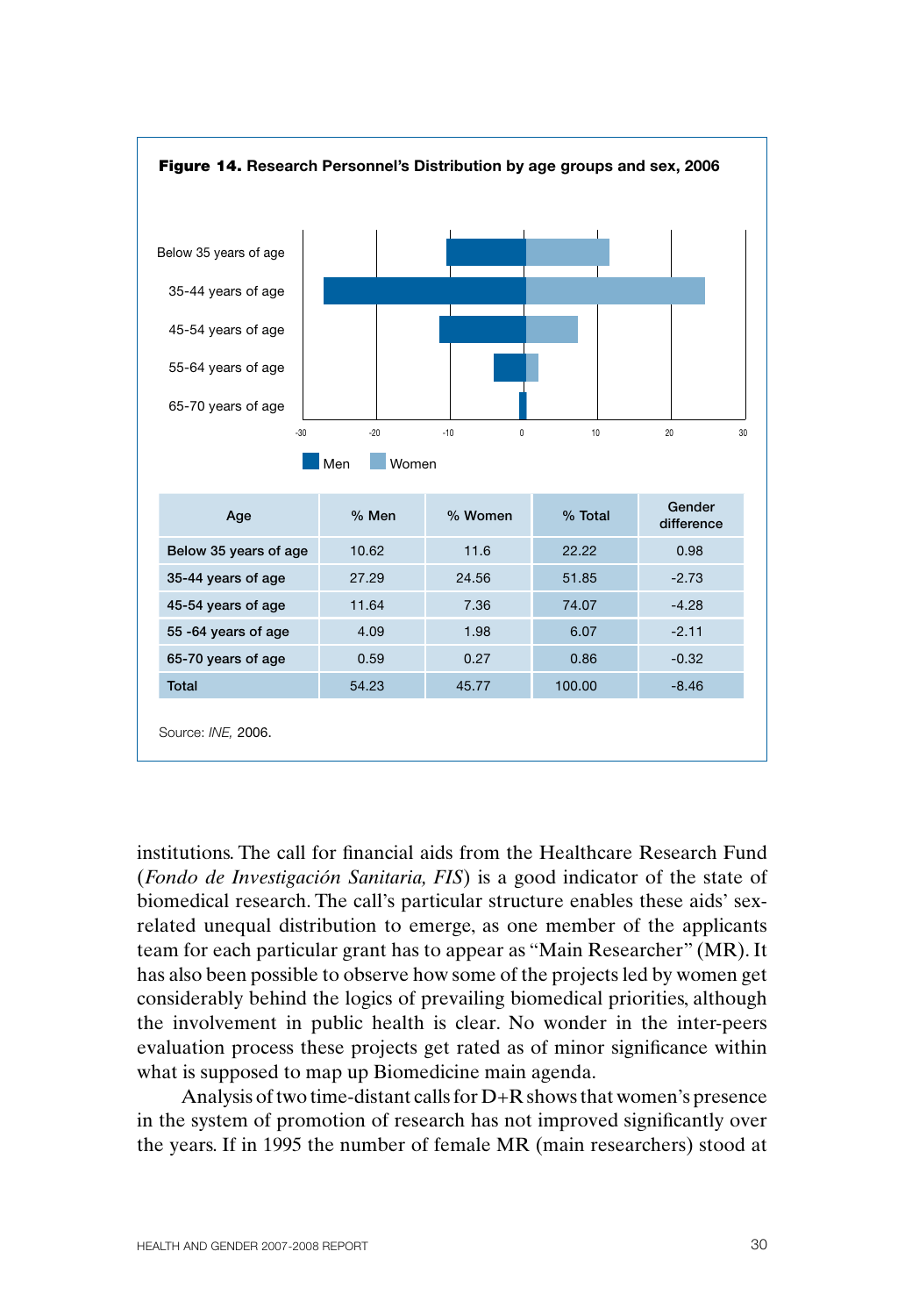**Figure 14.** Research Personnel's Distribution by age groups and sex, 2006

| Age | % Men | % Women | % Total | Gender difference |
|---|---|---|---|---|
| Below 35 years of age | 10.62 | 11.6 | 22.22 | 0.98 |
| 35-44 years of age | 27.29 | 24.56 | 51.85 | -2.73 |
| 45-54 years of age | 11.64 | 7.36 | 74.07 | -4.28 |
| 55 -64 years of age | 4.09 | 1.98 | 6.07 | -2.11 |
| 65-70 years of age | 0.59 | 0.27 | 0.86 | -0.32 |
| Total | 54.23 | 45.77 | 100.00 | -8.46 |

Source: *INE,* 2006.

institutions. The call for financial aids from the Healthcare Research Fund (*Fondo de Investigación Sanitaria, FIS*) is a good indicator of the state of biomedical research. The call's particular structure enables these aids' sex-related unequal distribution to emerge, as one member of the applicants team for each particular grant has to appear as "Main Researcher" (MR). It has also been possible to observe how some of the projects led by women get considerably behind the logics of prevailing biomedical priorities, although the involvement in public health is clear. No wonder in the inter-peers evaluation process these projects get rated as of minor significance within what is supposed to map up Biomedicine main agenda.

Analysis of two time-distant calls for D+R shows that women's presence in the system of promotion of research has not improved significantly over the years. If in 1995 the number of female MR (main researchers) stood at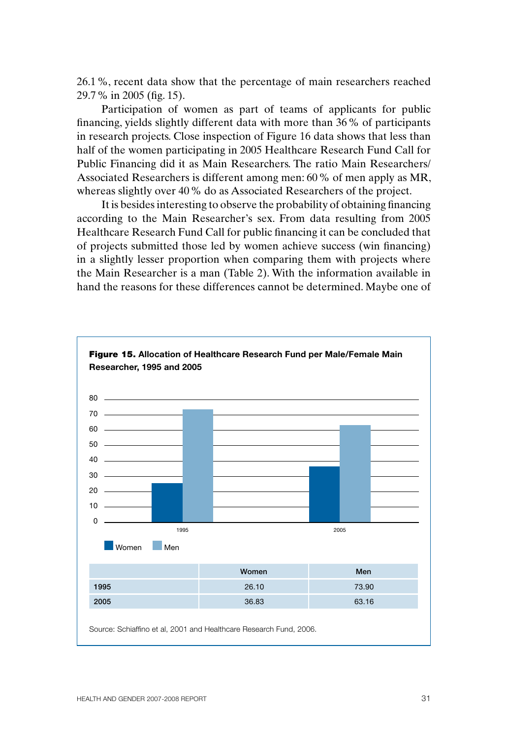26.1 %, recent data show that the percentage of main researchers reached 29.7 % in 2005 (fig. 15).

Participation of women as part of teams of applicants for public financing, yields slightly different data with more than 36 % of participants in research projects. Close inspection of Figure 16 data shows that less than half of the women participating in 2005 Healthcare Research Fund Call for Public Financing did it as Main Researchers. The ratio Main Researchers/ Associated Researchers is different among men: 60 % of men apply as MR, whereas slightly over 40 % do as Associated Researchers of the project.

It is besides interesting to observe the probability of obtaining financing according to the Main Researcher's sex. From data resulting from 2005 Healthcare Research Fund Call for public financing it can be concluded that of projects submitted those led by women achieve success (win financing) in a slightly lesser proportion when comparing them with projects where the Main Researcher is a man (Table 2). With the information available in hand the reasons for these differences cannot be determined. Maybe one of

**Figure 15.** **Allocation of Healthcare Research Fund per Male/Female Main Researcher, 1995 and 2005**

| | Women | Men |
|---|---|---|
| 1995 | 26.10 | 73.90 |
| 2005 | 36.83 | 63.16 |

Source: Schiaffino et al, 2001 and Healthcare Research Fund, 2006.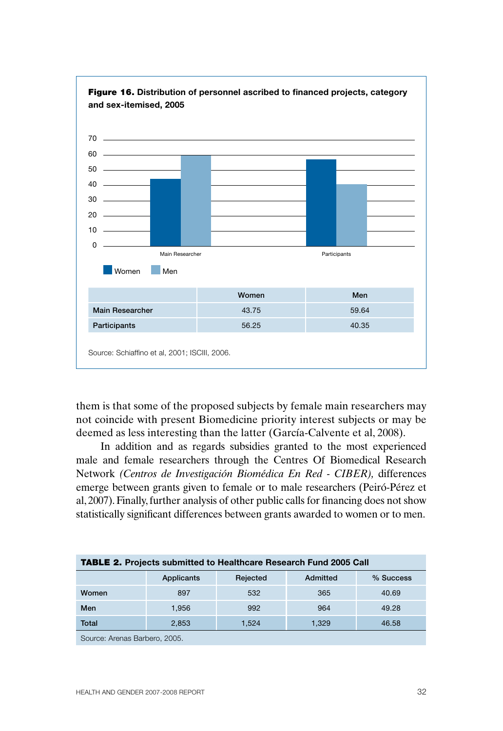**Figure 16.** Distribution of personnel ascribed to financed projects, category and sex-itemised, 2005

| | Women | Men |
|---|---|---|
| Main Researcher | 43.75 | 59.64 |
| Participants | 56.25 | 40.35 |

Source: Schiaffino et al, 2001; ISCIII, 2006.

them is that some of the proposed subjects by female main researchers may not coincide with present Biomedicine priority interest subjects or may be deemed as less interesting than the latter (García-Calvente et al, 2008).

In addition and as regards subsidies granted to the most experienced male and female researchers through the Centres Of Biomedical Research Network *(Centros de Investigación Biomédica En Red - CIBER),* differences emerge between grants given to female or to male researchers (Peiró-Pérez et al, 2007). Finally, further analysis of other public calls for financing does not show statistically significant differences between grants awarded to women or to men.

**TABLE 2.** Projects submitted to Healthcare Research Fund 2005 Call

| | Applicants | Rejected | Admitted | % Success |
|---|---|---|---|---|
| Women | 897 | 532 | 365 | 40.69 |
| Men | 1,956 | 992 | 964 | 49.28 |
| Total | 2,853 | 1,524 | 1,329 | 46.58 |

Source: Arenas Barbero, 2005.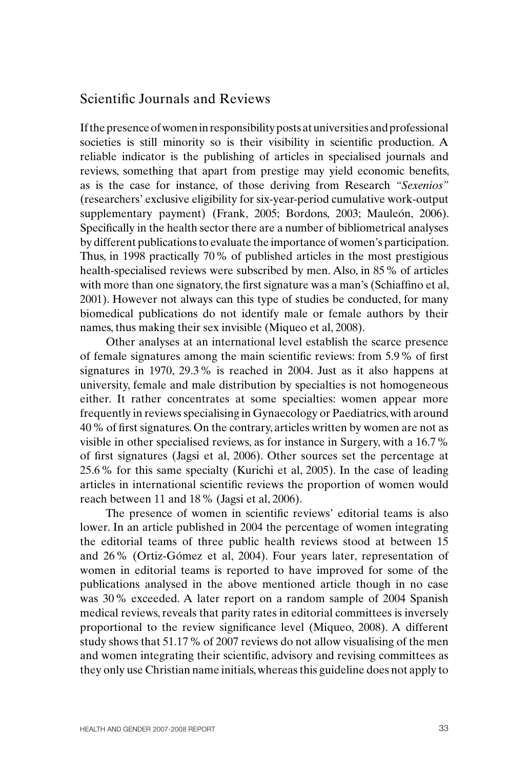## Scientific Journals and Reviews

If the presence of women in responsibility posts at universities and professional societies is still minority so is their visibility in scientific production. A reliable indicator is the publishing of articles in specialised journals and reviews, something that apart from prestige may yield economic benefits, as is the case for instance, of those deriving from Research *"Sexenios"* (researchers' exclusive eligibility for six-year-period cumulative work-output supplementary payment) (Frank, 2005; Bordons, 2003; Mauleón, 2006). Specifically in the health sector there are a number of bibliometrical analyses by different publications to evaluate the importance of women's participation. Thus, in 1998 practically 70 % of published articles in the most prestigious health-specialised reviews were subscribed by men. Also, in 85 % of articles with more than one signatory, the first signature was a man's (Schiaffino et al, 2001). However not always can this type of studies be conducted, for many biomedical publications do not identify male or female authors by their names, thus making their sex invisible (Miqueo et al, 2008).

Other analyses at an international level establish the scarce presence of female signatures among the main scientific reviews: from 5.9 % of first signatures in 1970, 29.3 % is reached in 2004. Just as it also happens at university, female and male distribution by specialties is not homogeneous either. It rather concentrates at some specialties: women appear more frequently in reviews specialising in Gynaecology or Paediatrics, with around 40 % of first signatures. On the contrary, articles written by women are not as visible in other specialised reviews, as for instance in Surgery, with a 16.7 % of first signatures (Jagsi et al, 2006). Other sources set the percentage at 25.6 % for this same specialty (Kurichi et al, 2005). In the case of leading articles in international scientific reviews the proportion of women would reach between 11 and 18 % (Jagsi et al, 2006).

The presence of women in scientific reviews' editorial teams is also lower. In an article published in 2004 the percentage of women integrating the editorial teams of three public health reviews stood at between 15 and 26 % (Ortiz-Gómez et al, 2004). Four years later, representation of women in editorial teams is reported to have improved for some of the publications analysed in the above mentioned article though in no case was 30 % exceeded. A later report on a random sample of 2004 Spanish medical reviews, reveals that parity rates in editorial committees is inversely proportional to the review significance level (Miqueo, 2008). A different study shows that 51.17 % of 2007 reviews do not allow visualising of the men and women integrating their scientific, advisory and revising committees as they only use Christian name initials, whereas this guideline does not apply to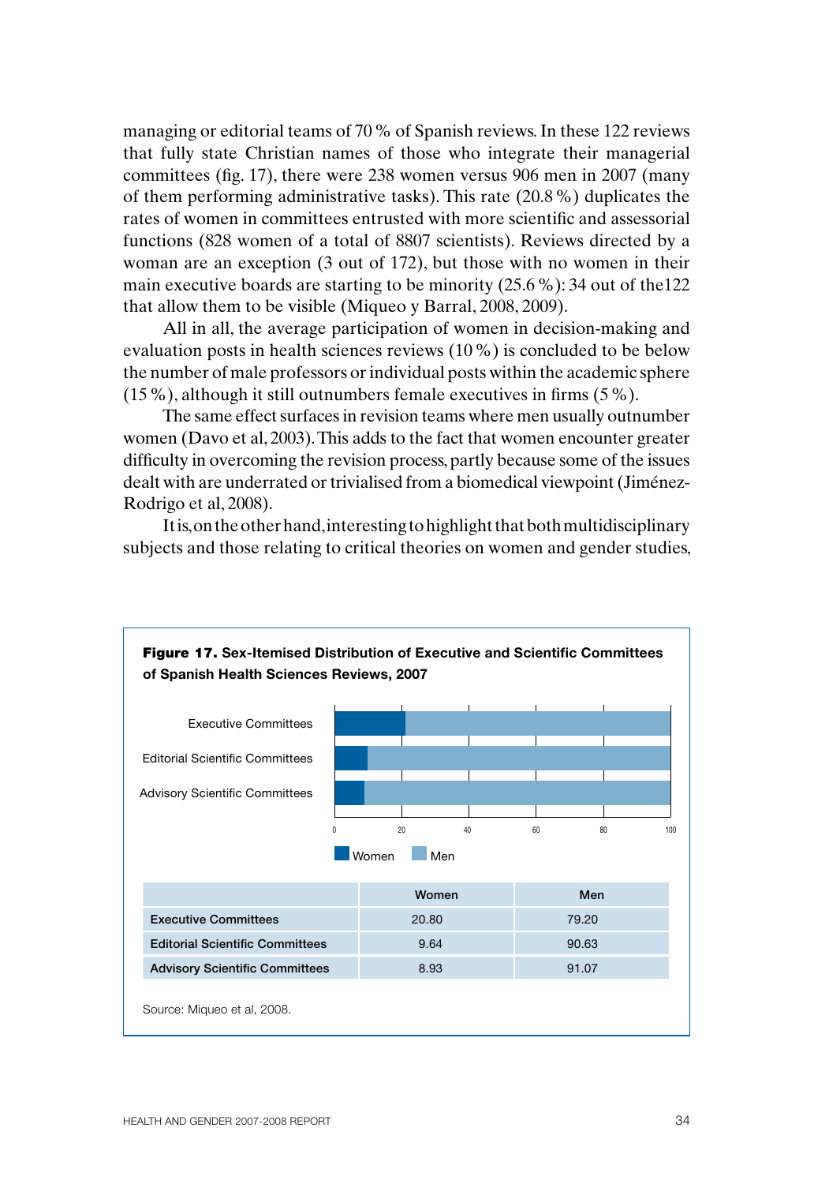managing or editorial teams of 70 % of Spanish reviews. In these 122 reviews that fully state Christian names of those who integrate their managerial committees (fig. 17), there were 238 women versus 906 men in 2007 (many of them performing administrative tasks). This rate (20.8 %) duplicates the rates of women in committees entrusted with more scientific and assessorial functions (828 women of a total of 8807 scientists). Reviews directed by a woman are an exception (3 out of 172), but those with no women in their main executive boards are starting to be minority (25.6 %): 34 out of the122 that allow them to be visible (Miqueo y Barral, 2008, 2009).

All in all, the average participation of women in decision-making and evaluation posts in health sciences reviews (10 %) is concluded to be below the number of male professors or individual posts within the academic sphere (15 %), although it still outnumbers female executives in firms (5 %).

The same effect surfaces in revision teams where men usually outnumber women (Davo et al, 2003). This adds to the fact that women encounter greater difficulty in overcoming the revision process, partly because some of the issues dealt with are underrated or trivialised from a biomedical viewpoint (Jiménez-Rodrigo et al, 2008).

It is, on the other hand, interesting to highlight that both multidisciplinary subjects and those relating to critical theories on women and gender studies,

**Figure 17.** **Sex-Itemised Distribution of Executive and Scientific Committees of Spanish Health Sciences Reviews, 2007**

| | Women | Men |
|---|---|---|
| **Executive Committees** | 20.80 | 79.20 |
| **Editorial Scientific Committees** | 9.64 | 90.63 |
| **Advisory Scientific Committees** | 8.93 | 91.07 |

Source: Miqueo et al, 2008.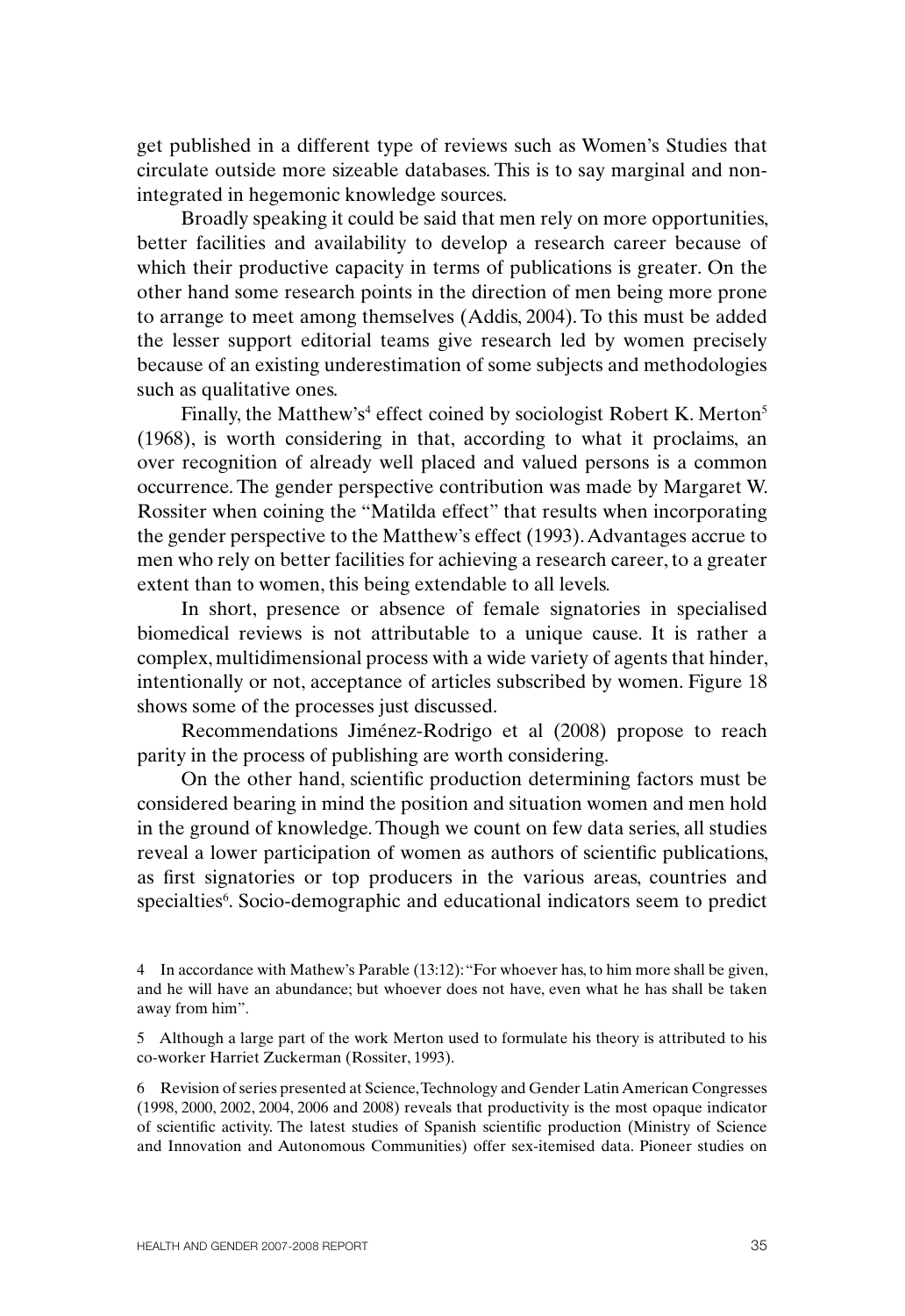get published in a different type of reviews such as Women's Studies that circulate outside more sizeable databases. This is to say marginal and non-integrated in hegemonic knowledge sources.

Broadly speaking it could be said that men rely on more opportunities, better facilities and availability to develop a research career because of which their productive capacity in terms of publications is greater. On the other hand some research points in the direction of men being more prone to arrange to meet among themselves (Addis, 2004). To this must be added the lesser support editorial teams give research led by women precisely because of an existing underestimation of some subjects and methodologies such as qualitative ones.

Finally, the Matthew's[4] effect coined by sociologist Robert K. Merton[5] (1968), is worth considering in that, according to what it proclaims, an over recognition of already well placed and valued persons is a common occurrence. The gender perspective contribution was made by Margaret W. Rossiter when coining the "Matilda effect" that results when incorporating the gender perspective to the Matthew's effect (1993). Advantages accrue to men who rely on better facilities for achieving a research career, to a greater extent than to women, this being extendable to all levels.

In short, presence or absence of female signatories in specialised biomedical reviews is not attributable to a unique cause. It is rather a complex, multidimensional process with a wide variety of agents that hinder, intentionally or not, acceptance of articles subscribed by women. Figure 18 shows some of the processes just discussed.

Recommendations Jiménez-Rodrigo et al (2008) propose to reach parity in the process of publishing are worth considering.

On the other hand, scientific production determining factors must be considered bearing in mind the position and situation women and men hold in the ground of knowledge. Though we count on few data series, all studies reveal a lower participation of women as authors of scientific publications, as first signatories or top producers in the various areas, countries and specialties[6]. Socio-demographic and educational indicators seem to predict

4 In accordance with Mathew's Parable (13:12): "For whoever has, to him more shall be given, and he will have an abundance; but whoever does not have, even what he has shall be taken away from him".

5 Although a large part of the work Merton used to formulate his theory is attributed to his co-worker Harriet Zuckerman (Rossiter, 1993).

6 Revision of series presented at Science, Technology and Gender Latin American Congresses (1998, 2000, 2002, 2004, 2006 and 2008) reveals that productivity is the most opaque indicator of scientific activity. The latest studies of Spanish scientific production (Ministry of Science and Innovation and Autonomous Communities) offer sex-itemised data. Pioneer studies on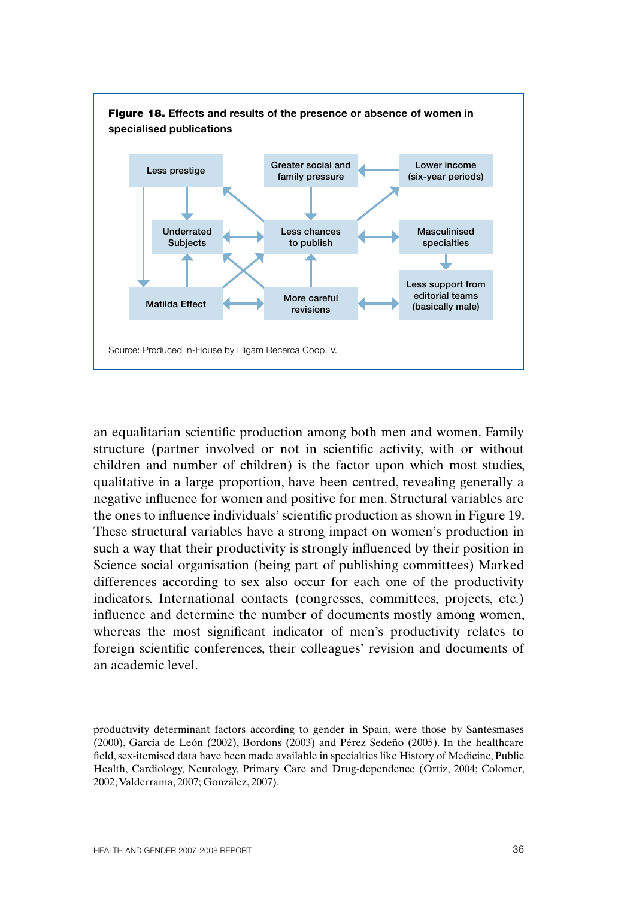**Figure 18.** Effects and results of the presence or absence of women in specialised publications

Less prestige

Greater social and family pressure

Lower income (six-year periods)

Underrated Subjects

Less chances to publish

Masculinised specialties

Matilda Effect

More careful revisions

Less support from editorial teams (basically male)

Source: Produced In-House by Lligam Recerca Coop. V.

an equalitarian scientific production among both men and women. Family structure (partner involved or not in scientific activity, with or without children and number of children) is the factor upon which most studies, qualitative in a large proportion, have been centred, revealing generally a negative influence for women and positive for men. Structural variables are the ones to influence individuals' scientific production as shown in Figure 19. These structural variables have a strong impact on women's production in such a way that their productivity is strongly influenced by their position in Science social organisation (being part of publishing committees) Marked differences according to sex also occur for each one of the productivity indicators. International contacts (congresses, committees, projects, etc.) influence and determine the number of documents mostly among women, whereas the most significant indicator of men's productivity relates to foreign scientific conferences, their colleagues' revision and documents of an academic level.

productivity determinant factors according to gender in Spain, were those by Santesmases (2000), García de León (2002), Bordons (2003) and Pérez Sedeño (2005). In the healthcare field, sex-itemised data have been made available in specialties like History of Medicine, Public Health, Cardiology, Neurology, Primary Care and Drug-dependence (Ortiz, 2004; Colomer, 2002; Valderrama, 2007; González, 2007).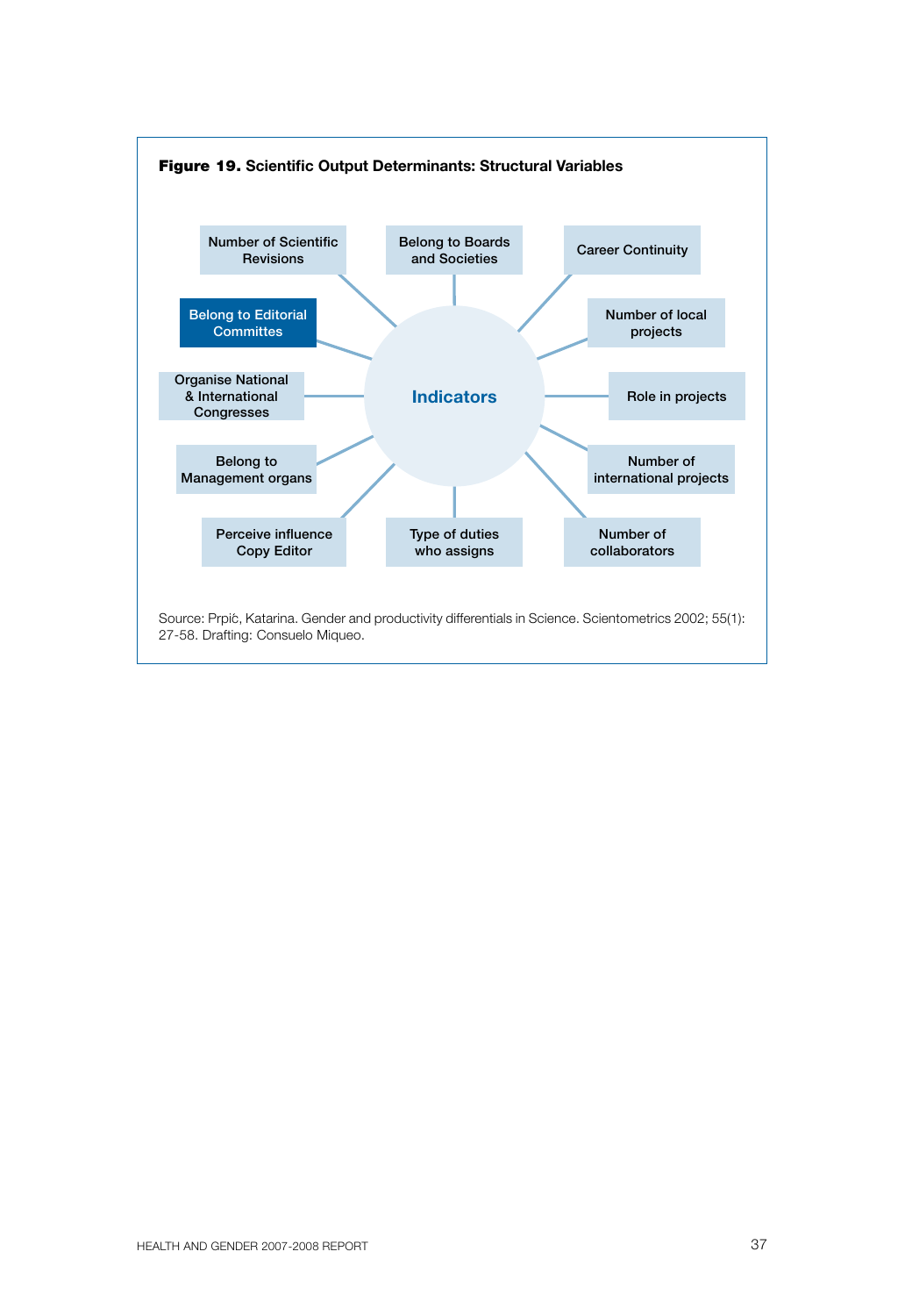**Figure 19. Scientific Output Determinants: Structural Variables**

**Indicators**

- Number of Scientific Revisions
- Belong to Boards and Societies
- Career Continuity
- Belong to Editorial Committees
- Number of local projects
- Organise National & International Congresses
- Role in projects
- Belong to Management organs
- Number of international projects
- Perceive influence Copy Editor
- Type of duties who assigns
- Number of collaborators

Source: Prpić, Katarina. Gender and productivity differentials in Science. Scientometrics 2002; 55(1): 27-58. Drafting: Consuelo Miqueo.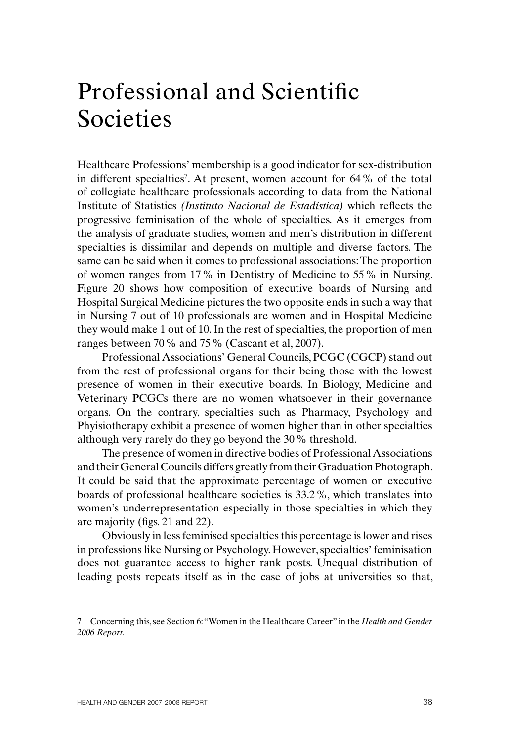# Professional and Scientific Societies

Healthcare Professions' membership is a good indicator for sex-distribution in different specialties[7]. At present, women account for 64 % of the total of collegiate healthcare professionals according to data from the National Institute of Statistics *(Instituto Nacional de Estadística)* which reflects the progressive feminisation of the whole of specialties. As it emerges from the analysis of graduate studies, women and men's distribution in different specialties is dissimilar and depends on multiple and diverse factors. The same can be said when it comes to professional associations: The proportion of women ranges from 17 % in Dentistry of Medicine to 55 % in Nursing. Figure 20 shows how composition of executive boards of Nursing and Hospital Surgical Medicine pictures the two opposite ends in such a way that in Nursing 7 out of 10 professionals are women and in Hospital Medicine they would make 1 out of 10. In the rest of specialties, the proportion of men ranges between 70 % and 75 % (Cascant et al, 2007).

Professional Associations' General Councils, PCGC (CGCP) stand out from the rest of professional organs for their being those with the lowest presence of women in their executive boards. In Biology, Medicine and Veterinary PCGCs there are no women whatsoever in their governance organs. On the contrary, specialties such as Pharmacy, Psychology and Phyisiotherapy exhibit a presence of women higher than in other specialties although very rarely do they go beyond the 30 % threshold.

The presence of women in directive bodies of Professional Associations and their General Councils differs greatly from their Graduation Photograph. It could be said that the approximate percentage of women on executive boards of professional healthcare societies is 33.2 %, which translates into women's underrepresentation especially in those specialties in which they are majority (figs. 21 and 22).

Obviously in less feminised specialties this percentage is lower and rises in professions like Nursing or Psychology. However, specialties' feminisation does not guarantee access to higher rank posts. Unequal distribution of leading posts repeats itself as in the case of jobs at universities so that,

7 Concerning this, see Section 6: "Women in the Healthcare Career" in the *Health and Gender 2006 Report.*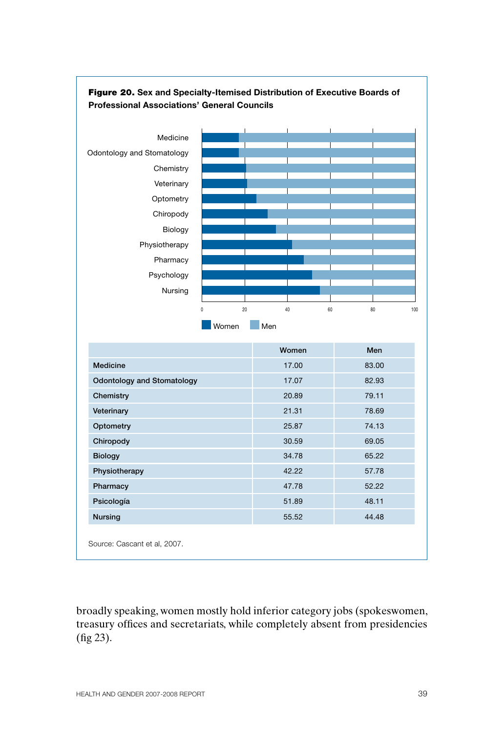**Figure 20.** **Sex and Specialty-Itemised Distribution of Executive Boards of Professional Associations' General Councils**

| | Women | Men |
|---|---|---|
| Medicine | 17.00 | 83.00 |
| Odontology and Stomatology | 17.07 | 82.93 |
| Chemistry | 20.89 | 79.11 |
| Veterinary | 21.31 | 78.69 |
| Optometry | 25.87 | 74.13 |
| Chiropody | 30.59 | 69.05 |
| Biology | 34.78 | 65.22 |
| Physiotherapy | 42.22 | 57.78 |
| Pharmacy | 47.78 | 52.22 |
| Psicología | 51.89 | 48.11 |
| Nursing | 55.52 | 44.48 |

Source: Cascant et al, 2007.

broadly speaking, women mostly hold inferior category jobs (spokeswomen, treasury offices and secretariats, while completely absent from presidencies (fig 23).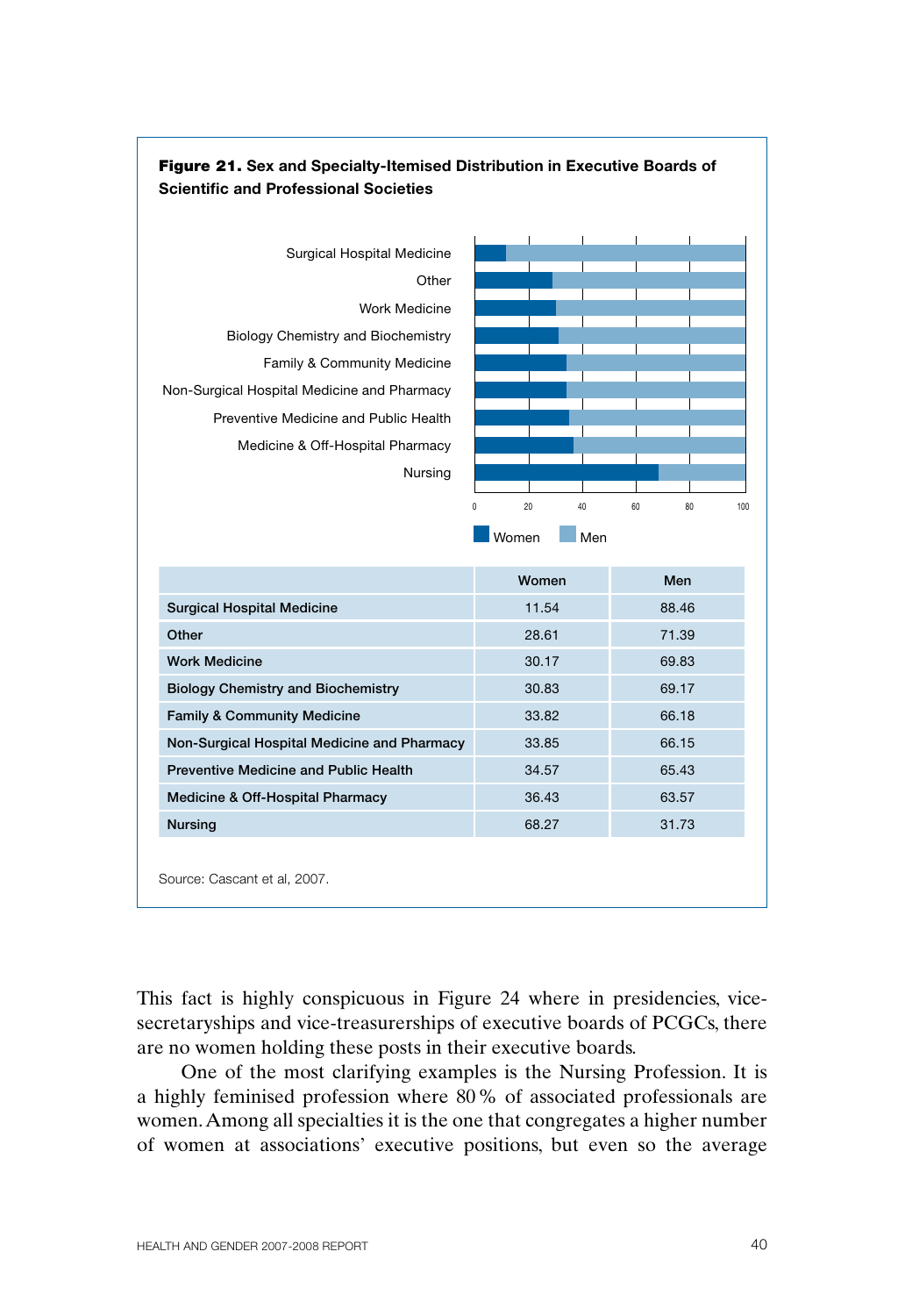**Figure 21.** **Sex and Specialty-Itemised Distribution in Executive Boards of Scientific and Professional Societies**

| | Women | Men |
|---|---|---|
| Surgical Hospital Medicine | 11.54 | 88.46 |
| Other | 28.61 | 71.39 |
| Work Medicine | 30.17 | 69.83 |
| Biology Chemistry and Biochemistry | 30.83 | 69.17 |
| Family & Community Medicine | 33.82 | 66.18 |
| Non-Surgical Hospital Medicine and Pharmacy | 33.85 | 66.15 |
| Preventive Medicine and Public Health | 34.57 | 65.43 |
| Medicine & Off-Hospital Pharmacy | 36.43 | 63.57 |
| Nursing | 68.27 | 31.73 |

Source: Cascant et al, 2007.

This fact is highly conspicuous in Figure 24 where in presidencies, vice-secretaryships and vice-treasurerships of executive boards of PCGCs, there are no women holding these posts in their executive boards.

One of the most clarifying examples is the Nursing Profession. It is a highly feminised profession where 80 % of associated professionals are women. Among all specialties it is the one that congregates a higher number of women at associations' executive positions, but even so the average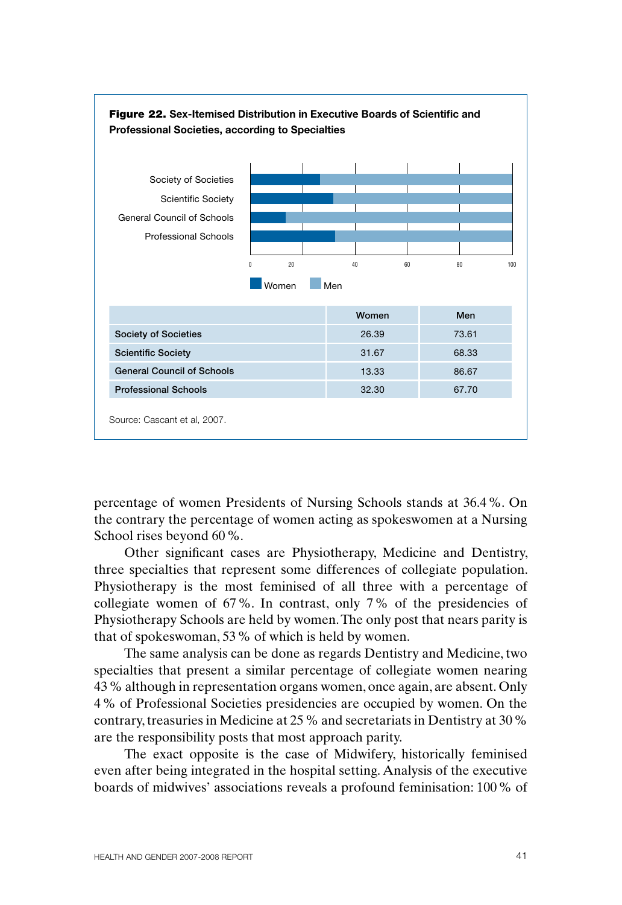**Figure 22. Sex-Itemised Distribution in Executive Boards of Scientific and Professional Societies, according to Specialties**

| | Women | Men |
|---|---|---|
| Society of Societies | 26.39 | 73.61 |
| Scientific Society | 31.67 | 68.33 |
| General Council of Schools | 13.33 | 86.67 |
| Professional Schools | 32.30 | 67.70 |

Source: Cascant et al, 2007.

percentage of women Presidents of Nursing Schools stands at 36.4 %. On the contrary the percentage of women acting as spokeswomen at a Nursing School rises beyond 60 %.

Other significant cases are Physiotherapy, Medicine and Dentistry, three specialties that represent some differences of collegiate population. Physiotherapy is the most feminised of all three with a percentage of collegiate women of 67 %. In contrast, only 7 % of the presidencies of Physiotherapy Schools are held by women. The only post that nears parity is that of spokeswoman, 53 % of which is held by women.

The same analysis can be done as regards Dentistry and Medicine, two specialties that present a similar percentage of collegiate women nearing 43 % although in representation organs women, once again, are absent. Only 4 % of Professional Societies presidencies are occupied by women. On the contrary, treasuries in Medicine at 25 % and secretariats in Dentistry at 30 % are the responsibility posts that most approach parity.

The exact opposite is the case of Midwifery, historically feminised even after being integrated in the hospital setting. Analysis of the executive boards of midwives' associations reveals a profound feminisation: 100 % of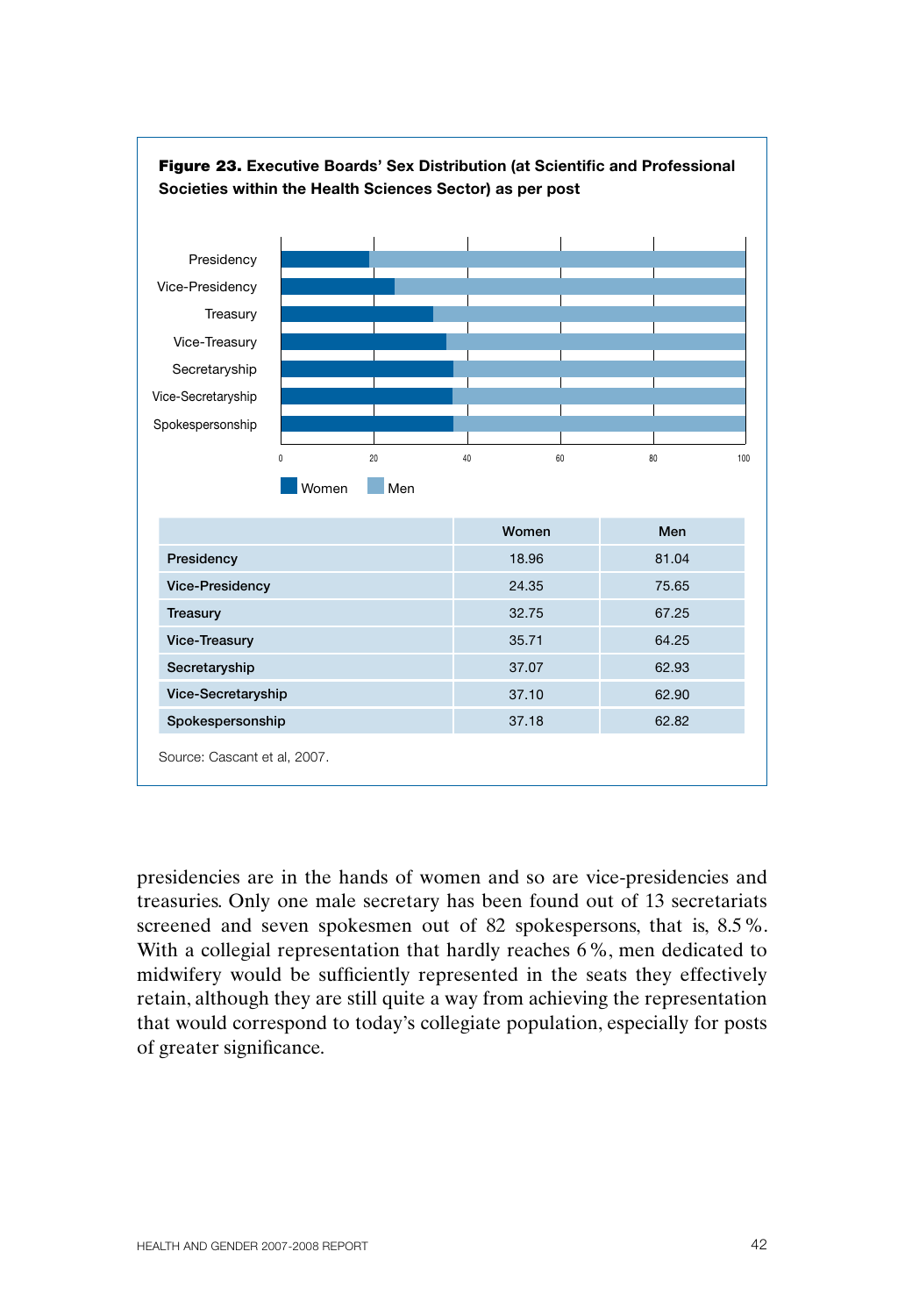**Figure 23.** **Executive Boards' Sex Distribution (at Scientific and Professional Societies within the Health Sciences Sector) as per post**

| | Women | Men |
|---|---|---|
| Presidency | 18.96 | 81.04 |
| Vice-Presidency | 24.35 | 75.65 |
| Treasury | 32.75 | 67.25 |
| Vice-Treasury | 35.71 | 64.25 |
| Secretaryship | 37.07 | 62.93 |
| Vice-Secretaryship | 37.10 | 62.90 |
| Spokespersonship | 37.18 | 62.82 |

Source: Cascant et al, 2007.

presidencies are in the hands of women and so are vice-presidencies and treasuries. Only one male secretary has been found out of 13 secretariats screened and seven spokesmen out of 82 spokespersons, that is, 8.5 %. With a collegial representation that hardly reaches 6 %, men dedicated to midwifery would be sufficiently represented in the seats they effectively retain, although they are still quite a way from achieving the representation that would correspond to today's collegiate population, especially for posts of greater significance.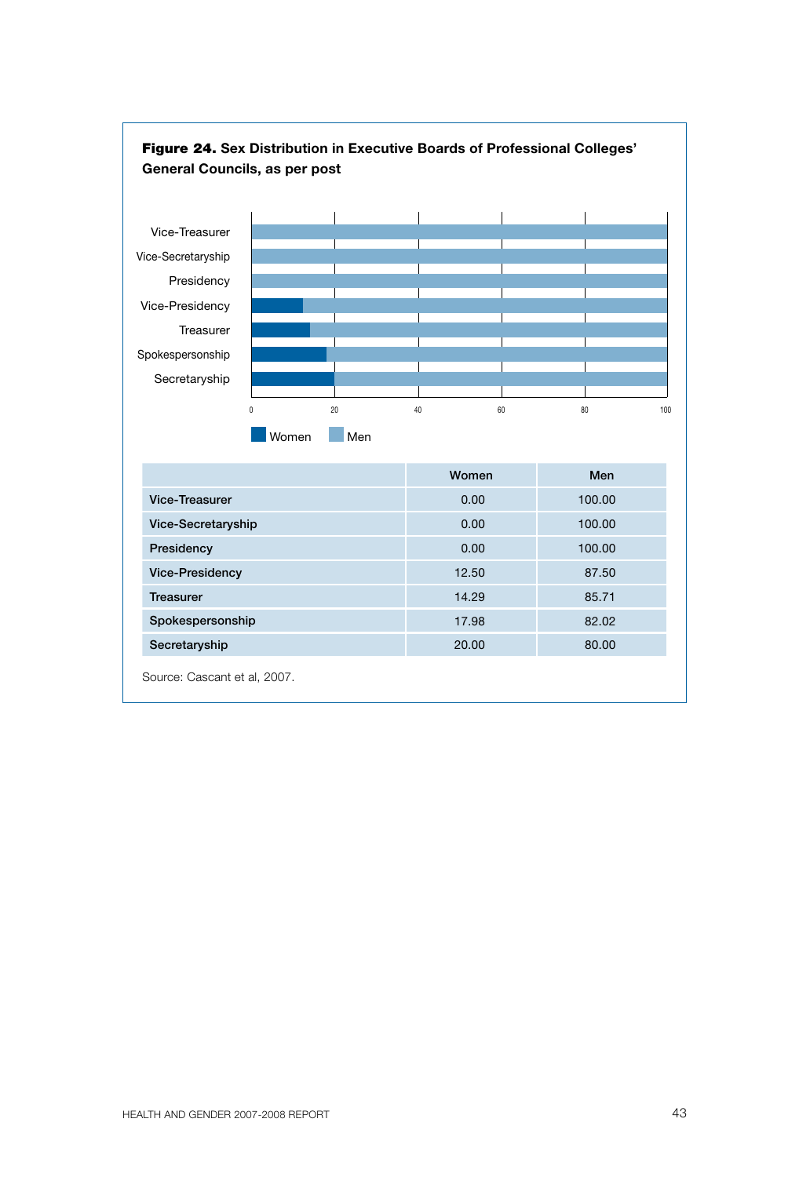**Figure 24.** **Sex Distribution in Executive Boards of Professional Colleges' General Councils, as per post**

| | Women | Men |
|---|---|---|
| Vice-Treasurer | 0.00 | 100.00 |
| Vice-Secretaryship | 0.00 | 100.00 |
| Presidency | 0.00 | 100.00 |
| Vice-Presidency | 12.50 | 87.50 |
| Treasurer | 14.29 | 85.71 |
| Spokespersonship | 17.98 | 82.02 |
| Secretaryship | 20.00 | 80.00 |

Source: Cascant et al, 2007.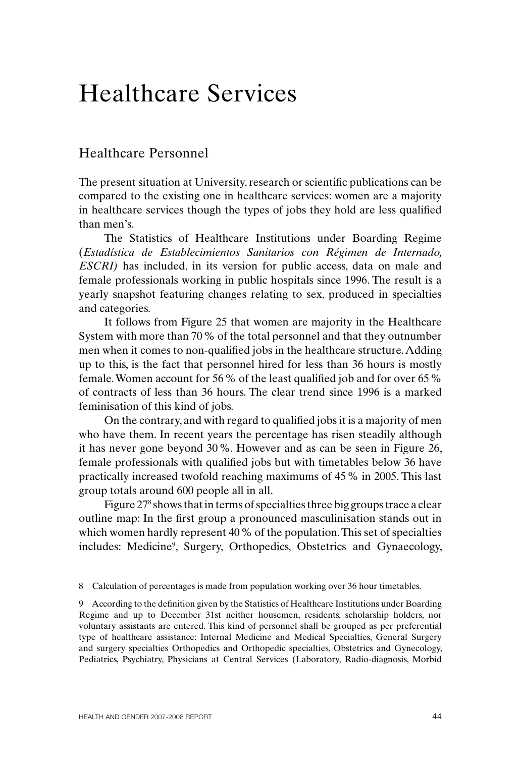# Healthcare Services

## Healthcare Personnel

The present situation at University, research or scientific publications can be compared to the existing one in healthcare services: women are a majority in healthcare services though the types of jobs they hold are less qualified than men's.

The Statistics of Healthcare Institutions under Boarding Regime (*Estadística de Establecimientos Sanitarios con Régimen de Internado, ESCRI)* has included, in its version for public access, data on male and female professionals working in public hospitals since 1996. The result is a yearly snapshot featuring changes relating to sex, produced in specialties and categories.

It follows from Figure 25 that women are majority in the Healthcare System with more than 70 % of the total personnel and that they outnumber men when it comes to non-qualified jobs in the healthcare structure. Adding up to this, is the fact that personnel hired for less than 36 hours is mostly female. Women account for 56 % of the least qualified job and for over 65 % of contracts of less than 36 hours. The clear trend since 1996 is a marked feminisation of this kind of jobs.

On the contrary, and with regard to qualified jobs it is a majority of men who have them. In recent years the percentage has risen steadily although it has never gone beyond 30 %. However and as can be seen in Figure 26, female professionals with qualified jobs but with timetables below 36 have practically increased twofold reaching maximums of 45 % in 2005. This last group totals around 600 people all in all.

Figure 27[8] shows that in terms of specialties three big groups trace a clear outline map: In the first group a pronounced masculinisation stands out in which women hardly represent 40 % of the population. This set of specialties includes: Medicine[9], Surgery, Orthopedics, Obstetrics and Gynaecology,

8 Calculation of percentages is made from population working over 36 hour timetables.

9 According to the definition given by the Statistics of Healthcare Institutions under Boarding Regime and up to December 31st neither housemen, residents, scholarship holders, nor voluntary assistants are entered. This kind of personnel shall be grouped as per preferential type of healthcare assistance: Internal Medicine and Medical Specialties, General Surgery and surgery specialties Orthopedics and Orthopedic specialties, Obstetrics and Gynecology, Pediatrics, Psychiatry, Physicians at Central Services (Laboratory, Radio-diagnosis, Morbid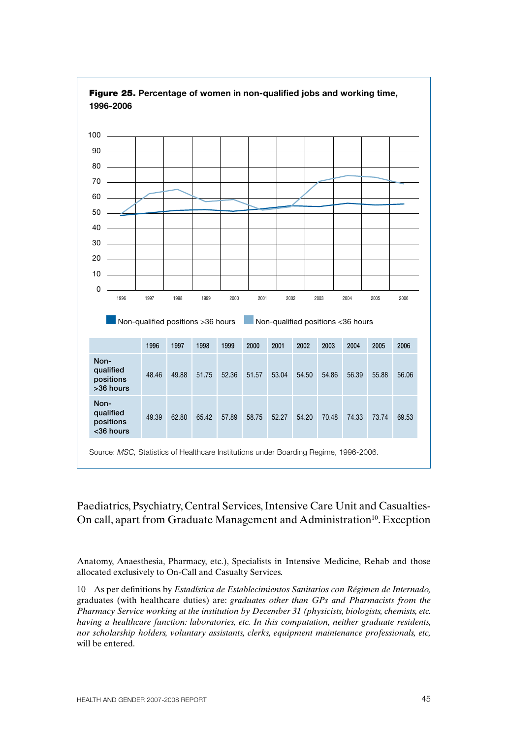**Figure 25.** Percentage of women in non-qualified jobs and working time, 1996-2006

|  | 1996 | 1997 | 1998 | 1999 | 2000 | 2001 | 2002 | 2003 | 2004 | 2005 | 2006 |
|---|---|---|---|---|---|---|---|---|---|---|---|
| Non-qualified positions >36 hours | 48.46 | 49.88 | 51.75 | 52.36 | 51.57 | 53.04 | 54.50 | 54.86 | 56.39 | 55.88 | 56.06 |
| Non-qualified positions <36 hours | 49.39 | 62.80 | 65.42 | 57.89 | 58.75 | 52.27 | 54.20 | 70.48 | 74.33 | 73.74 | 69.53 |

Source: *MSC,* Statistics of Healthcare Institutions under Boarding Regime, 1996-2006.

Paediatrics, Psychiatry, Central Services, Intensive Care Unit and Casualties-On call, apart from Graduate Management and Administration[10]. Exception

Anatomy, Anaesthesia, Pharmacy, etc.), Specialists in Intensive Medicine, Rehab and those allocated exclusively to On-Call and Casualty Services.

10 As per definitions by *Estadística de Establecimientos Sanitarios con Régimen de Internado,* graduates (with healthcare duties) are: *graduates other than GPs and Pharmacists from the Pharmacy Service working at the institution by December 31 (physicists, biologists, chemists, etc. having a healthcare function: laboratories, etc. In this computation, neither graduate residents, nor scholarship holders, voluntary assistants, clerks, equipment maintenance professionals, etc,* will be entered.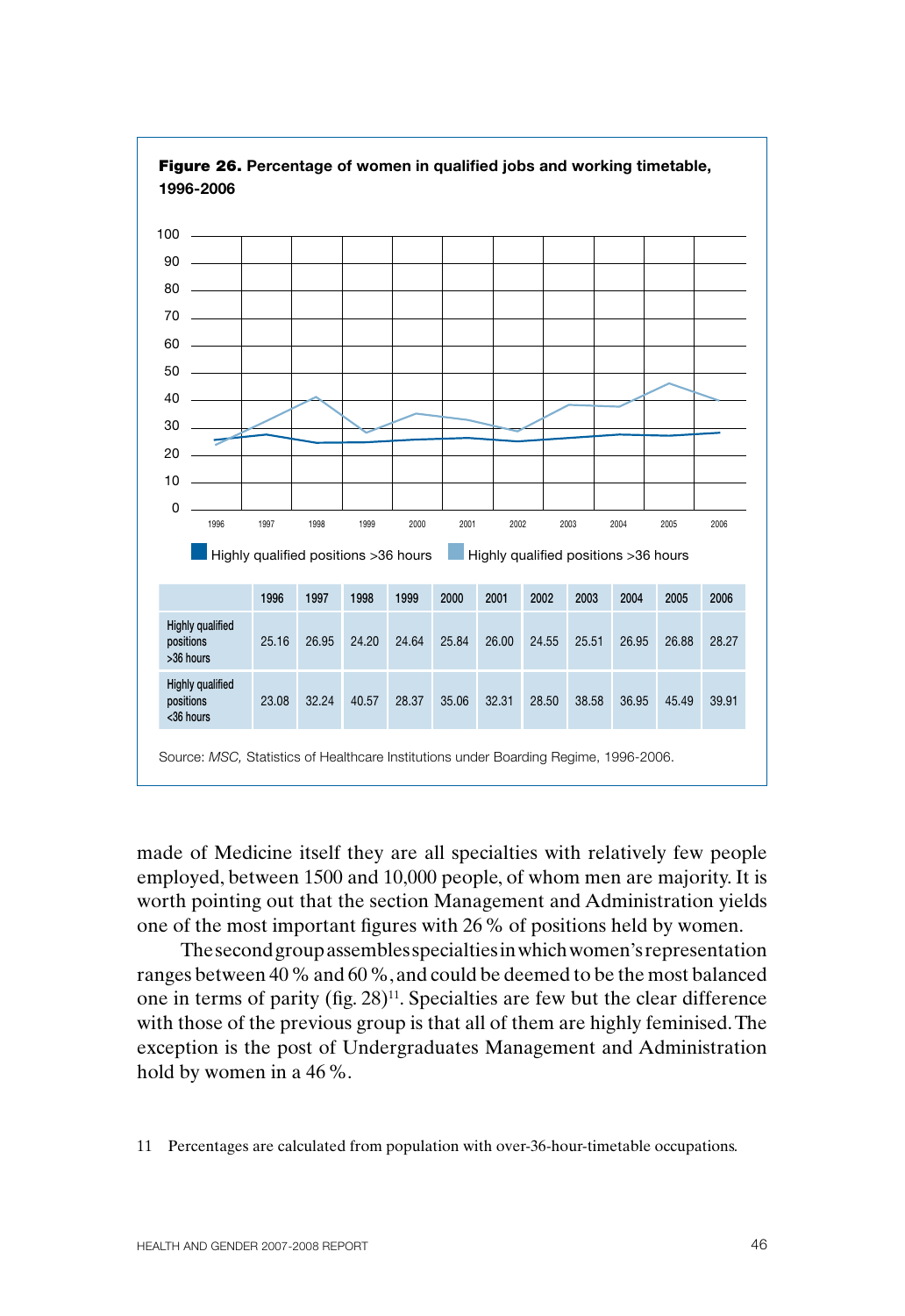**Figure 26.** Percentage of women in qualified jobs and working timetable, 1996-2006

| | 1996 | 1997 | 1998 | 1999 | 2000 | 2001 | 2002 | 2003 | 2004 | 2005 | 2006 |
|---|---|---|---|---|---|---|---|---|---|---|---|
| Highly qualified positions >36 hours | 25.16 | 26.95 | 24.20 | 24.64 | 25.84 | 26.00 | 24.55 | 25.51 | 26.95 | 26.88 | 28.27 |
| Highly qualified positions <36 hours | 23.08 | 32.24 | 40.57 | 28.37 | 35.06 | 32.31 | 28.50 | 38.58 | 36.95 | 45.49 | 39.91 |

Source: *MSC,* Statistics of Healthcare Institutions under Boarding Regime, 1996-2006.

made of Medicine itself they are all specialties with relatively few people employed, between 1500 and 10,000 people, of whom men are majority. It is worth pointing out that the section Management and Administration yields one of the most important figures with 26 % of positions held by women.

The second group assembles specialties in which women's representation ranges between 40 % and 60 %, and could be deemed to be the most balanced one in terms of parity (fig. 28)[11]. Specialties are few but the clear difference with those of the previous group is that all of them are highly feminised. The exception is the post of Undergraduates Management and Administration hold by women in a 46 %.

11 Percentages are calculated from population with over-36-hour-timetable occupations.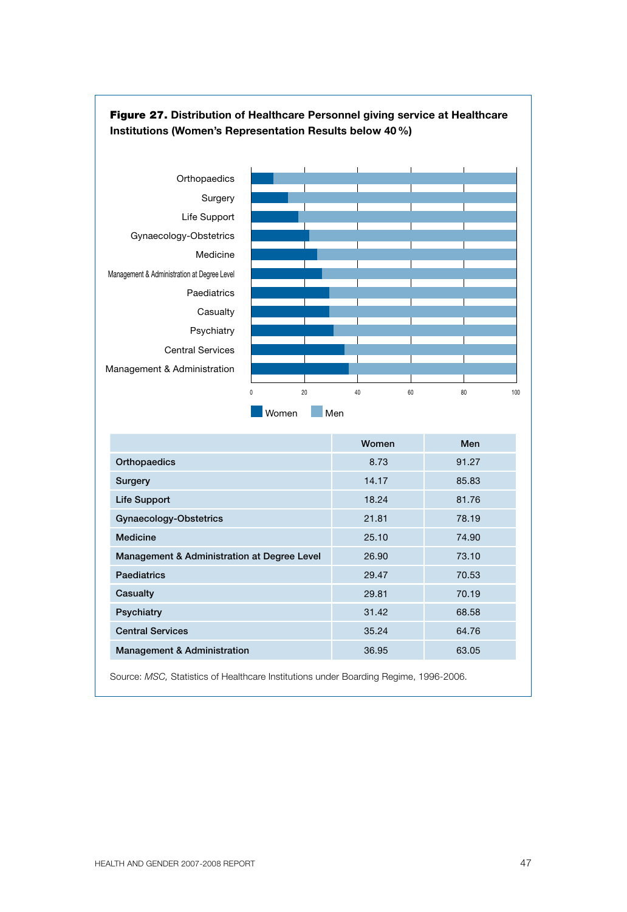**Figure 27.** **Distribution of Healthcare Personnel giving service at Healthcare Institutions (Women's Representation Results below 40 %)**

| | Women | Men |
|---|---|---|
| **Orthopaedics** | 8.73 | 91.27 |
| **Surgery** | 14.17 | 85.83 |
| **Life Support** | 18.24 | 81.76 |
| **Gynaecology-Obstetrics** | 21.81 | 78.19 |
| **Medicine** | 25.10 | 74.90 |
| **Management & Administration at Degree Level** | 26.90 | 73.10 |
| **Paediatrics** | 29.47 | 70.53 |
| **Casualty** | 29.81 | 70.19 |
| **Psychiatry** | 31.42 | 68.58 |
| **Central Services** | 35.24 | 64.76 |
| **Management & Administration** | 36.95 | 63.05 |

Source: *MSC,* Statistics of Healthcare Institutions under Boarding Regime, 1996-2006.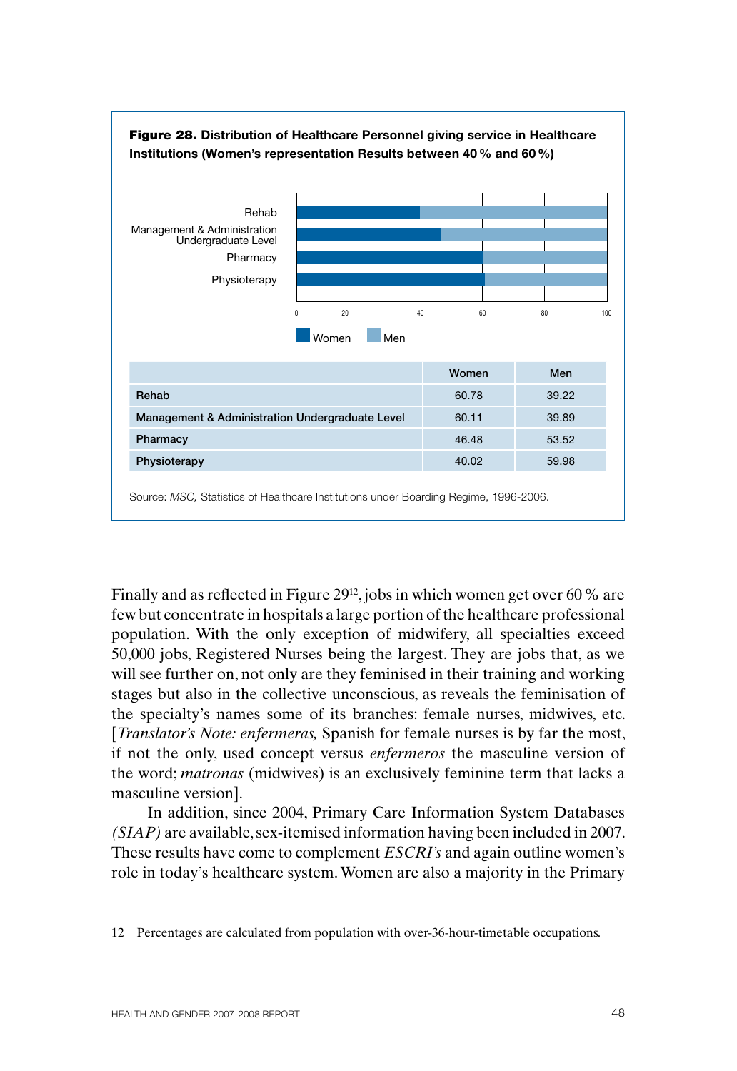**Figure 28.** **Distribution of Healthcare Personnel giving service in Healthcare Institutions (Women's representation Results between 40 % and 60 %)**

| | Women | Men |
|---|---|---|
| **Rehab** | 60.78 | 39.22 |
| **Management & Administration Undergraduate Level** | 60.11 | 39.89 |
| **Pharmacy** | 46.48 | 53.52 |
| **Physioterapy** | 40.02 | 59.98 |

Source: *MSC,* Statistics of Healthcare Institutions under Boarding Regime, 1996-2006.

Finally and as reflected in Figure 29[12], jobs in which women get over 60 % are few but concentrate in hospitals a large portion of the healthcare professional population. With the only exception of midwifery, all specialties exceed 50,000 jobs, Registered Nurses being the largest. They are jobs that, as we will see further on, not only are they feminised in their training and working stages but also in the collective unconscious, as reveals the feminisation of the specialty's names some of its branches: female nurses, midwives, etc. [*Translator's Note: enfermeras,* Spanish for female nurses is by far the most, if not the only, used concept versus *enfermeros* the masculine version of the word; *matronas* (midwives) is an exclusively feminine term that lacks a masculine version].

In addition, since 2004, Primary Care Information System Databases *(SIAP)* are available, sex-itemised information having been included in 2007. These results have come to complement *ESCRI's* and again outline women's role in today's healthcare system. Women are also a majority in the Primary

12 Percentages are calculated from population with over-36-hour-timetable occupations.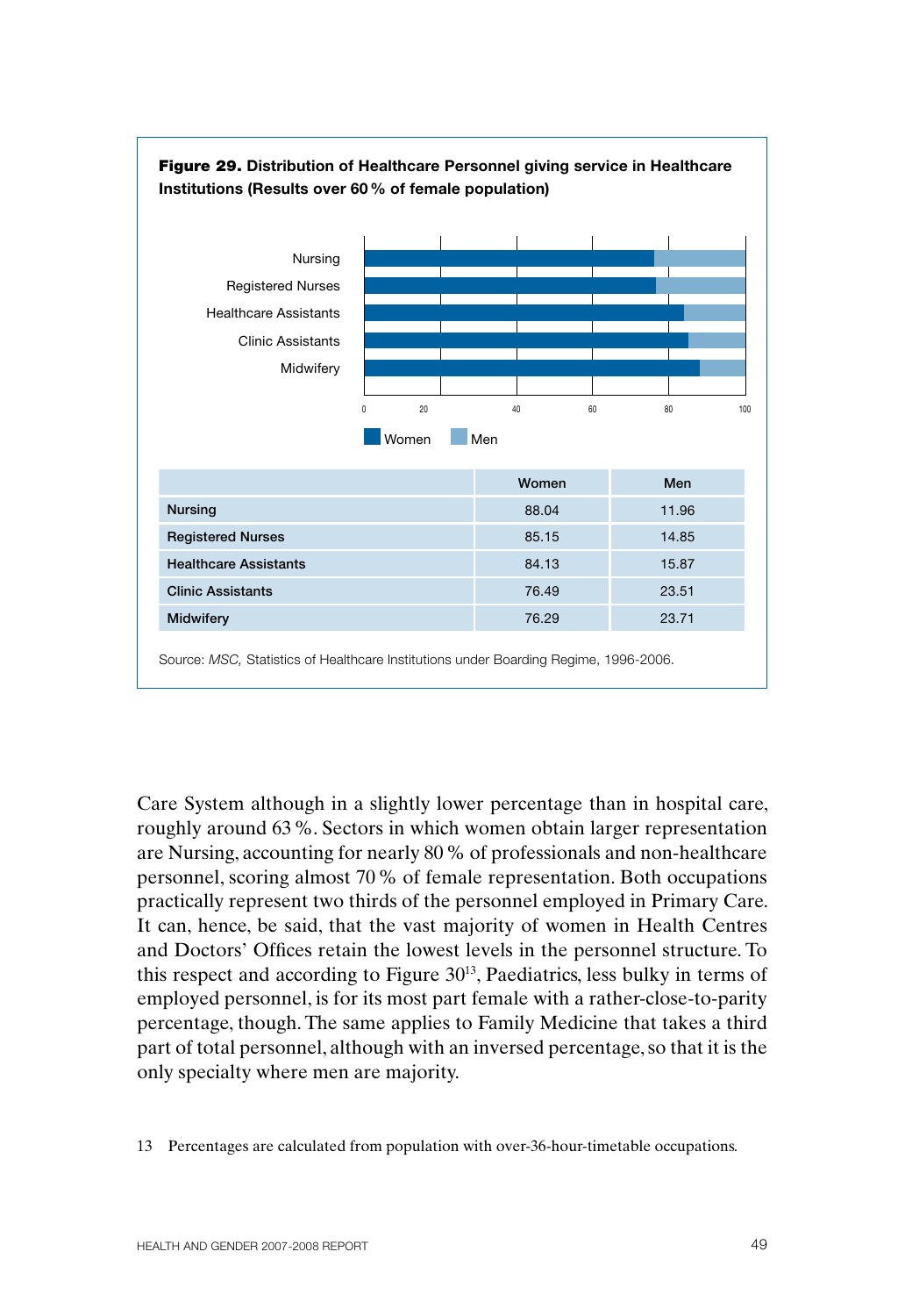**Figure 29.** **Distribution of Healthcare Personnel giving service in Healthcare Institutions (Results over 60 % of female population)**

|  | Women | Men |
|---|---|---|
| **Nursing** | 88.04 | 11.96 |
| **Registered Nurses** | 85.15 | 14.85 |
| **Healthcare Assistants** | 84.13 | 15.87 |
| **Clinic Assistants** | 76.49 | 23.51 |
| **Midwifery** | 76.29 | 23.71 |

Source: *MSC,* Statistics of Healthcare Institutions under Boarding Regime, 1996-2006.

Care System although in a slightly lower percentage than in hospital care, roughly around 63 %. Sectors in which women obtain larger representation are Nursing, accounting for nearly 80 % of professionals and non-healthcare personnel, scoring almost 70 % of female representation. Both occupations practically represent two thirds of the personnel employed in Primary Care. It can, hence, be said, that the vast majority of women in Health Centres and Doctors' Offices retain the lowest levels in the personnel structure. To this respect and according to Figure 30[13], Paediatrics, less bulky in terms of employed personnel, is for its most part female with a rather-close-to-parity percentage, though. The same applies to Family Medicine that takes a third part of total personnel, although with an inversed percentage, so that it is the only specialty where men are majority.

13 Percentages are calculated from population with over-36-hour-timetable occupations.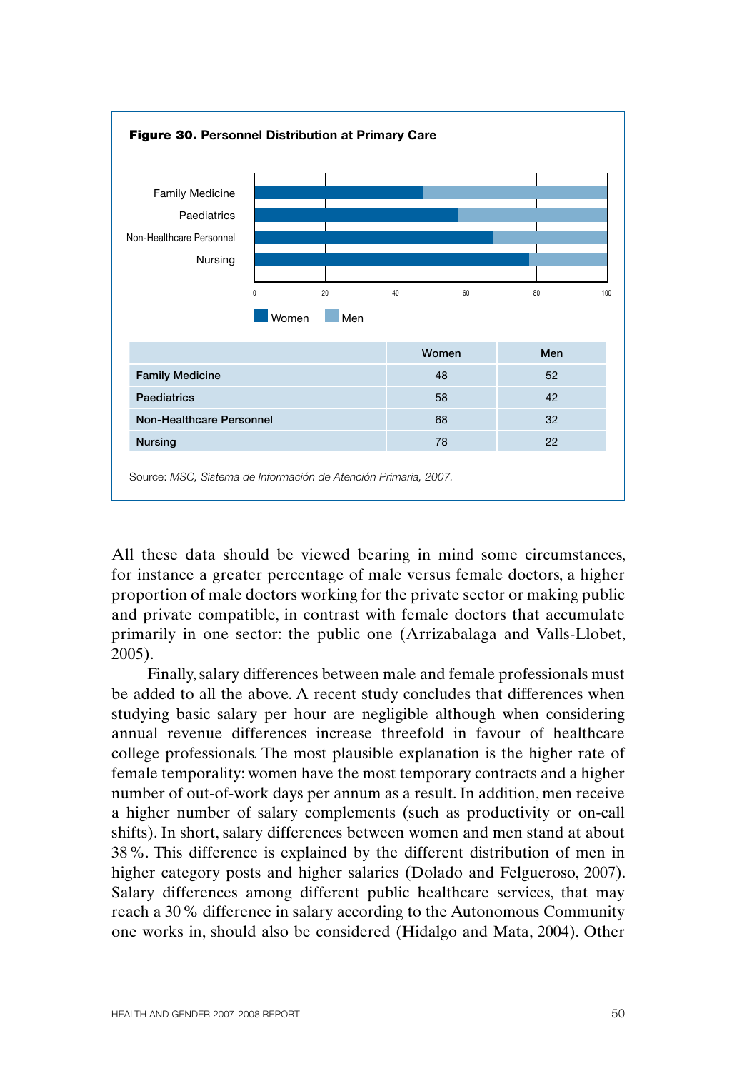**Figure 30.** Personnel Distribution at Primary Care

| | Women | Men |
|---|---|---|
| **Family Medicine** | 48 | 52 |
| **Paediatrics** | 58 | 42 |
| **Non-Healthcare Personnel** | 68 | 32 |
| **Nursing** | 78 | 22 |

Source: *MSC, Sistema de Información de Atención Primaria, 2007.*

All these data should be viewed bearing in mind some circumstances, for instance a greater percentage of male versus female doctors, a higher proportion of male doctors working for the private sector or making public and private compatible, in contrast with female doctors that accumulate primarily in one sector: the public one (Arrizabalaga and Valls-Llobet, 2005).

Finally, salary differences between male and female professionals must be added to all the above. A recent study concludes that differences when studying basic salary per hour are negligible although when considering annual revenue differences increase threefold in favour of healthcare college professionals. The most plausible explanation is the higher rate of female temporality: women have the most temporary contracts and a higher number of out-of-work days per annum as a result. In addition, men receive a higher number of salary complements (such as productivity or on-call shifts). In short, salary differences between women and men stand at about 38 %. This difference is explained by the different distribution of men in higher category posts and higher salaries (Dolado and Felgueroso, 2007). Salary differences among different public healthcare services, that may reach a 30 % difference in salary according to the Autonomous Community one works in, should also be considered (Hidalgo and Mata, 2004). Other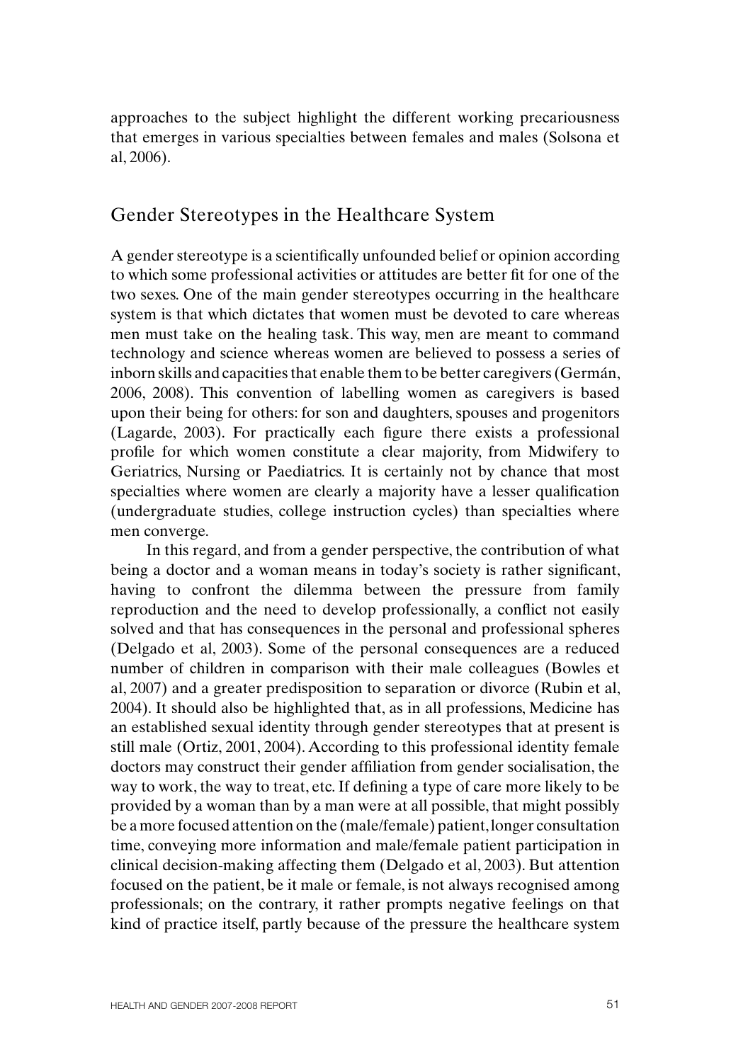approaches to the subject highlight the different working precariousness that emerges in various specialties between females and males (Solsona et al, 2006).

## Gender Stereotypes in the Healthcare System

A gender stereotype is a scientifically unfounded belief or opinion according to which some professional activities or attitudes are better fit for one of the two sexes. One of the main gender stereotypes occurring in the healthcare system is that which dictates that women must be devoted to care whereas men must take on the healing task. This way, men are meant to command technology and science whereas women are believed to possess a series of inborn skills and capacities that enable them to be better caregivers (Germán, 2006, 2008). This convention of labelling women as caregivers is based upon their being for others: for son and daughters, spouses and progenitors (Lagarde, 2003). For practically each figure there exists a professional profile for which women constitute a clear majority, from Midwifery to Geriatrics, Nursing or Paediatrics. It is certainly not by chance that most specialties where women are clearly a majority have a lesser qualification (undergraduate studies, college instruction cycles) than specialties where men converge.

In this regard, and from a gender perspective, the contribution of what being a doctor and a woman means in today's society is rather significant, having to confront the dilemma between the pressure from family reproduction and the need to develop professionally, a conflict not easily solved and that has consequences in the personal and professional spheres (Delgado et al, 2003). Some of the personal consequences are a reduced number of children in comparison with their male colleagues (Bowles et al, 2007) and a greater predisposition to separation or divorce (Rubin et al, 2004). It should also be highlighted that, as in all professions, Medicine has an established sexual identity through gender stereotypes that at present is still male (Ortiz, 2001, 2004). According to this professional identity female doctors may construct their gender affiliation from gender socialisation, the way to work, the way to treat, etc. If defining a type of care more likely to be provided by a woman than by a man were at all possible, that might possibly be a more focused attention on the (male/female) patient, longer consultation time, conveying more information and male/female patient participation in clinical decision-making affecting them (Delgado et al, 2003). But attention focused on the patient, be it male or female, is not always recognised among professionals; on the contrary, it rather prompts negative feelings on that kind of practice itself, partly because of the pressure the healthcare system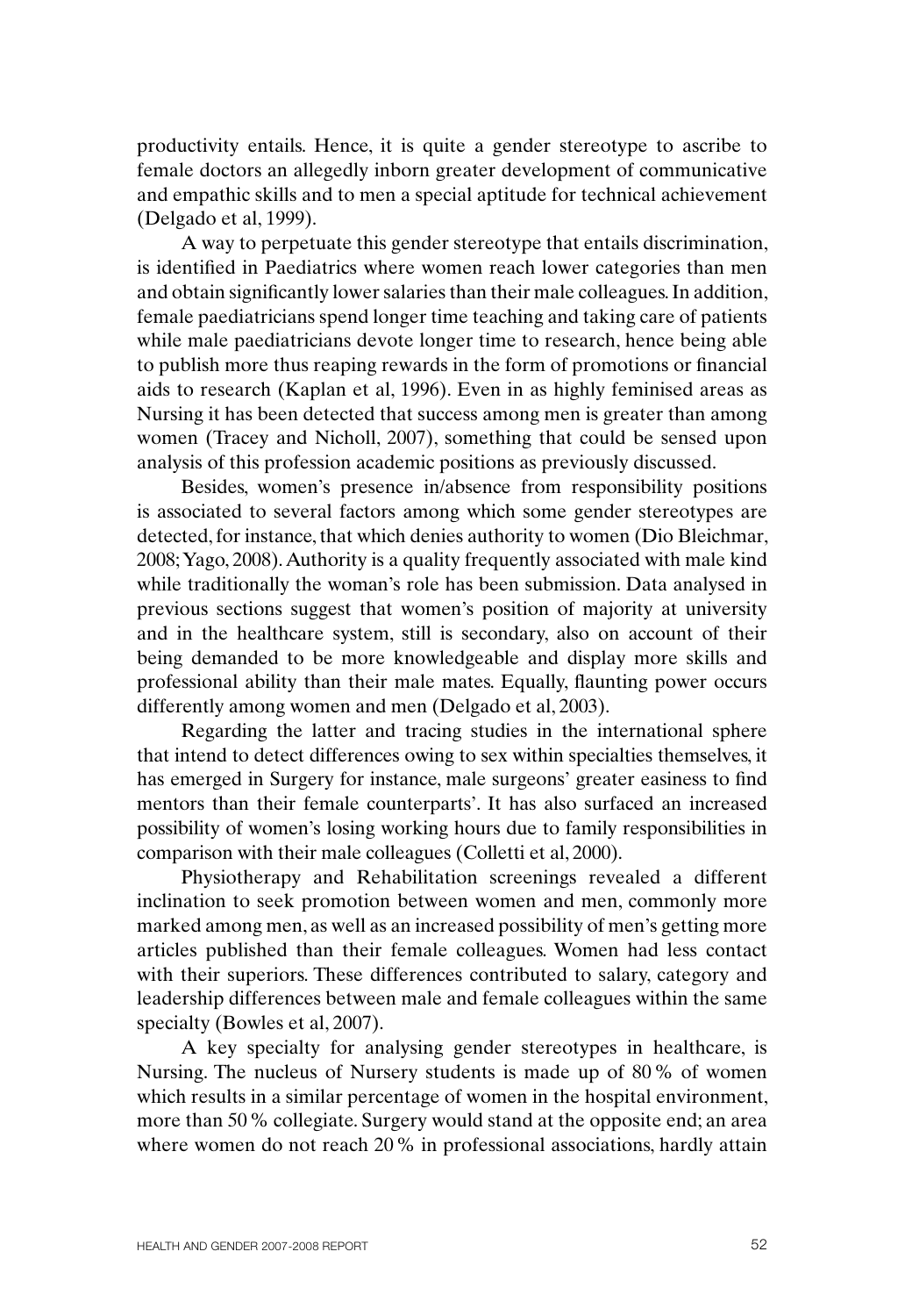productivity entails. Hence, it is quite a gender stereotype to ascribe to female doctors an allegedly inborn greater development of communicative and empathic skills and to men a special aptitude for technical achievement (Delgado et al, 1999).

A way to perpetuate this gender stereotype that entails discrimination, is identified in Paediatrics where women reach lower categories than men and obtain significantly lower salaries than their male colleagues. In addition, female paediatricians spend longer time teaching and taking care of patients while male paediatricians devote longer time to research, hence being able to publish more thus reaping rewards in the form of promotions or financial aids to research (Kaplan et al, 1996). Even in as highly feminised areas as Nursing it has been detected that success among men is greater than among women (Tracey and Nicholl, 2007), something that could be sensed upon analysis of this profession academic positions as previously discussed.

Besides, women's presence in/absence from responsibility positions is associated to several factors among which some gender stereotypes are detected, for instance, that which denies authority to women (Dio Bleichmar, 2008; Yago, 2008). Authority is a quality frequently associated with male kind while traditionally the woman's role has been submission. Data analysed in previous sections suggest that women's position of majority at university and in the healthcare system, still is secondary, also on account of their being demanded to be more knowledgeable and display more skills and professional ability than their male mates. Equally, flaunting power occurs differently among women and men (Delgado et al, 2003).

Regarding the latter and tracing studies in the international sphere that intend to detect differences owing to sex within specialties themselves, it has emerged in Surgery for instance, male surgeons' greater easiness to find mentors than their female counterparts'. It has also surfaced an increased possibility of women's losing working hours due to family responsibilities in comparison with their male colleagues (Colletti et al, 2000).

Physiotherapy and Rehabilitation screenings revealed a different inclination to seek promotion between women and men, commonly more marked among men, as well as an increased possibility of men's getting more articles published than their female colleagues. Women had less contact with their superiors. These differences contributed to salary, category and leadership differences between male and female colleagues within the same specialty (Bowles et al, 2007).

A key specialty for analysing gender stereotypes in healthcare, is Nursing. The nucleus of Nursery students is made up of 80 % of women which results in a similar percentage of women in the hospital environment, more than 50 % collegiate. Surgery would stand at the opposite end; an area where women do not reach 20 % in professional associations, hardly attain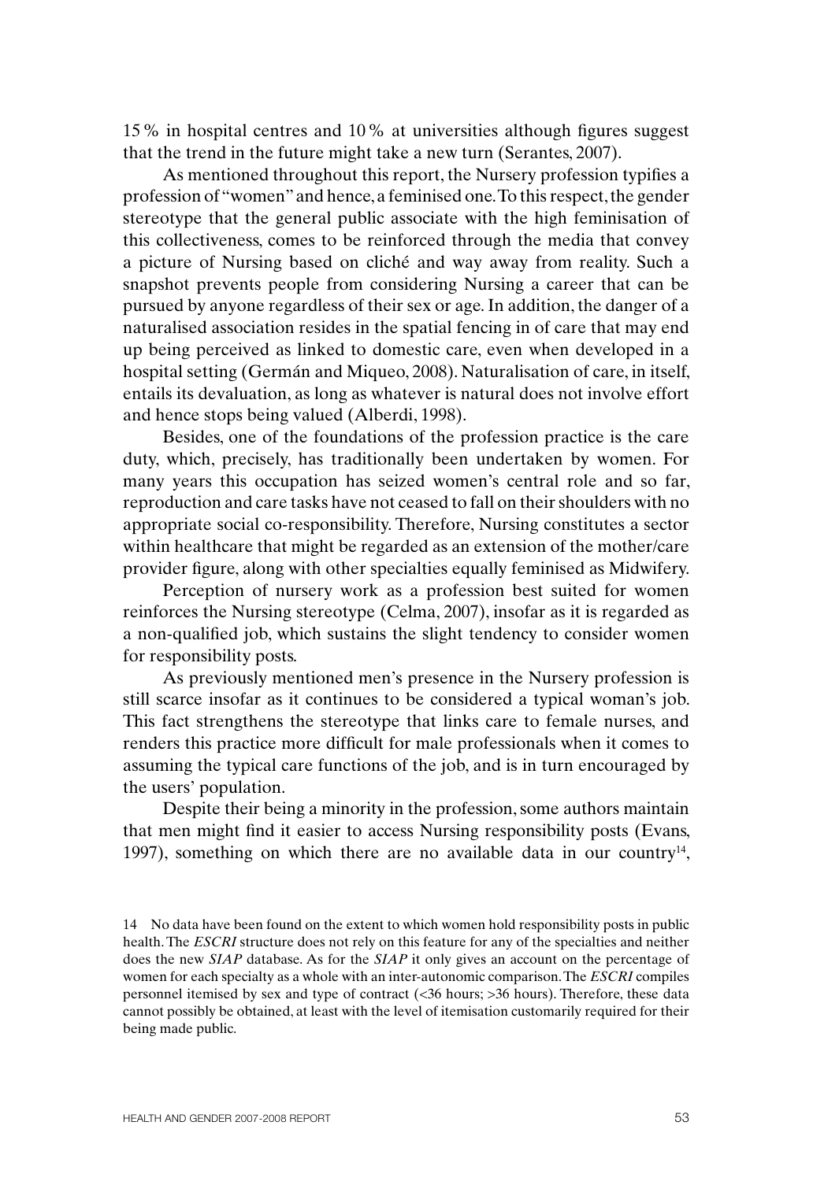15 % in hospital centres and 10 % at universities although figures suggest that the trend in the future might take a new turn (Serantes, 2007).

As mentioned throughout this report, the Nursery profession typifies a profession of "women" and hence, a feminised one. To this respect, the gender stereotype that the general public associate with the high feminisation of this collectiveness, comes to be reinforced through the media that convey a picture of Nursing based on cliché and way away from reality. Such a snapshot prevents people from considering Nursing a career that can be pursued by anyone regardless of their sex or age. In addition, the danger of a naturalised association resides in the spatial fencing in of care that may end up being perceived as linked to domestic care, even when developed in a hospital setting (Germán and Miqueo, 2008). Naturalisation of care, in itself, entails its devaluation, as long as whatever is natural does not involve effort and hence stops being valued (Alberdi, 1998).

Besides, one of the foundations of the profession practice is the care duty, which, precisely, has traditionally been undertaken by women. For many years this occupation has seized women's central role and so far, reproduction and care tasks have not ceased to fall on their shoulders with no appropriate social co-responsibility. Therefore, Nursing constitutes a sector within healthcare that might be regarded as an extension of the mother/care provider figure, along with other specialties equally feminised as Midwifery.

Perception of nursery work as a profession best suited for women reinforces the Nursing stereotype (Celma, 2007), insofar as it is regarded as a non-qualified job, which sustains the slight tendency to consider women for responsibility posts.

As previously mentioned men's presence in the Nursery profession is still scarce insofar as it continues to be considered a typical woman's job. This fact strengthens the stereotype that links care to female nurses, and renders this practice more difficult for male professionals when it comes to assuming the typical care functions of the job, and is in turn encouraged by the users' population.

Despite their being a minority in the profession, some authors maintain that men might find it easier to access Nursing responsibility posts (Evans, 1997), something on which there are no available data in our country[14],

14 No data have been found on the extent to which women hold responsibility posts in public health. The *ESCRI* structure does not rely on this feature for any of the specialties and neither does the new *SIAP* database. As for the *SIAP* it only gives an account on the percentage of women for each specialty as a whole with an inter-autonomic comparison. The *ESCRI* compiles personnel itemised by sex and type of contract (<36 hours; >36 hours). Therefore, these data cannot possibly be obtained, at least with the level of itemisation customarily required for their being made public.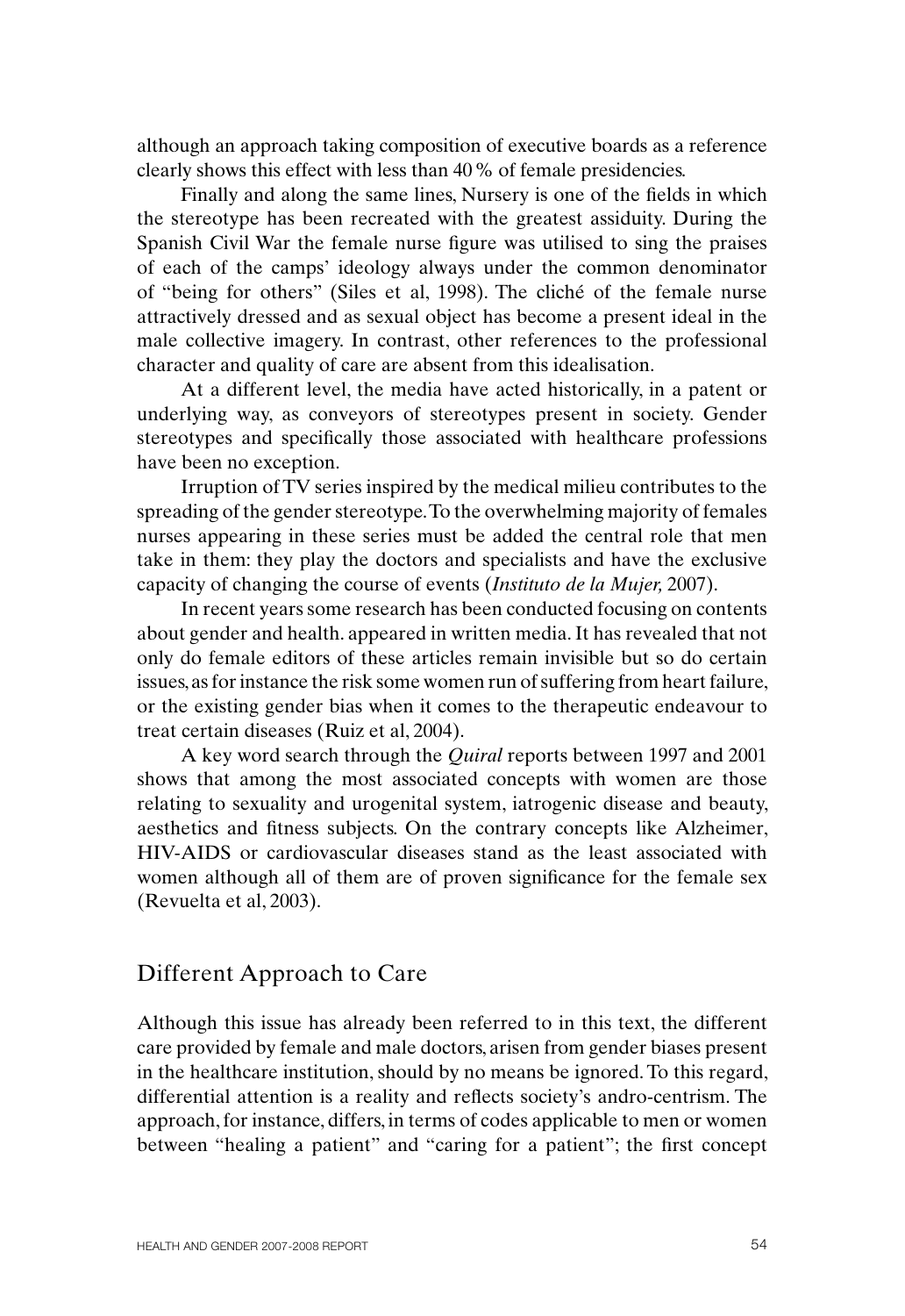although an approach taking composition of executive boards as a reference clearly shows this effect with less than 40 % of female presidencies.

Finally and along the same lines, Nursery is one of the fields in which the stereotype has been recreated with the greatest assiduity. During the Spanish Civil War the female nurse figure was utilised to sing the praises of each of the camps' ideology always under the common denominator of "being for others" (Siles et al, 1998). The cliché of the female nurse attractively dressed and as sexual object has become a present ideal in the male collective imagery. In contrast, other references to the professional character and quality of care are absent from this idealisation.

At a different level, the media have acted historically, in a patent or underlying way, as conveyors of stereotypes present in society. Gender stereotypes and specifically those associated with healthcare professions have been no exception.

Irruption of TV series inspired by the medical milieu contributes to the spreading of the gender stereotype. To the overwhelming majority of females nurses appearing in these series must be added the central role that men take in them: they play the doctors and specialists and have the exclusive capacity of changing the course of events (*Instituto de la Mujer,* 2007).

In recent years some research has been conducted focusing on contents about gender and health. appeared in written media. It has revealed that not only do female editors of these articles remain invisible but so do certain issues, as for instance the risk some women run of suffering from heart failure, or the existing gender bias when it comes to the therapeutic endeavour to treat certain diseases (Ruiz et al, 2004).

A key word search through the *Quiral* reports between 1997 and 2001 shows that among the most associated concepts with women are those relating to sexuality and urogenital system, iatrogenic disease and beauty, aesthetics and fitness subjects. On the contrary concepts like Alzheimer, HIV-AIDS or cardiovascular diseases stand as the least associated with women although all of them are of proven significance for the female sex (Revuelta et al, 2003).

## Different Approach to Care

Although this issue has already been referred to in this text, the different care provided by female and male doctors, arisen from gender biases present in the healthcare institution, should by no means be ignored. To this regard, differential attention is a reality and reflects society's andro-centrism. The approach, for instance, differs, in terms of codes applicable to men or women between "healing a patient" and "caring for a patient"; the first concept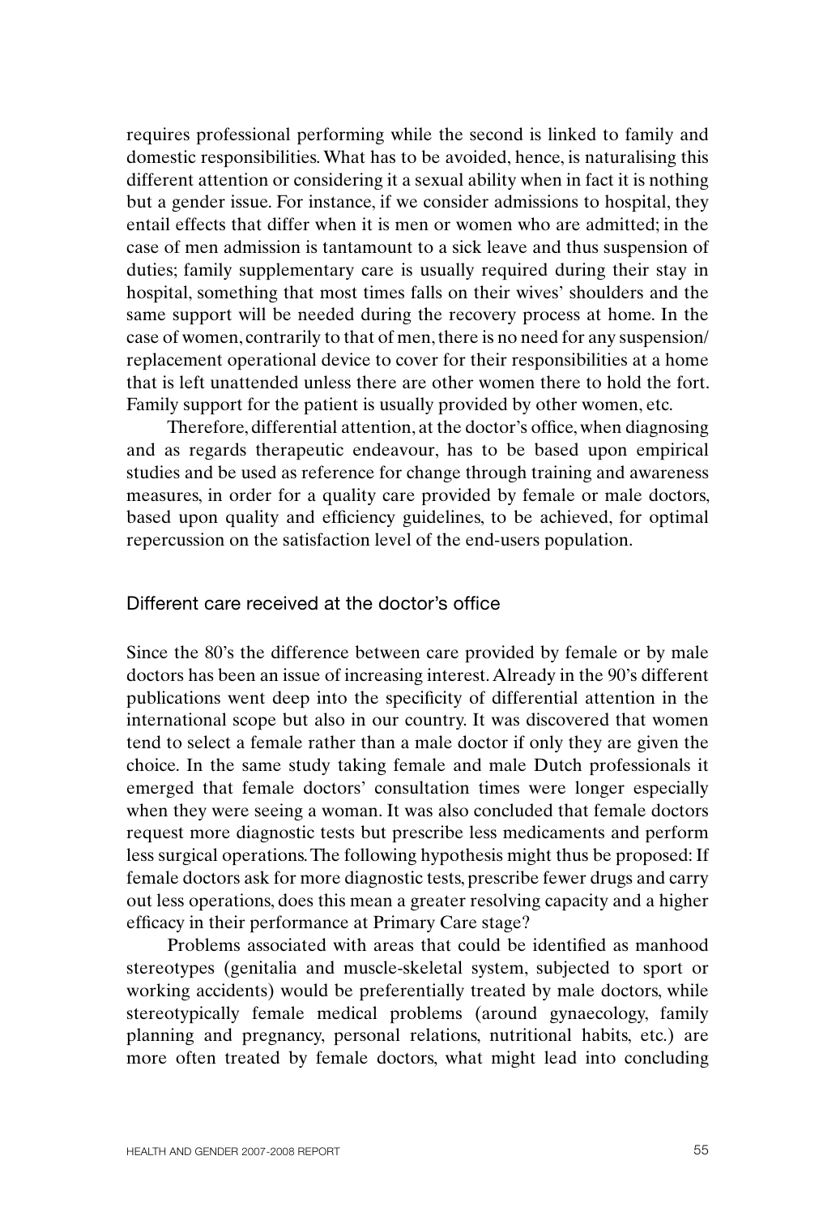requires professional performing while the second is linked to family and domestic responsibilities. What has to be avoided, hence, is naturalising this different attention or considering it a sexual ability when in fact it is nothing but a gender issue. For instance, if we consider admissions to hospital, they entail effects that differ when it is men or women who are admitted; in the case of men admission is tantamount to a sick leave and thus suspension of duties; family supplementary care is usually required during their stay in hospital, something that most times falls on their wives' shoulders and the same support will be needed during the recovery process at home. In the case of women, contrarily to that of men, there is no need for any suspension/replacement operational device to cover for their responsibilities at a home that is left unattended unless there are other women there to hold the fort. Family support for the patient is usually provided by other women, etc.

Therefore, differential attention, at the doctor's office, when diagnosing and as regards therapeutic endeavour, has to be based upon empirical studies and be used as reference for change through training and awareness measures, in order for a quality care provided by female or male doctors, based upon quality and efficiency guidelines, to be achieved, for optimal repercussion on the satisfaction level of the end-users population.

## Different care received at the doctor's office

Since the 80's the difference between care provided by female or by male doctors has been an issue of increasing interest. Already in the 90's different publications went deep into the specificity of differential attention in the international scope but also in our country. It was discovered that women tend to select a female rather than a male doctor if only they are given the choice. In the same study taking female and male Dutch professionals it emerged that female doctors' consultation times were longer especially when they were seeing a woman. It was also concluded that female doctors request more diagnostic tests but prescribe less medicaments and perform less surgical operations. The following hypothesis might thus be proposed: If female doctors ask for more diagnostic tests, prescribe fewer drugs and carry out less operations, does this mean a greater resolving capacity and a higher efficacy in their performance at Primary Care stage?

Problems associated with areas that could be identified as manhood stereotypes (genitalia and muscle-skeletal system, subjected to sport or working accidents) would be preferentially treated by male doctors, while stereotypically female medical problems (around gynaecology, family planning and pregnancy, personal relations, nutritional habits, etc.) are more often treated by female doctors, what might lead into concluding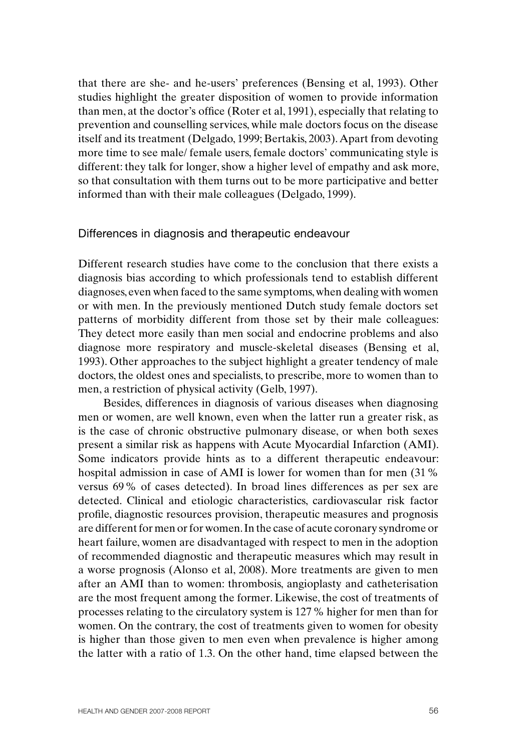that there are she- and he-users' preferences (Bensing et al, 1993). Other studies highlight the greater disposition of women to provide information than men, at the doctor's office (Roter et al, 1991), especially that relating to prevention and counselling services, while male doctors focus on the disease itself and its treatment (Delgado, 1999; Bertakis, 2003). Apart from devoting more time to see male/ female users, female doctors' communicating style is different: they talk for longer, show a higher level of empathy and ask more, so that consultation with them turns out to be more participative and better informed than with their male colleagues (Delgado, 1999).

## Differences in diagnosis and therapeutic endeavour

Different research studies have come to the conclusion that there exists a diagnosis bias according to which professionals tend to establish different diagnoses, even when faced to the same symptoms, when dealing with women or with men. In the previously mentioned Dutch study female doctors set patterns of morbidity different from those set by their male colleagues: They detect more easily than men social and endocrine problems and also diagnose more respiratory and muscle-skeletal diseases (Bensing et al, 1993). Other approaches to the subject highlight a greater tendency of male doctors, the oldest ones and specialists, to prescribe, more to women than to men, a restriction of physical activity (Gelb, 1997).

Besides, differences in diagnosis of various diseases when diagnosing men or women, are well known, even when the latter run a greater risk, as is the case of chronic obstructive pulmonary disease, or when both sexes present a similar risk as happens with Acute Myocardial Infarction (AMI). Some indicators provide hints as to a different therapeutic endeavour: hospital admission in case of AMI is lower for women than for men (31 % versus 69 % of cases detected). In broad lines differences as per sex are detected. Clinical and etiologic characteristics, cardiovascular risk factor profile, diagnostic resources provision, therapeutic measures and prognosis are different for men or for women. In the case of acute coronary syndrome or heart failure, women are disadvantaged with respect to men in the adoption of recommended diagnostic and therapeutic measures which may result in a worse prognosis (Alonso et al, 2008). More treatments are given to men after an AMI than to women: thrombosis, angioplasty and catheterisation are the most frequent among the former. Likewise, the cost of treatments of processes relating to the circulatory system is 127 % higher for men than for women. On the contrary, the cost of treatments given to women for obesity is higher than those given to men even when prevalence is higher among the latter with a ratio of 1.3. On the other hand, time elapsed between the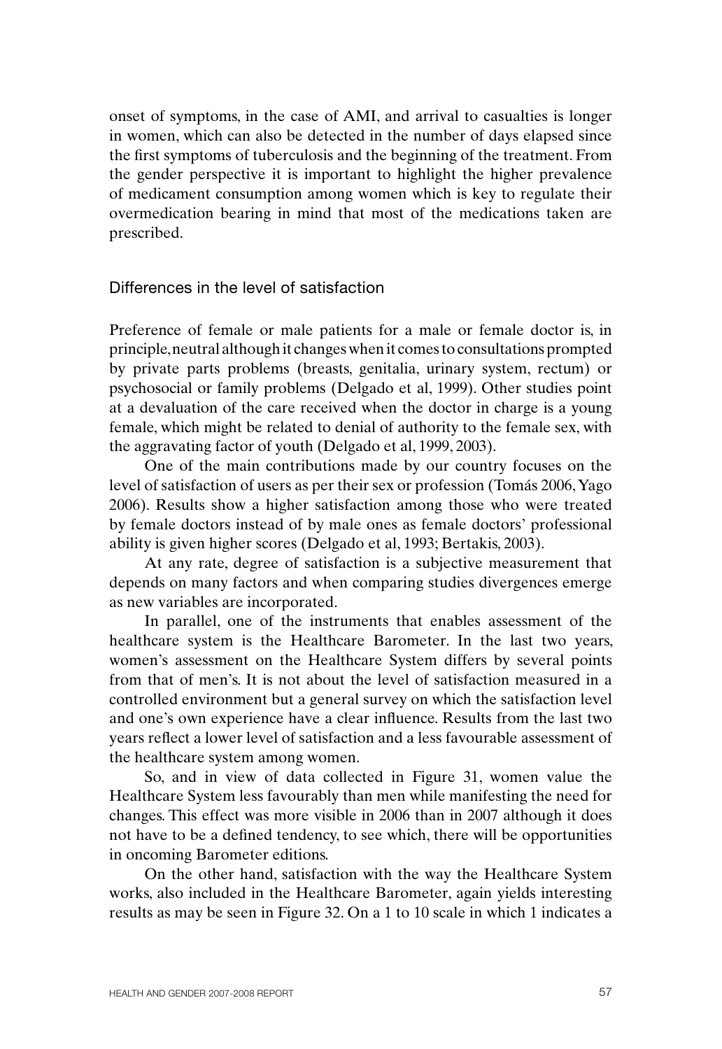onset of symptoms, in the case of AMI, and arrival to casualties is longer in women, which can also be detected in the number of days elapsed since the first symptoms of tuberculosis and the beginning of the treatment. From the gender perspective it is important to highlight the higher prevalence of medicament consumption among women which is key to regulate their overmedication bearing in mind that most of the medications taken are prescribed.

## Differences in the level of satisfaction

Preference of female or male patients for a male or female doctor is, in principle, neutral although it changes when it comes to consultations prompted by private parts problems (breasts, genitalia, urinary system, rectum) or psychosocial or family problems (Delgado et al, 1999). Other studies point at a devaluation of the care received when the doctor in charge is a young female, which might be related to denial of authority to the female sex, with the aggravating factor of youth (Delgado et al, 1999, 2003).

One of the main contributions made by our country focuses on the level of satisfaction of users as per their sex or profession (Tomás 2006, Yago 2006). Results show a higher satisfaction among those who were treated by female doctors instead of by male ones as female doctors' professional ability is given higher scores (Delgado et al, 1993; Bertakis, 2003).

At any rate, degree of satisfaction is a subjective measurement that depends on many factors and when comparing studies divergences emerge as new variables are incorporated.

In parallel, one of the instruments that enables assessment of the healthcare system is the Healthcare Barometer. In the last two years, women's assessment on the Healthcare System differs by several points from that of men's. It is not about the level of satisfaction measured in a controlled environment but a general survey on which the satisfaction level and one's own experience have a clear influence. Results from the last two years reflect a lower level of satisfaction and a less favourable assessment of the healthcare system among women.

So, and in view of data collected in Figure 31, women value the Healthcare System less favourably than men while manifesting the need for changes. This effect was more visible in 2006 than in 2007 although it does not have to be a defined tendency, to see which, there will be opportunities in oncoming Barometer editions.

On the other hand, satisfaction with the way the Healthcare System works, also included in the Healthcare Barometer, again yields interesting results as may be seen in Figure 32. On a 1 to 10 scale in which 1 indicates a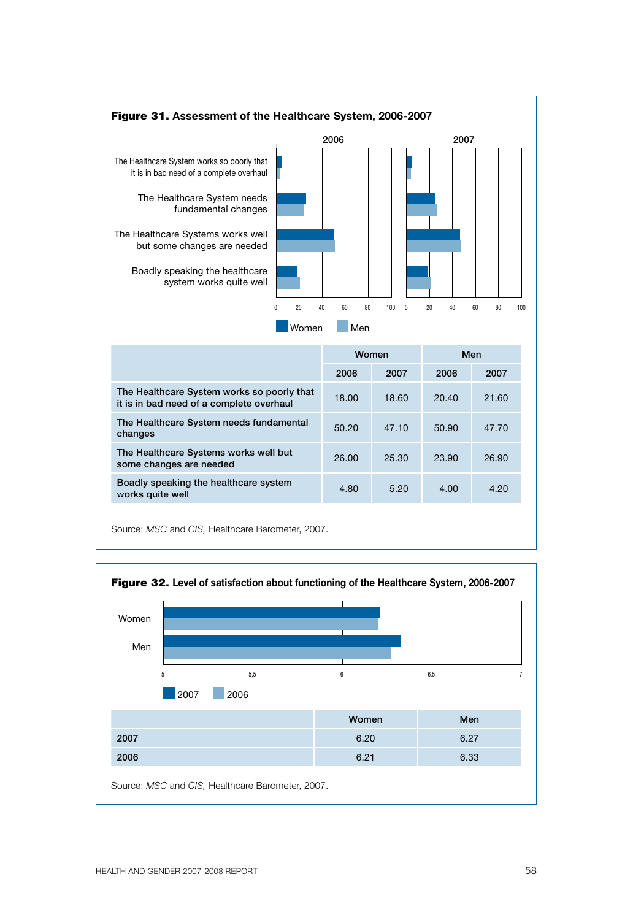**Figure 31.** Assessment of the Healthcare System, 2006-2007

| | Women | | Men | |
|---|---|---|---|---|
| | 2006 | 2007 | 2006 | 2007 |
| The Healthcare System works so poorly that it is in bad need of a complete overhaul | 18.00 | 18.60 | 20.40 | 21.60 |
| The Healthcare System needs fundamental changes | 50.20 | 47.10 | 50.90 | 47.70 |
| The Healthcare Systems works well but some changes are needed | 26.00 | 25.30 | 23.90 | 26.90 |
| Boadly speaking the healthcare system works quite well | 4.80 | 5.20 | 4.00 | 4.20 |

Source: *MSC* and *CIS,* Healthcare Barometer, 2007.

**Figure 32.** Level of satisfaction about functioning of the Healthcare System, 2006-2007

| | Women | Men |
|---|---|---|
| 2007 | 6.20 | 6.27 |
| 2006 | 6.21 | 6.33 |

Source: *MSC* and *CIS,* Healthcare Barometer, 2007.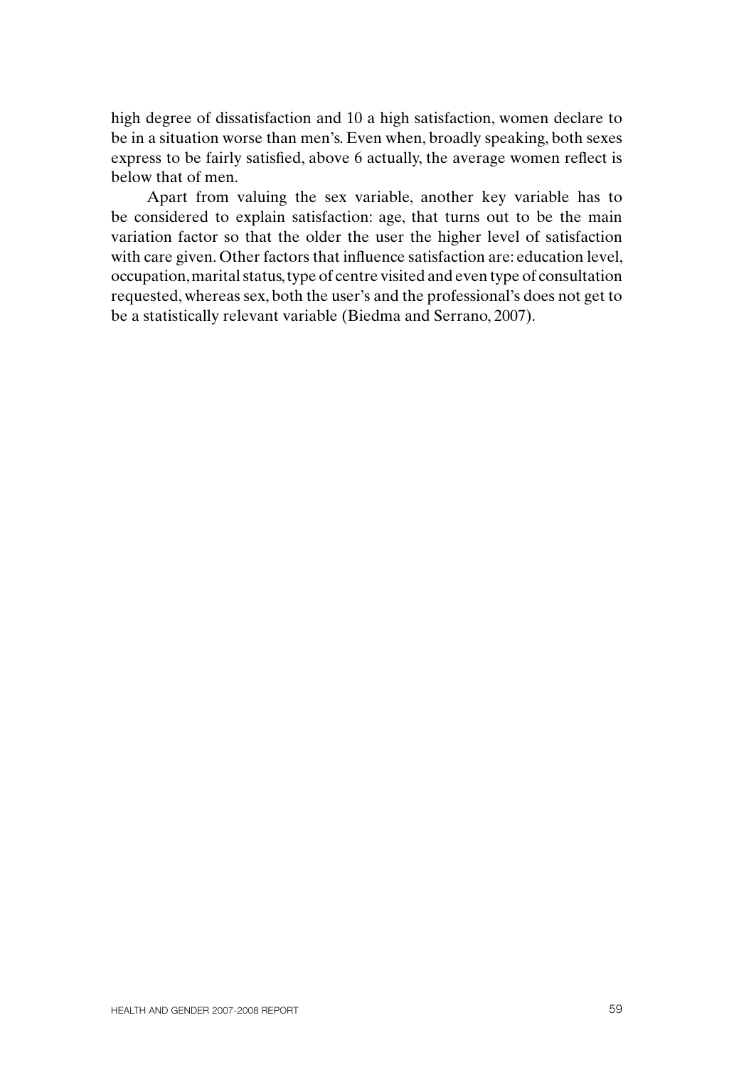high degree of dissatisfaction and 10 a high satisfaction, women declare to be in a situation worse than men's. Even when, broadly speaking, both sexes express to be fairly satisfied, above 6 actually, the average women reflect is below that of men.

Apart from valuing the sex variable, another key variable has to be considered to explain satisfaction: age, that turns out to be the main variation factor so that the older the user the higher level of satisfaction with care given. Other factors that influence satisfaction are: education level, occupation, marital status, type of centre visited and even type of consultation requested, whereas sex, both the user's and the professional's does not get to be a statistically relevant variable (Biedma and Serrano, 2007).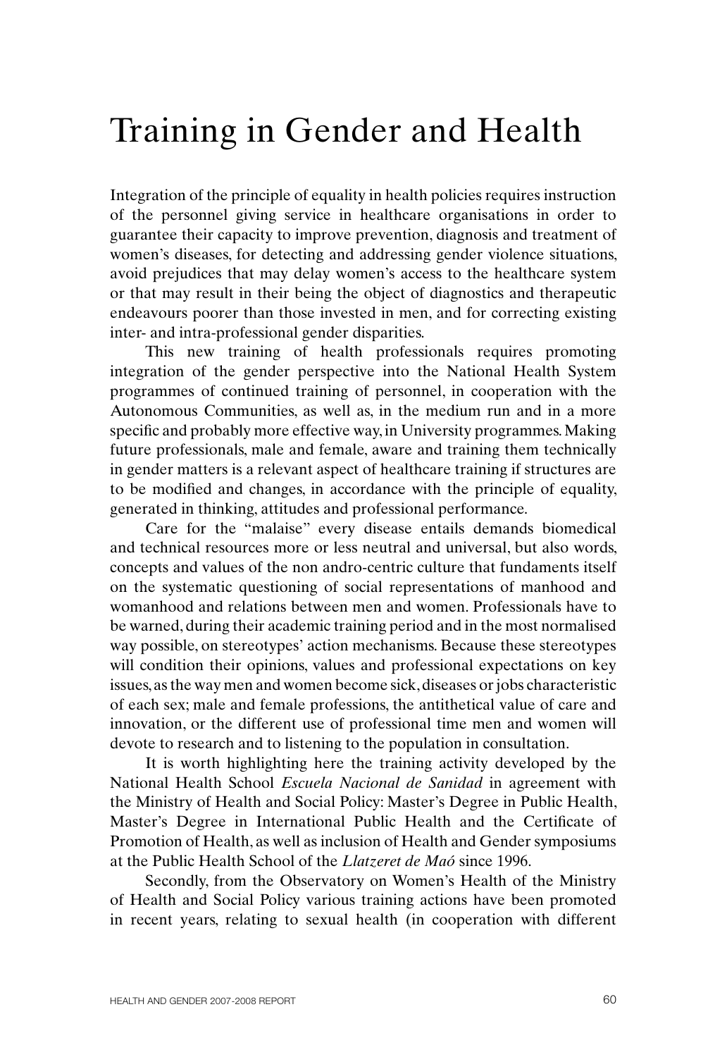# Training in Gender and Health

Integration of the principle of equality in health policies requires instruction of the personnel giving service in healthcare organisations in order to guarantee their capacity to improve prevention, diagnosis and treatment of women's diseases, for detecting and addressing gender violence situations, avoid prejudices that may delay women's access to the healthcare system or that may result in their being the object of diagnostics and therapeutic endeavours poorer than those invested in men, and for correcting existing inter- and intra-professional gender disparities.

This new training of health professionals requires promoting integration of the gender perspective into the National Health System programmes of continued training of personnel, in cooperation with the Autonomous Communities, as well as, in the medium run and in a more specific and probably more effective way, in University programmes. Making future professionals, male and female, aware and training them technically in gender matters is a relevant aspect of healthcare training if structures are to be modified and changes, in accordance with the principle of equality, generated in thinking, attitudes and professional performance.

Care for the "malaise" every disease entails demands biomedical and technical resources more or less neutral and universal, but also words, concepts and values of the non andro-centric culture that fundaments itself on the systematic questioning of social representations of manhood and womanhood and relations between men and women. Professionals have to be warned, during their academic training period and in the most normalised way possible, on stereotypes' action mechanisms. Because these stereotypes will condition their opinions, values and professional expectations on key issues, as the way men and women become sick, diseases or jobs characteristic of each sex; male and female professions, the antithetical value of care and innovation, or the different use of professional time men and women will devote to research and to listening to the population in consultation.

It is worth highlighting here the training activity developed by the National Health School *Escuela Nacional de Sanidad* in agreement with the Ministry of Health and Social Policy: Master's Degree in Public Health, Master's Degree in International Public Health and the Certificate of Promotion of Health, as well as inclusion of Health and Gender symposiums at the Public Health School of the *Llatzeret de Maó* since 1996.

Secondly, from the Observatory on Women's Health of the Ministry of Health and Social Policy various training actions have been promoted in recent years, relating to sexual health (in cooperation with different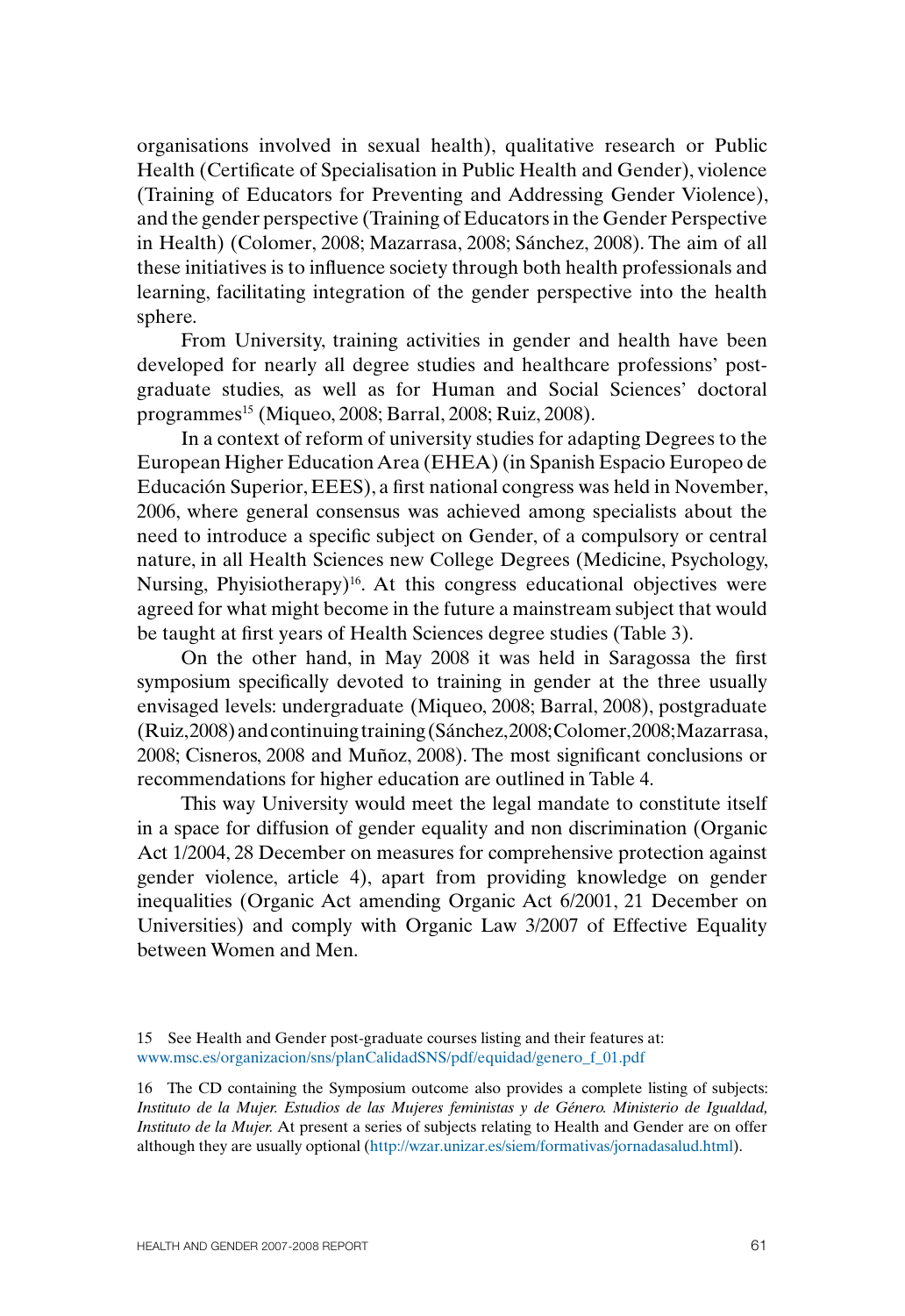organisations involved in sexual health), qualitative research or Public Health (Certificate of Specialisation in Public Health and Gender), violence (Training of Educators for Preventing and Addressing Gender Violence), and the gender perspective (Training of Educators in the Gender Perspective in Health) (Colomer, 2008; Mazarrasa, 2008; Sánchez, 2008). The aim of all these initiatives is to influence society through both health professionals and learning, facilitating integration of the gender perspective into the health sphere.

From University, training activities in gender and health have been developed for nearly all degree studies and healthcare professions' post-graduate studies, as well as for Human and Social Sciences' doctoral programmes[15] (Miqueo, 2008; Barral, 2008; Ruiz, 2008).

In a context of reform of university studies for adapting Degrees to the European Higher Education Area (EHEA) (in Spanish Espacio Europeo de Educación Superior, EEES), a first national congress was held in November, 2006, where general consensus was achieved among specialists about the need to introduce a specific subject on Gender, of a compulsory or central nature, in all Health Sciences new College Degrees (Medicine, Psychology, Nursing, Phyisiotherapy)[16]. At this congress educational objectives were agreed for what might become in the future a mainstream subject that would be taught at first years of Health Sciences degree studies (Table 3).

On the other hand, in May 2008 it was held in Saragossa the first symposium specifically devoted to training in gender at the three usually envisaged levels: undergraduate (Miqueo, 2008; Barral, 2008), postgraduate (Ruiz,2008) and continuing training (Sánchez,2008; Colomer,2008; Mazarrasa, 2008; Cisneros, 2008 and Muñoz, 2008). The most significant conclusions or recommendations for higher education are outlined in Table 4.

This way University would meet the legal mandate to constitute itself in a space for diffusion of gender equality and non discrimination (Organic Act 1/2004, 28 December on measures for comprehensive protection against gender violence, article 4), apart from providing knowledge on gender inequalities (Organic Act amending Organic Act 6/2001, 21 December on Universities) and comply with Organic Law 3/2007 of Effective Equality between Women and Men.

15 See Health and Gender post-graduate courses listing and their features at: www.msc.es/organizacion/sns/planCalidadSNS/pdf/equidad/genero_f_01.pdf

16 The CD containing the Symposium outcome also provides a complete listing of subjects: *Instituto de la Mujer. Estudios de las Mujeres feministas y de Género. Ministerio de Igualdad, Instituto de la Mujer.* At present a series of subjects relating to Health and Gender are on offer although they are usually optional (http://wzar.unizar.es/siem/formativas/jornadasalud.html).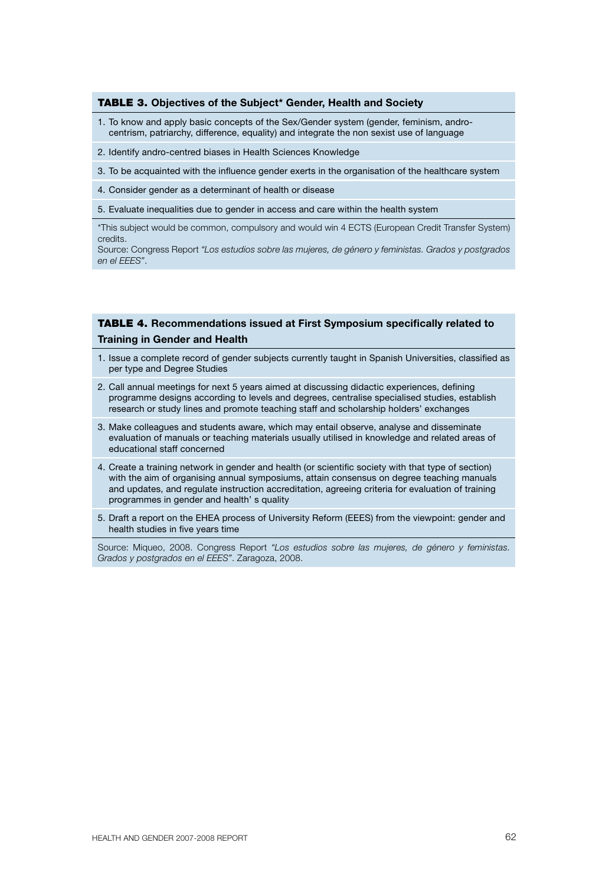**TABLE 3. Objectives of the Subject* Gender, Health and Society**

1. To know and apply basic concepts of the Sex/Gender system (gender, feminism, andro-centrism, patriarchy, difference, equality) and integrate the non sexist use of language
2. Identify andro-centred biases in Health Sciences Knowledge
3. To be acquainted with the influence gender exerts in the organisation of the healthcare system
4. Consider gender as a determinant of health or disease
5. Evaluate inequalities due to gender in access and care within the health system

*This subject would be common, compulsory and would win 4 ECTS (European Credit Transfer System) credits.
Source: Congress Report *"Los estudios sobre las mujeres, de género y feministas. Grados y postgrados en el EEES"*.

**TABLE 4. Recommendations issued at First Symposium specifically related to Training in Gender and Health**

1. Issue a complete record of gender subjects currently taught in Spanish Universities, classified as per type and Degree Studies
2. Call annual meetings for next 5 years aimed at discussing didactic experiences, defining programme designs according to levels and degrees, centralise specialised studies, establish research or study lines and promote teaching staff and scholarship holders' exchanges
3. Make colleagues and students aware, which may entail observe, analyse and disseminate evaluation of manuals or teaching materials usually utilised in knowledge and related areas of educational staff concerned
4. Create a training network in gender and health (or scientific society with that type of section) with the aim of organising annual symposiums, attain consensus on degree teaching manuals and updates, and regulate instruction accreditation, agreeing criteria for evaluation of training programmes in gender and health' s quality
5. Draft a report on the EHEA process of University Reform (EEES) from the viewpoint: gender and health studies in five years time

Source: Miqueo, 2008. Congress Report *"Los estudios sobre las mujeres, de género y feministas. Grados y postgrados en el EEES"*. Zaragoza, 2008.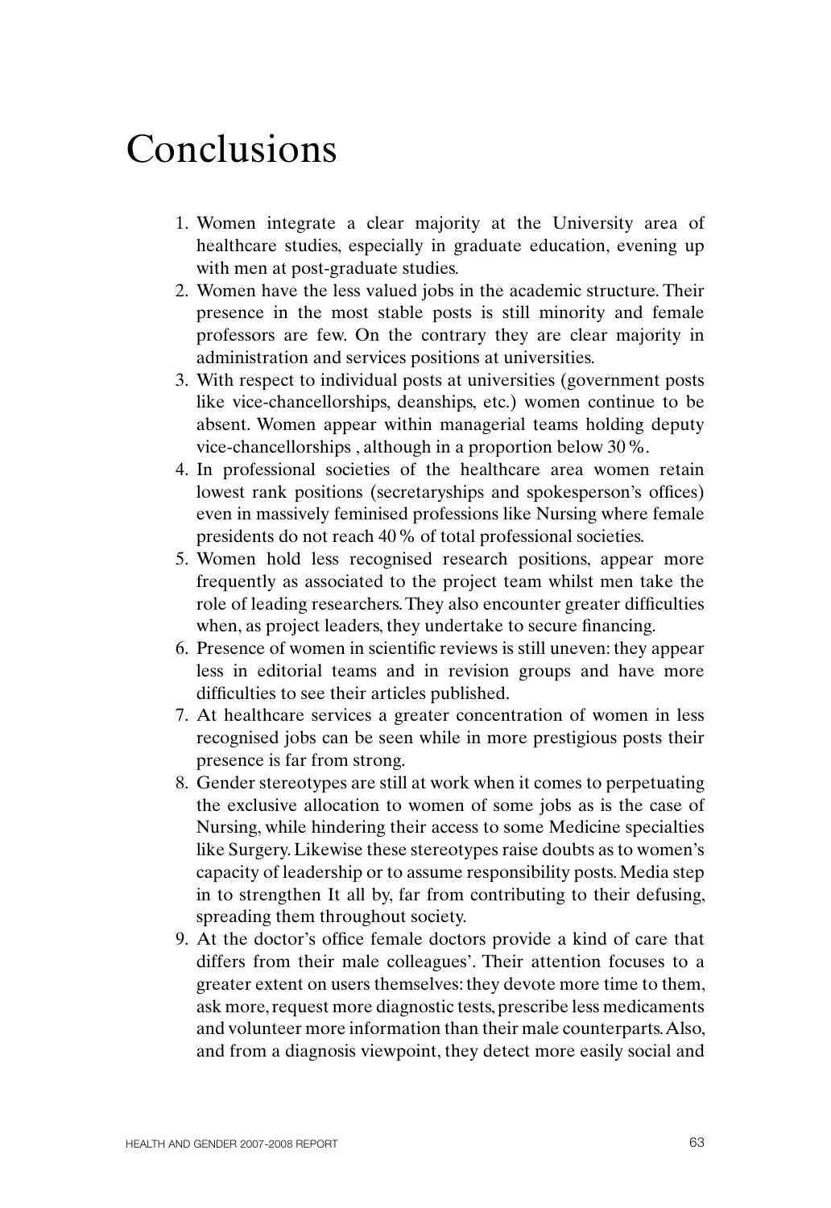# Conclusions

1. Women integrate a clear majority at the University area of healthcare studies, especially in graduate education, evening up with men at post-graduate studies.
2. Women have the less valued jobs in the academic structure. Their presence in the most stable posts is still minority and female professors are few. On the contrary they are clear majority in administration and services positions at universities.
3. With respect to individual posts at universities (government posts like vice-chancellorships, deanships, etc.) women continue to be absent. Women appear within managerial teams holding deputy vice-chancellorships , although in a proportion below 30 %.
4. In professional societies of the healthcare area women retain lowest rank positions (secretaryships and spokesperson's offices) even in massively feminised professions like Nursing where female presidents do not reach 40 % of total professional societies.
5. Women hold less recognised research positions, appear more frequently as associated to the project team whilst men take the role of leading researchers. They also encounter greater difficulties when, as project leaders, they undertake to secure financing.
6. Presence of women in scientific reviews is still uneven: they appear less in editorial teams and in revision groups and have more difficulties to see their articles published.
7. At healthcare services a greater concentration of women in less recognised jobs can be seen while in more prestigious posts their presence is far from strong.
8. Gender stereotypes are still at work when it comes to perpetuating the exclusive allocation to women of some jobs as is the case of Nursing, while hindering their access to some Medicine specialties like Surgery. Likewise these stereotypes raise doubts as to women's capacity of leadership or to assume responsibility posts. Media step in to strengthen It all by, far from contributing to their defusing, spreading them throughout society.
9. At the doctor's office female doctors provide a kind of care that differs from their male colleagues'. Their attention focuses to a greater extent on users themselves: they devote more time to them, ask more, request more diagnostic tests, prescribe less medicaments and volunteer more information than their male counterparts. Also, and from a diagnosis viewpoint, they detect more easily social and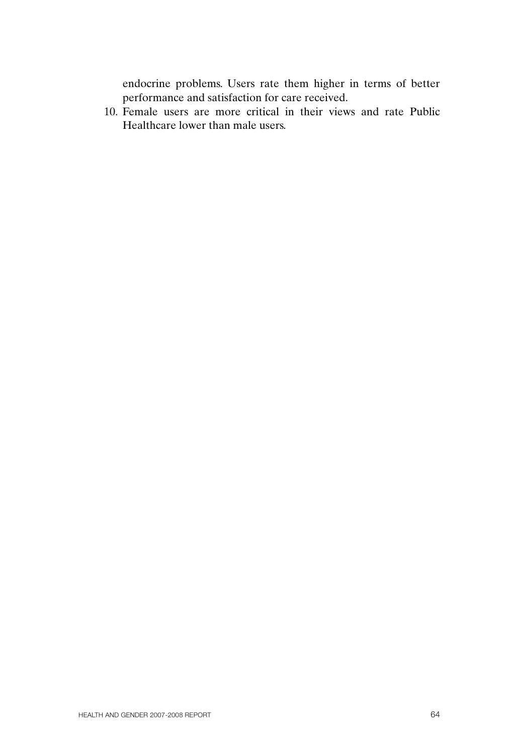endocrine problems. Users rate them higher in terms of better performance and satisfaction for care received.

10. Female users are more critical in their views and rate Public Healthcare lower than male users.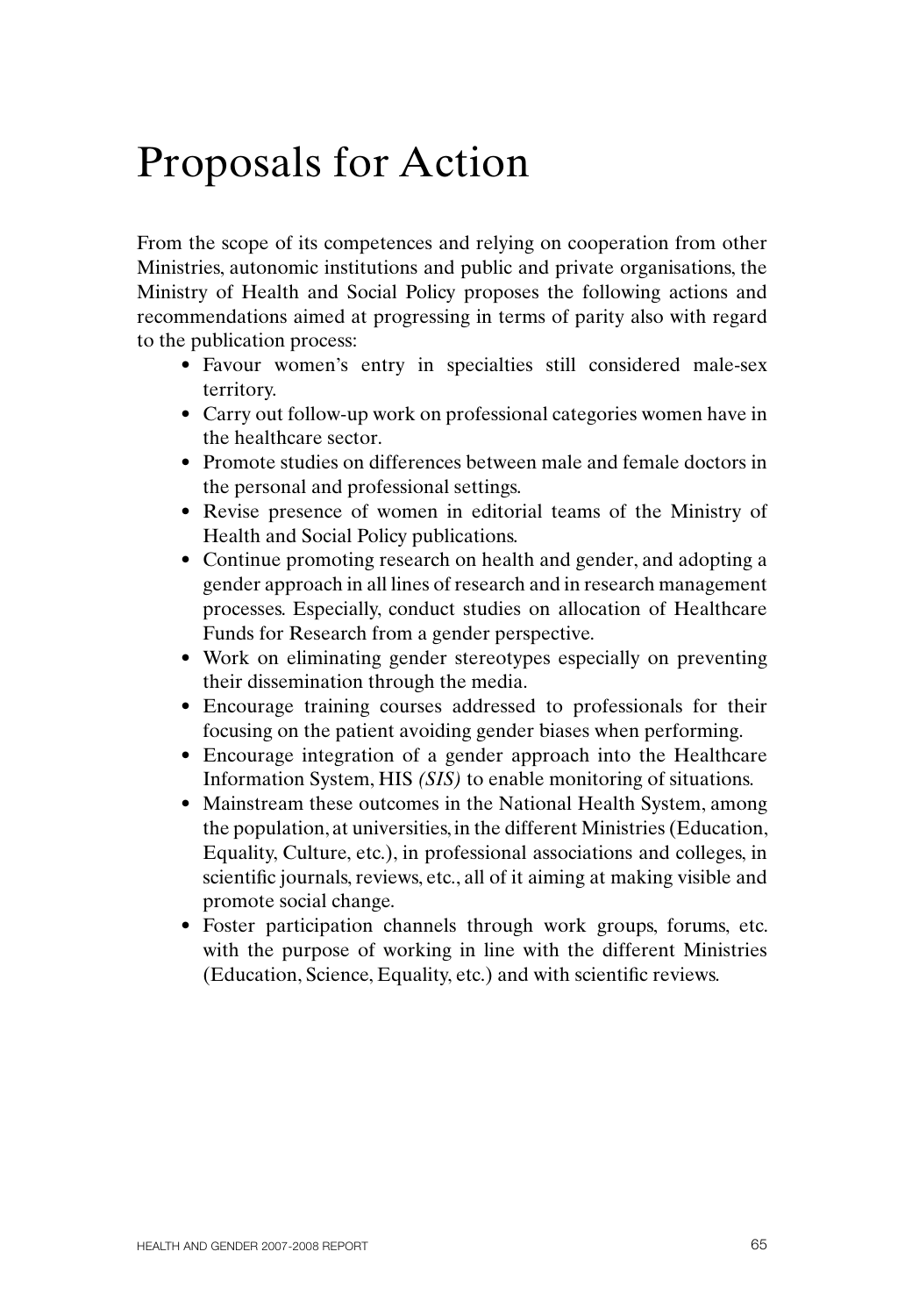# Proposals for Action

From the scope of its competences and relying on cooperation from other Ministries, autonomic institutions and public and private organisations, the Ministry of Health and Social Policy proposes the following actions and recommendations aimed at progressing in terms of parity also with regard to the publication process:

- Favour women's entry in specialties still considered male-sex territory.
- Carry out follow-up work on professional categories women have in the healthcare sector.
- Promote studies on differences between male and female doctors in the personal and professional settings.
- Revise presence of women in editorial teams of the Ministry of Health and Social Policy publications.
- Continue promoting research on health and gender, and adopting a gender approach in all lines of research and in research management processes. Especially, conduct studies on allocation of Healthcare Funds for Research from a gender perspective.
- Work on eliminating gender stereotypes especially on preventing their dissemination through the media.
- Encourage training courses addressed to professionals for their focusing on the patient avoiding gender biases when performing.
- Encourage integration of a gender approach into the Healthcare Information System, HIS *(SIS)* to enable monitoring of situations.
- Mainstream these outcomes in the National Health System, among the population, at universities, in the different Ministries (Education, Equality, Culture, etc.), in professional associations and colleges, in scientific journals, reviews, etc., all of it aiming at making visible and promote social change.
- Foster participation channels through work groups, forums, etc. with the purpose of working in line with the different Ministries (Education, Science, Equality, etc.) and with scientific reviews.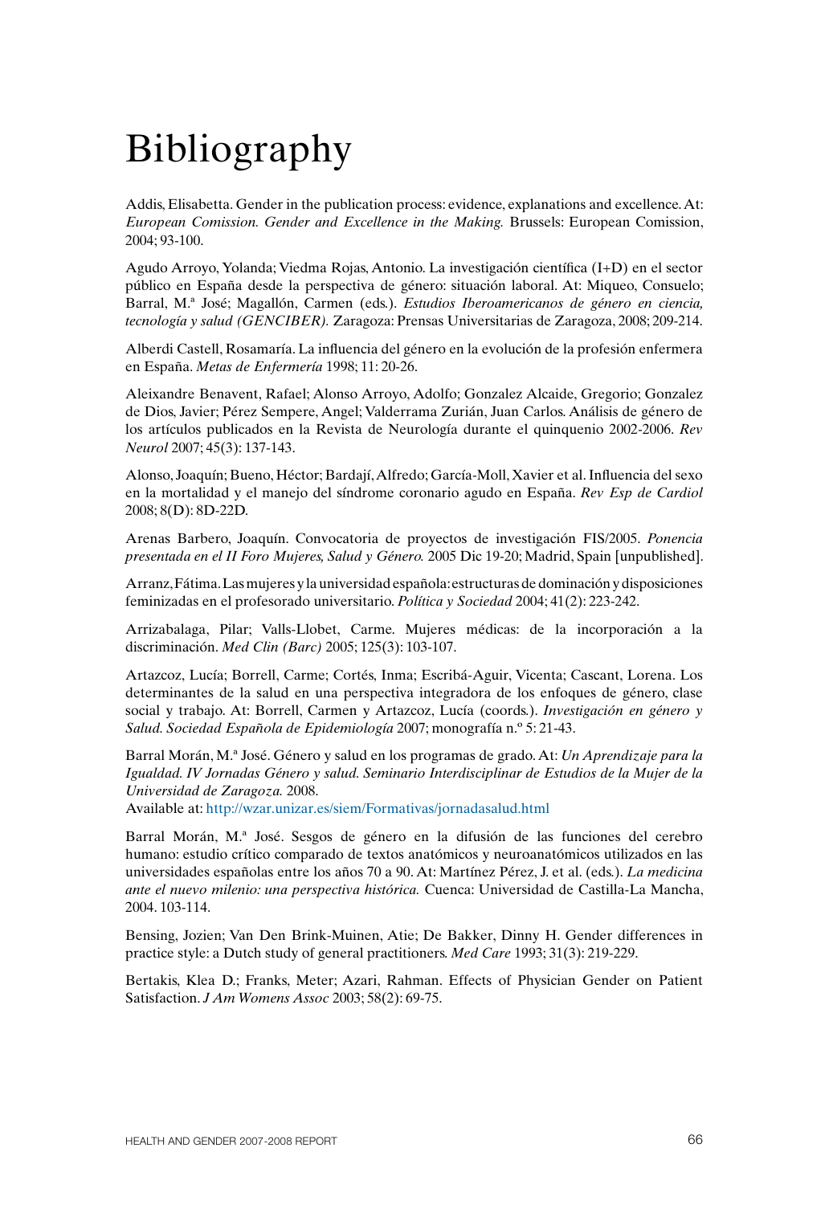# Bibliography

Addis, Elisabetta. Gender in the publication process: evidence, explanations and excellence. At: *European Comission. Gender and Excellence in the Making.* Brussels: European Comission, 2004; 93-100.

Agudo Arroyo, Yolanda; Viedma Rojas, Antonio. La investigación científica (I+D) en el sector público en España desde la perspectiva de género: situación laboral. At: Miqueo, Consuelo; Barral, M.ª José; Magallón, Carmen (eds.). *Estudios Iberoamericanos de género en ciencia, tecnología y salud (GENCIBER).* Zaragoza: Prensas Universitarias de Zaragoza, 2008; 209-214.

Alberdi Castell, Rosamaría. La influencia del género en la evolución de la profesión enfermera en España. *Metas de Enfermería* 1998; 11: 20-26.

Aleixandre Benavent, Rafael; Alonso Arroyo, Adolfo; Gonzalez Alcaide, Gregorio; Gonzalez de Dios, Javier; Pérez Sempere, Angel; Valderrama Zurián, Juan Carlos. Análisis de género de los artículos publicados en la Revista de Neurología durante el quinquenio 2002-2006. *Rev Neurol* 2007; 45(3): 137-143.

Alonso, Joaquín; Bueno, Héctor; Bardají, Alfredo; García-Moll, Xavier et al. Influencia del sexo en la mortalidad y el manejo del síndrome coronario agudo en España. *Rev Esp de Cardiol* 2008; 8(D): 8D-22D.

Arenas Barbero, Joaquín. Convocatoria de proyectos de investigación FIS/2005. *Ponencia presentada en el II Foro Mujeres, Salud y Género.* 2005 Dic 19-20; Madrid, Spain [unpublished].

Arranz, Fátima. Las mujeres y la universidad española: estructuras de dominación y disposiciones feminizadas en el profesorado universitario. *Política y Sociedad* 2004; 41(2): 223-242.

Arrizabalaga, Pilar; Valls-Llobet, Carme. Mujeres médicas: de la incorporación a la discriminación. *Med Clin (Barc)* 2005; 125(3): 103-107.

Artazcoz, Lucía; Borrell, Carme; Cortés, Inma; Escribá-Aguir, Vicenta; Cascant, Lorena. Los determinantes de la salud en una perspectiva integradora de los enfoques de género, clase social y trabajo. At: Borrell, Carmen y Artazcoz, Lucía (coords.). *Investigación en género y Salud. Sociedad Española de Epidemiología* 2007; monografía n.º 5: 21-43.

Barral Morán, M.ª José. Género y salud en los programas de grado. At: *Un Aprendizaje para la Igualdad. IV Jornadas Género y salud. Seminario Interdisciplinar de Estudios de la Mujer de la Universidad de Zaragoza.* 2008.
Available at: http://wzar.unizar.es/siem/Formativas/jornadasalud.html

Barral Morán, M.ª José. Sesgos de género en la difusión de las funciones del cerebro humano: estudio crítico comparado de textos anatómicos y neuroanatómicos utilizados en las universidades españolas entre los años 70 a 90. At: Martínez Pérez, J. et al. (eds.). *La medicina ante el nuevo milenio: una perspectiva histórica.* Cuenca: Universidad de Castilla-La Mancha, 2004. 103-114.

Bensing, Jozien; Van Den Brink-Muinen, Atie; De Bakker, Dinny H. Gender differences in practice style: a Dutch study of general practitioners. *Med Care* 1993; 31(3): 219-229.

Bertakis, Klea D.; Franks, Meter; Azari, Rahman. Effects of Physician Gender on Patient Satisfaction. *J Am Womens Assoc* 2003; 58(2): 69-75.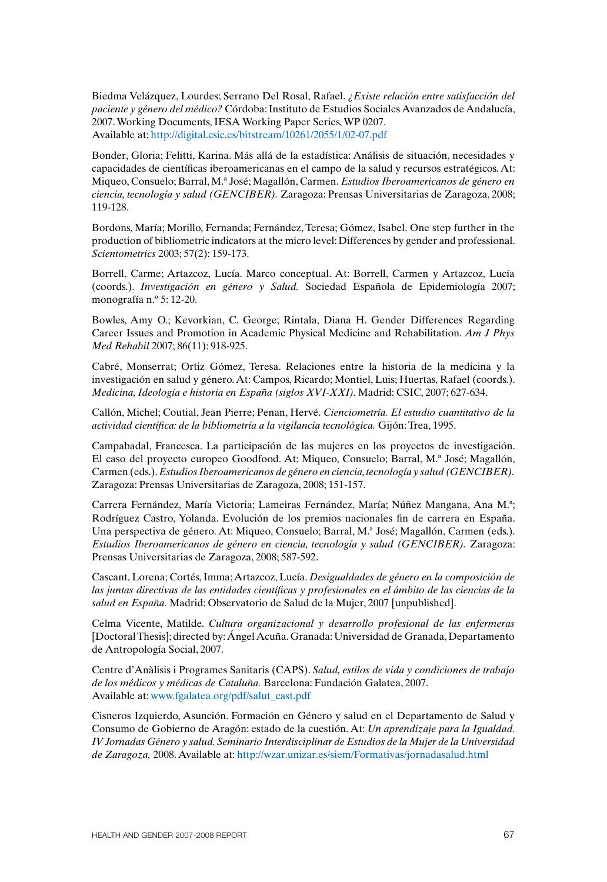Biedma Velázquez, Lourdes; Serrano Del Rosal, Rafael. *¿Existe relación entre satisfacción del paciente y género del médico?* Córdoba: Instituto de Estudios Sociales Avanzados de Andalucía, 2007. Working Documents, IESA Working Paper Series, WP 0207.
Available at: http://digital.csic.es/bitstream/10261/2055/1/02-07.pdf

Bonder, Gloria; Felitti, Karina. Más allá de la estadística: Análisis de situación, necesidades y capacidades de científicas iberoamericanas en el campo de la salud y recursos estratégicos. At: Miqueo, Consuelo; Barral, M.ª José; Magallón, Carmen. *Estudios Iberoamericanos de género en ciencia, tecnología y salud (GENCIBER).* Zaragoza: Prensas Universitarias de Zaragoza, 2008; 119-128.

Bordons, María; Morillo, Fernanda; Fernández, Teresa; Gómez, Isabel. One step further in the production of bibliometric indicators at the micro level: Differences by gender and professional. *Scientometrics* 2003; 57(2): 159-173.

Borrell, Carme; Artazcoz, Lucía. Marco conceptual. At: Borrell, Carmen y Artazcoz, Lucía (coords.). *Investigación en género y Salud.* Sociedad Española de Epidemiología 2007; monografía n.º 5: 12-20.

Bowles, Amy O.; Kevorkian, C. George; Rintala, Diana H. Gender Differences Regarding Career Issues and Promotion in Academic Physical Medicine and Rehabilitation. *Am J Phys Med Rehabil* 2007; 86(11): 918-925.

Cabré, Monserrat; Ortiz Gómez, Teresa. Relaciones entre la historia de la medicina y la investigación en salud y género. At: Campos, Ricardo; Montiel, Luis; Huertas, Rafael (coords.). *Medicina, Ideología e historia en España (siglos XVI-XXI).* Madrid: CSIC, 2007; 627-634.

Callón, Michel; Coutial, Jean Pierre; Penan, Hervé. *Cienciometría. El estudio cuantitativo de la actividad científica: de la bibliometría a la vigilancia tecnológica.* Gijón: Trea, 1995.

Campabadal, Francesca. La participación de las mujeres en los proyectos de investigación. El caso del proyecto europeo Goodfood. At: Miqueo, Consuelo; Barral, M.ª José; Magallón, Carmen (eds.). *Estudios Iberoamericanos de género en ciencia, tecnología y salud (GENCIBER).* Zaragoza: Prensas Universitarias de Zaragoza, 2008; 151-157.

Carrera Fernández, María Victoria; Lameiras Fernández, María; Núñez Mangana, Ana M.ª; Rodríguez Castro, Yolanda. Evolución de los premios nacionales fin de carrera en España. Una perspectiva de género. At: Miqueo, Consuelo; Barral, M.ª José; Magallón, Carmen (eds.). *Estudios Iberoamericanos de género en ciencia, tecnología y salud (GENCIBER).* Zaragoza: Prensas Universitarias de Zaragoza, 2008; 587-592.

Cascant, Lorena; Cortés, Imma; Artazcoz, Lucía. *Desigualdades de género en la composición de las juntas directivas de las entidades científicas y profesionales en el ámbito de las ciencias de la salud en España.* Madrid: Observatorio de Salud de la Mujer, 2007 [unpublished].

Celma Vicente, Matilde. *Cultura organizacional y desarrollo profesional de las enfermeras* [Doctoral Thesis]; directed by: Ángel Acuña. Granada: Universidad de Granada, Departamento de Antropología Social, 2007.

Centre d'Anàlisis i Programes Sanitaris (CAPS). *Salud, estilos de vida y condiciones de trabajo de los médicos y médicas de Cataluña.* Barcelona: Fundación Galatea, 2007.
Available at: www.fgalatea.org/pdf/salut_cast.pdf

Cisneros Izquierdo, Asunción. Formación en Género y salud en el Departamento de Salud y Consumo de Gobierno de Aragón: estado de la cuestión. At: *Un aprendizaje para la Igualdad. IV Jornadas Género y salud. Seminario Interdisciplinar de Estudios de la Mujer de la Universidad de Zaragoza,* 2008. Available at: http://wzar.unizar.es/siem/Formativas/jornadasalud.html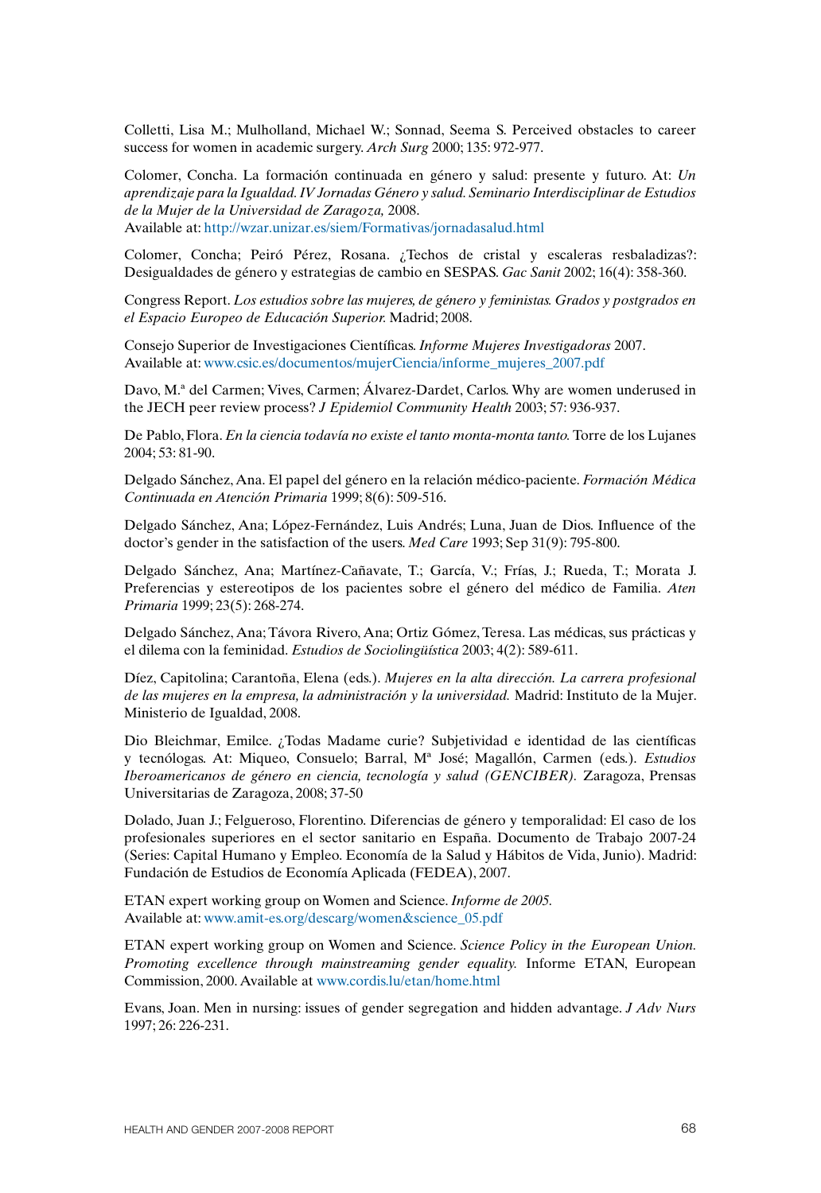Colletti, Lisa M.; Mulholland, Michael W.; Sonnad, Seema S. Perceived obstacles to career success for women in academic surgery. *Arch Surg* 2000; 135: 972-977.

Colomer, Concha. La formación continuada en género y salud: presente y futuro. At: *Un aprendizaje para la Igualdad. IV Jornadas Género y salud. Seminario Interdisciplinar de Estudios de la Mujer de la Universidad de Zaragoza,* 2008.
Available at: http://wzar.unizar.es/siem/Formativas/jornadasalud.html

Colomer, Concha; Peiró Pérez, Rosana. ¿Techos de cristal y escaleras resbaladizas?: Desigualdades de género y estrategias de cambio en SESPAS. *Gac Sanit* 2002; 16(4): 358-360.

Congress Report. *Los estudios sobre las mujeres, de género y feministas. Grados y postgrados en el Espacio Europeo de Educación Superior.* Madrid; 2008.

Consejo Superior de Investigaciones Científicas. *Informe Mujeres Investigadoras* 2007.
Available at: www.csic.es/documentos/mujerCiencia/informe_mujeres_2007.pdf

Davo, M.ª del Carmen; Vives, Carmen; Álvarez-Dardet, Carlos. Why are women underused in the JECH peer review process? *J Epidemiol Community Health* 2003; 57: 936-937.

De Pablo, Flora. *En la ciencia todavía no existe el tanto monta-monta tanto.* Torre de los Lujanes 2004; 53: 81-90.

Delgado Sánchez, Ana. El papel del género en la relación médico-paciente. *Formación Médica Continuada en Atención Primaria* 1999; 8(6): 509-516.

Delgado Sánchez, Ana; López-Fernández, Luis Andrés; Luna, Juan de Dios. Influence of the doctor's gender in the satisfaction of the users. *Med Care* 1993; Sep 31(9): 795-800.

Delgado Sánchez, Ana; Martínez-Cañavate, T.; García, V.; Frías, J.; Rueda, T.; Morata J. Preferencias y estereotipos de los pacientes sobre el género del médico de Familia. *Aten Primaria* 1999; 23(5): 268-274.

Delgado Sánchez, Ana; Távora Rivero, Ana; Ortiz Gómez, Teresa. Las médicas, sus prácticas y el dilema con la feminidad. *Estudios de Sociolingüística* 2003; 4(2): 589-611.

Díez, Capitolina; Carantoña, Elena (eds.). *Mujeres en la alta dirección. La carrera profesional de las mujeres en la empresa, la administración y la universidad.* Madrid: Instituto de la Mujer. Ministerio de Igualdad, 2008.

Dio Bleichmar, Emilce. ¿Todas Madame curie? Subjetividad e identidad de las científicas y tecnólogas. At: Miqueo, Consuelo; Barral, Mª José; Magallón, Carmen (eds.). *Estudios Iberoamericanos de género en ciencia, tecnología y salud (GENCIBER).* Zaragoza, Prensas Universitarias de Zaragoza, 2008; 37-50

Dolado, Juan J.; Felgueroso, Florentino. Diferencias de género y temporalidad: El caso de los profesionales superiores en el sector sanitario en España. Documento de Trabajo 2007-24 (Series: Capital Humano y Empleo. Economía de la Salud y Hábitos de Vida, Junio). Madrid: Fundación de Estudios de Economía Aplicada (FEDEA), 2007.

ETAN expert working group on Women and Science. *Informe de 2005.*
Available at: www.amit-es.org/descarg/women&science_05.pdf

ETAN expert working group on Women and Science. *Science Policy in the European Union. Promoting excellence through mainstreaming gender equality.* Informe ETAN, European Commission, 2000. Available at www.cordis.lu/etan/home.html

Evans, Joan. Men in nursing: issues of gender segregation and hidden advantage. *J Adv Nurs* 1997; 26: 226-231.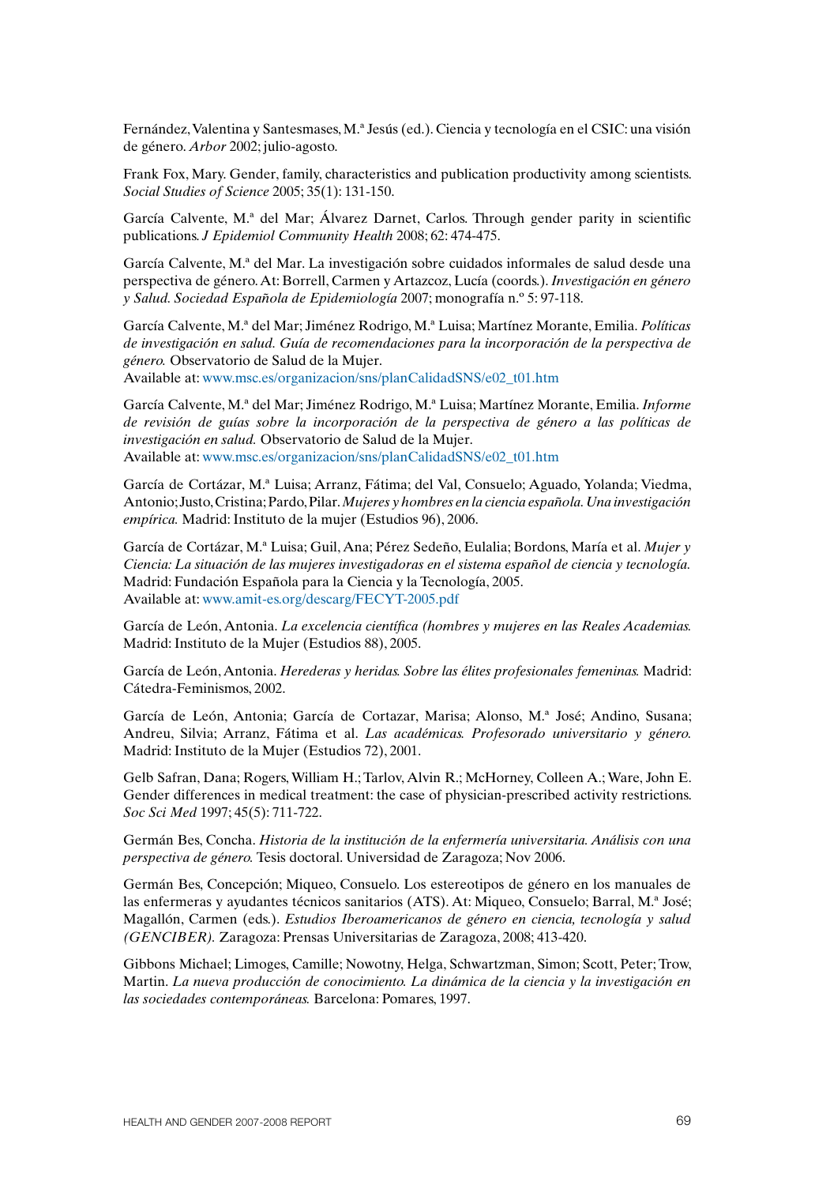Fernández, Valentina y Santesmases, M.ª Jesús (ed.). Ciencia y tecnología en el CSIC: una visión de género. *Arbor* 2002; julio-agosto.

Frank Fox, Mary. Gender, family, characteristics and publication productivity among scientists. *Social Studies of Science* 2005; 35(1): 131-150.

García Calvente, M.ª del Mar; Álvarez Darnet, Carlos. Through gender parity in scientific publications. *J Epidemiol Community Health* 2008; 62: 474-475.

García Calvente, M.ª del Mar. La investigación sobre cuidados informales de salud desde una perspectiva de género. At: Borrell, Carmen y Artazcoz, Lucía (coords.). *Investigación en género y Salud. Sociedad Española de Epidemiología* 2007; monografía n.º 5: 97-118.

García Calvente, M.ª del Mar; Jiménez Rodrigo, M.ª Luisa; Martínez Morante, Emilia. *Políticas de investigación en salud. Guía de recomendaciones para la incorporación de la perspectiva de género.* Observatorio de Salud de la Mujer.
Available at: www.msc.es/organizacion/sns/planCalidadSNS/e02_t01.htm

García Calvente, M.ª del Mar; Jiménez Rodrigo, M.ª Luisa; Martínez Morante, Emilia. *Informe de revisión de guías sobre la incorporación de la perspectiva de género a las políticas de investigación en salud.* Observatorio de Salud de la Mujer.
Available at: www.msc.es/organizacion/sns/planCalidadSNS/e02_t01.htm

García de Cortázar, M.ª Luisa; Arranz, Fátima; del Val, Consuelo; Aguado, Yolanda; Viedma, Antonio; Justo, Cristina; Pardo, Pilar. *Mujeres y hombres en la ciencia española. Una investigación empírica.* Madrid: Instituto de la mujer (Estudios 96), 2006.

García de Cortázar, M.ª Luisa; Guil, Ana; Pérez Sedeño, Eulalia; Bordons, María et al. *Mujer y Ciencia: La situación de las mujeres investigadoras en el sistema español de ciencia y tecnología.* Madrid: Fundación Española para la Ciencia y la Tecnología, 2005.
Available at: www.amit-es.org/descarg/FECYT-2005.pdf

García de León, Antonia. *La excelencia científica (hombres y mujeres en las Reales Academias.* Madrid: Instituto de la Mujer (Estudios 88), 2005.

García de León, Antonia. *Herederas y heridas. Sobre las élites profesionales femeninas.* Madrid: Cátedra-Feminismos, 2002.

García de León, Antonia; García de Cortazar, Marisa; Alonso, M.ª José; Andino, Susana; Andreu, Silvia; Arranz, Fátima et al. *Las académicas. Profesorado universitario y género.* Madrid: Instituto de la Mujer (Estudios 72), 2001.

Gelb Safran, Dana; Rogers, William H.; Tarlov, Alvin R.; McHorney, Colleen A.; Ware, John E. Gender differences in medical treatment: the case of physician-prescribed activity restrictions. *Soc Sci Med* 1997; 45(5): 711-722.

Germán Bes, Concha. *Historia de la institución de la enfermería universitaria. Análisis con una perspectiva de género.* Tesis doctoral. Universidad de Zaragoza; Nov 2006.

Germán Bes, Concepción; Miqueo, Consuelo. Los estereotipos de género en los manuales de las enfermeras y ayudantes técnicos sanitarios (ATS). At: Miqueo, Consuelo; Barral, M.ª José; Magallón, Carmen (eds.). *Estudios Iberoamericanos de género en ciencia, tecnología y salud (GENCIBER).* Zaragoza: Prensas Universitarias de Zaragoza, 2008; 413-420.

Gibbons Michael; Limoges, Camille; Nowotny, Helga, Schwartzman, Simon; Scott, Peter; Trow, Martin. *La nueva producción de conocimiento. La dinámica de la ciencia y la investigación en las sociedades contemporáneas.* Barcelona: Pomares, 1997.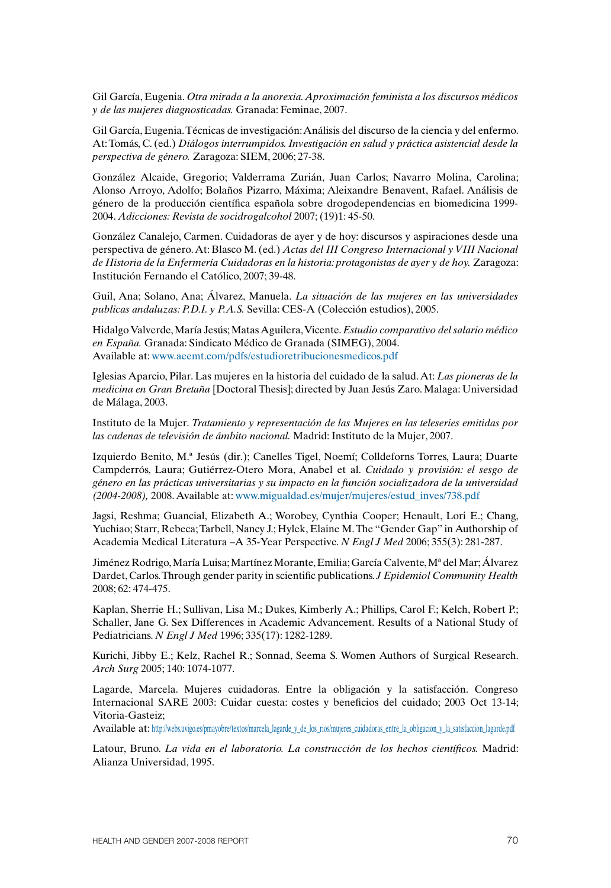Gil García, Eugenia. *Otra mirada a la anorexia. Aproximación feminista a los discursos médicos y de las mujeres diagnosticadas.* Granada: Feminae, 2007.

Gil García, Eugenia. Técnicas de investigación: Análisis del discurso de la ciencia y del enfermo. At: Tomás, C. (ed.) *Diálogos interrumpidos. Investigación en salud y práctica asistencial desde la perspectiva de género.* Zaragoza: SIEM, 2006; 27-38.

González Alcaide, Gregorio; Valderrama Zurián, Juan Carlos; Navarro Molina, Carolina; Alonso Arroyo, Adolfo; Bolaños Pizarro, Máxima; Aleixandre Benavent, Rafael. Análisis de género de la producción científica española sobre drogodependencias en biomedicina 1999-2004. *Adicciones: Revista de socidrogalcohol* 2007; (19)1: 45-50.

González Canalejo, Carmen. Cuidadoras de ayer y de hoy: discursos y aspiraciones desde una perspectiva de género. At: Blasco M. (ed.) *Actas del III Congreso Internacional y VIII Nacional de Historia de la Enfermería Cuidadoras en la historia: protagonistas de ayer y de hoy.* Zaragoza: Institución Fernando el Católico, 2007; 39-48.

Guil, Ana; Solano, Ana; Álvarez, Manuela. *La situación de las mujeres en las universidades publicas andaluzas: P.D.I. y P.A.S.* Sevilla: CES-A (Colección estudios), 2005.

Hidalgo Valverde, María Jesús; Matas Aguilera, Vicente. *Estudio comparativo del salario médico en España.* Granada: Sindicato Médico de Granada (SIMEG), 2004.
Available at: www.aeemt.com/pdfs/estudioretribucionesmedicos.pdf

Iglesias Aparcio, Pilar. Las mujeres en la historia del cuidado de la salud. At: *Las pioneras de la medicina en Gran Bretaña* [Doctoral Thesis]; directed by Juan Jesús Zaro. Malaga: Universidad de Málaga, 2003.

Instituto de la Mujer. *Tratamiento y representación de las Mujeres en las teleseries emitidas por las cadenas de televisión de ámbito nacional.* Madrid: Instituto de la Mujer, 2007.

Izquierdo Benito, M.ª Jesús (dir.); Canelles Tigel, Noemí; Colldeforns Torres, Laura; Duarte Campderrós, Laura; Gutiérrez-Otero Mora, Anabel et al. *Cuidado y provisión: el sesgo de género en las prácticas universitarias y su impacto en la función socializadora de la universidad (2004-2008),* 2008. Available at: www.migualdad.es/mujer/mujeres/estud_inves/738.pdf

Jagsi, Reshma; Guancial, Elizabeth A.; Worobey, Cynthia Cooper; Henault, Lori E.; Chang, Yuchiao; Starr, Rebeca; Tarbell, Nancy J.; Hylek, Elaine M. The "Gender Gap" in Authorship of Academia Medical Literatura –A 35-Year Perspective. *N Engl J Med* 2006; 355(3): 281-287.

Jiménez Rodrigo, María Luisa; Martínez Morante, Emilia; García Calvente, Mª del Mar; Álvarez Dardet, Carlos. Through gender parity in scientific publications. *J Epidemiol Community Health* 2008; 62: 474-475.

Kaplan, Sherrie H.; Sullivan, Lisa M.; Dukes, Kimberly A.; Phillips, Carol F.; Kelch, Robert P.; Schaller, Jane G. Sex Differences in Academic Advancement. Results of a National Study of Pediatricians. *N Engl J Med* 1996; 335(17): 1282-1289.

Kurichi, Jibby E.; Kelz, Rachel R.; Sonnad, Seema S. Women Authors of Surgical Research. *Arch Surg* 2005; 140: 1074-1077.

Lagarde, Marcela. Mujeres cuidadoras. Entre la obligación y la satisfacción. Congreso Internacional SARE 2003: Cuidar cuesta: costes y beneficios del cuidado; 2003 Oct 13-14; Vitoria-Gasteiz;
Available at: http://webs.uvigo.es/pmayobre/textos/marcela_lagarde_y_de_los_rios/mujeres_cuidadoras_entre_la_obligacion_y_la_satisfaccion_lagarde.pdf

Latour, Bruno. *La vida en el laboratorio. La construcción de los hechos científicos.* Madrid: Alianza Universidad, 1995.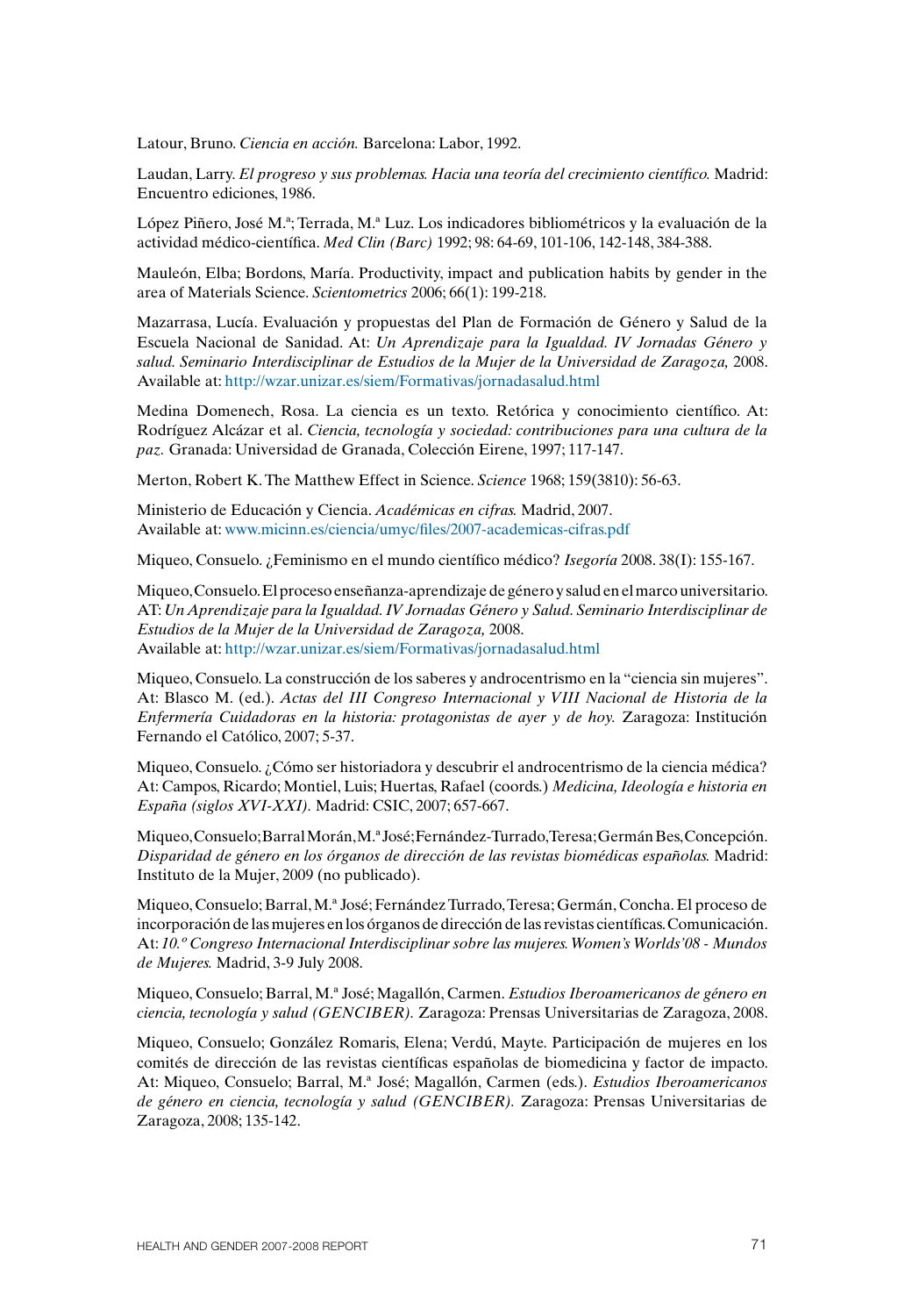Latour, Bruno. *Ciencia en acción.* Barcelona: Labor, 1992.

Laudan, Larry. *El progreso y sus problemas. Hacia una teoría del crecimiento científico.* Madrid: Encuentro ediciones, 1986.

López Piñero, José M.ª; Terrada, M.ª Luz. Los indicadores bibliométricos y la evaluación de la actividad médico-científica. *Med Clin (Barc)* 1992; 98: 64-69, 101-106, 142-148, 384-388.

Mauleón, Elba; Bordons, María. Productivity, impact and publication habits by gender in the area of Materials Science. *Scientometrics* 2006; 66(1): 199-218.

Mazarrasa, Lucía. Evaluación y propuestas del Plan de Formación de Género y Salud de la Escuela Nacional de Sanidad. At: *Un Aprendizaje para la Igualdad. IV Jornadas Género y salud. Seminario Interdisciplinar de Estudios de la Mujer de la Universidad de Zaragoza,* 2008. Available at: http://wzar.unizar.es/siem/Formativas/jornadasalud.html

Medina Domenech, Rosa. La ciencia es un texto. Retórica y conocimiento científico. At: Rodríguez Alcázar et al. *Ciencia, tecnología y sociedad: contribuciones para una cultura de la paz.* Granada: Universidad de Granada, Colección Eirene, 1997; 117-147.

Merton, Robert K. The Matthew Effect in Science. *Science* 1968; 159(3810): 56-63.

Ministerio de Educación y Ciencia. *Académicas en cifras.* Madrid, 2007. Available at: www.micinn.es/ciencia/umyc/files/2007-academicas-cifras.pdf

Miqueo, Consuelo. ¿Feminismo en el mundo científico médico? *Isegoría* 2008. 38(I): 155-167.

Miqueo, Consuelo. El proceso enseñanza-aprendizaje de género y salud en el marco universitario. AT: *Un Aprendizaje para la Igualdad. IV Jornadas Género y Salud. Seminario Interdisciplinar de Estudios de la Mujer de la Universidad de Zaragoza,* 2008.
Available at: http://wzar.unizar.es/siem/Formativas/jornadasalud.html

Miqueo, Consuelo. La construcción de los saberes y androcentrismo en la "ciencia sin mujeres". At: Blasco M. (ed.). *Actas del III Congreso Internacional y VIII Nacional de Historia de la Enfermería Cuidadoras en la historia: protagonistas de ayer y de hoy.* Zaragoza: Institución Fernando el Católico, 2007; 5-37.

Miqueo, Consuelo. ¿Cómo ser historiadora y descubrir el androcentrismo de la ciencia médica? At: Campos, Ricardo; Montiel, Luis; Huertas, Rafael (coords.) *Medicina, Ideología e historia en España (siglos XVI-XXI).* Madrid: CSIC, 2007; 657-667.

Miqueo, Consuelo; Barral Morán, M.ª José; Fernández-Turrado, Teresa; Germán Bes, Concepción. *Disparidad de género en los órganos de dirección de las revistas biomédicas españolas.* Madrid: Instituto de la Mujer, 2009 (no publicado).

Miqueo, Consuelo; Barral, M.ª José; Fernández Turrado, Teresa; Germán, Concha. El proceso de incorporación de las mujeres en los órganos de dirección de las revistas científicas. Comunicación. At: *10.º Congreso Internacional Interdisciplinar sobre las mujeres. Women's Worlds'08 - Mundos de Mujeres.* Madrid, 3-9 July 2008.

Miqueo, Consuelo; Barral, M.ª José; Magallón, Carmen. *Estudios Iberoamericanos de género en ciencia, tecnología y salud (GENCIBER).* Zaragoza: Prensas Universitarias de Zaragoza, 2008.

Miqueo, Consuelo; González Romaris, Elena; Verdú, Mayte. Participación de mujeres en los comités de dirección de las revistas científicas españolas de biomedicina y factor de impacto. At: Miqueo, Consuelo; Barral, M.ª José; Magallón, Carmen (eds.). *Estudios Iberoamericanos de género en ciencia, tecnología y salud (GENCIBER).* Zaragoza: Prensas Universitarias de Zaragoza, 2008; 135-142.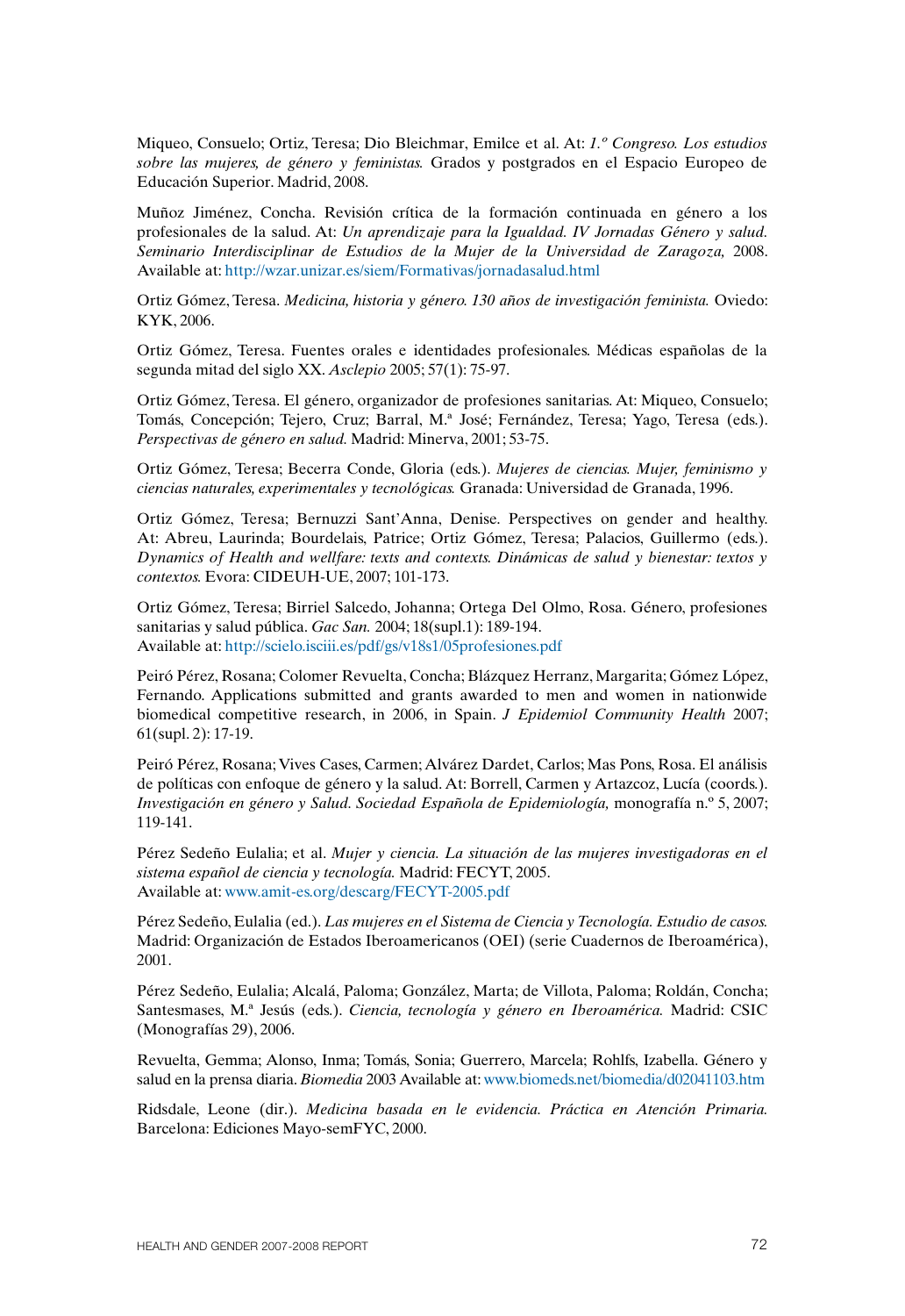Miqueo, Consuelo; Ortiz, Teresa; Dio Bleichmar, Emilce et al. At: *1.º Congreso. Los estudios sobre las mujeres, de género y feministas.* Grados y postgrados en el Espacio Europeo de Educación Superior. Madrid, 2008.

Muñoz Jiménez, Concha. Revisión crítica de la formación continuada en género a los profesionales de la salud. At: *Un aprendizaje para la Igualdad. IV Jornadas Género y salud. Seminario Interdisciplinar de Estudios de la Mujer de la Universidad de Zaragoza,* 2008. Available at: http://wzar.unizar.es/siem/Formativas/jornadasalud.html

Ortiz Gómez, Teresa. *Medicina, historia y género. 130 años de investigación feminista.* Oviedo: KYK, 2006.

Ortiz Gómez, Teresa. Fuentes orales e identidades profesionales. Médicas españolas de la segunda mitad del siglo XX. *Asclepio* 2005; 57(1): 75-97.

Ortiz Gómez, Teresa. El género, organizador de profesiones sanitarias. At: Miqueo, Consuelo; Tomás, Concepción; Tejero, Cruz; Barral, M.ª José; Fernández, Teresa; Yago, Teresa (eds.). *Perspectivas de género en salud.* Madrid: Minerva, 2001; 53-75.

Ortiz Gómez, Teresa; Becerra Conde, Gloria (eds.). *Mujeres de ciencias. Mujer, feminismo y ciencias naturales, experimentales y tecnológicas.* Granada: Universidad de Granada, 1996.

Ortiz Gómez, Teresa; Bernuzzi Sant'Anna, Denise. Perspectives on gender and healthy. At: Abreu, Laurinda; Bourdelais, Patrice; Ortiz Gómez, Teresa; Palacios, Guillermo (eds.). *Dynamics of Health and wellfare: texts and contexts. Dinámicas de salud y bienestar: textos y contextos.* Evora: CIDEUH-UE, 2007; 101-173.

Ortiz Gómez, Teresa; Birriel Salcedo, Johanna; Ortega Del Olmo, Rosa. Género, profesiones sanitarias y salud pública. *Gac San.* 2004; 18(supl.1): 189-194.
Available at: http://scielo.isciii.es/pdf/gs/v18s1/05profesiones.pdf

Peiró Pérez, Rosana; Colomer Revuelta, Concha; Blázquez Herranz, Margarita; Gómez López, Fernando. Applications submitted and grants awarded to men and women in nationwide biomedical competitive research, in 2006, in Spain. *J Epidemiol Community Health* 2007; 61(supl. 2): 17-19.

Peiró Pérez, Rosana; Vives Cases, Carmen; Alvárez Dardet, Carlos; Mas Pons, Rosa. El análisis de políticas con enfoque de género y la salud. At: Borrell, Carmen y Artazcoz, Lucía (coords.). *Investigación en género y Salud. Sociedad Española de Epidemiología,* monografía n.º 5, 2007; 119-141.

Pérez Sedeño Eulalia; et al. *Mujer y ciencia. La situación de las mujeres investigadoras en el sistema español de ciencia y tecnología.* Madrid: FECYT, 2005.
Available at: www.amit-es.org/descarg/FECYT-2005.pdf

Pérez Sedeño, Eulalia (ed.). *Las mujeres en el Sistema de Ciencia y Tecnología. Estudio de casos.* Madrid: Organización de Estados Iberoamericanos (OEI) (serie Cuadernos de Iberoamérica), 2001.

Pérez Sedeño, Eulalia; Alcalá, Paloma; González, Marta; de Villota, Paloma; Roldán, Concha; Santesmases, M.ª Jesús (eds.). *Ciencia, tecnología y género en Iberoamérica.* Madrid: CSIC (Monografías 29), 2006.

Revuelta, Gemma; Alonso, Inma; Tomás, Sonia; Guerrero, Marcela; Rohlfs, Izabella. Género y salud en la prensa diaria. *Biomedia* 2003 Available at: www.biomeds.net/biomedia/d02041103.htm

Ridsdale, Leone (dir.). *Medicina basada en le evidencia. Práctica en Atención Primaria.* Barcelona: Ediciones Mayo-semFYC, 2000.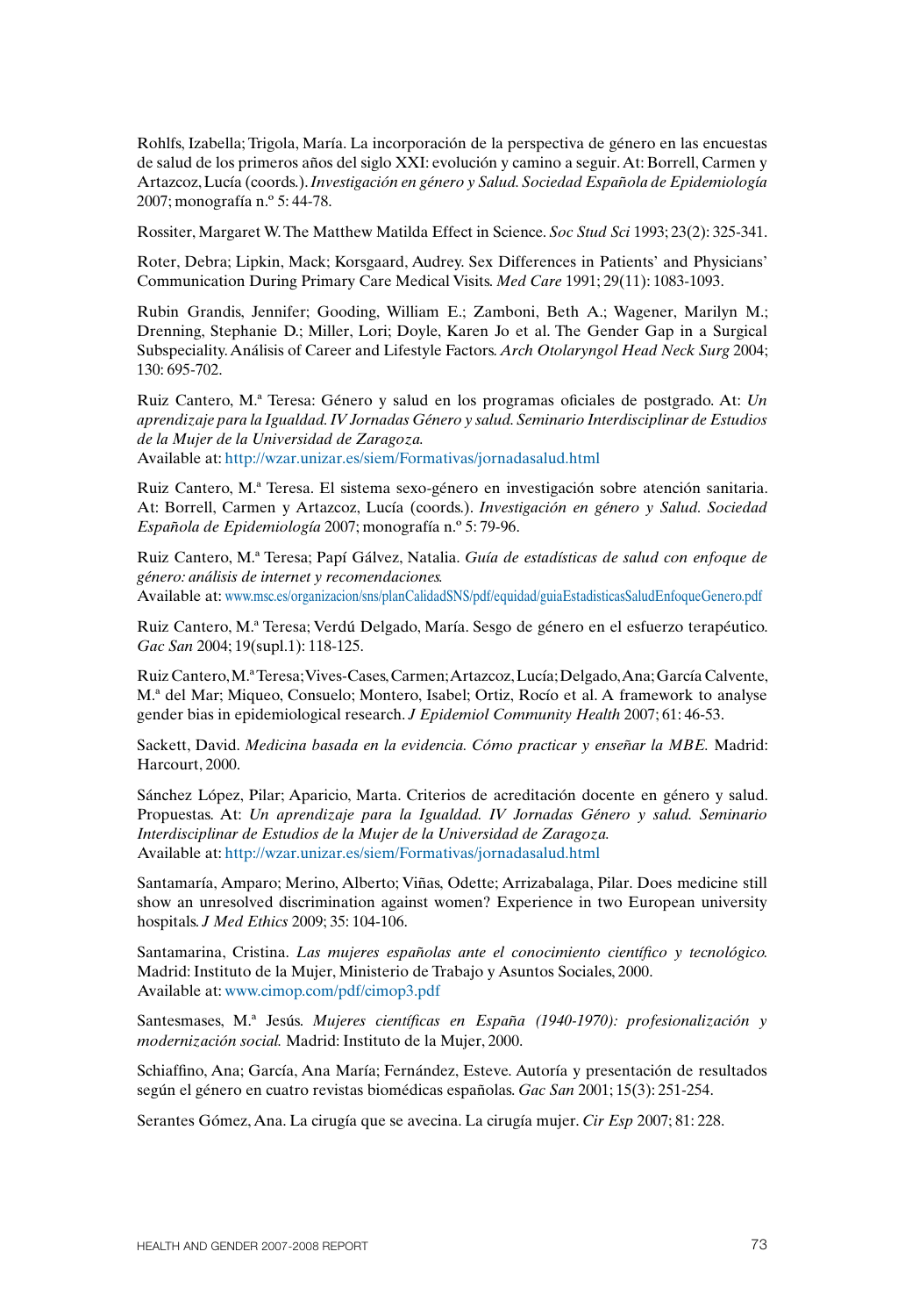Rohlfs, Izabella; Trigola, María. La incorporación de la perspectiva de género en las encuestas de salud de los primeros años del siglo XXI: evolución y camino a seguir. At: Borrell, Carmen y Artazcoz, Lucía (coords.). *Investigación en género y Salud. Sociedad Española de Epidemiología* 2007; monografía n.º 5: 44-78.

Rossiter, Margaret W. The Matthew Matilda Effect in Science. *Soc Stud Sci* 1993; 23(2): 325-341.

Roter, Debra; Lipkin, Mack; Korsgaard, Audrey. Sex Differences in Patients' and Physicians' Communication During Primary Care Medical Visits. *Med Care* 1991; 29(11): 1083-1093.

Rubin Grandis, Jennifer; Gooding, William E.; Zamboni, Beth A.; Wagener, Marilyn M.; Drenning, Stephanie D.; Miller, Lori; Doyle, Karen Jo et al. The Gender Gap in a Surgical Subspeciality. Análisis of Career and Lifestyle Factors. *Arch Otolaryngol Head Neck Surg* 2004; 130: 695-702.

Ruiz Cantero, M.ª Teresa: Género y salud en los programas oficiales de postgrado. At: *Un aprendizaje para la Igualdad. IV Jornadas Género y salud. Seminario Interdisciplinar de Estudios de la Mujer de la Universidad de Zaragoza.*
Available at: http://wzar.unizar.es/siem/Formativas/jornadasalud.html

Ruiz Cantero, M.ª Teresa. El sistema sexo-género en investigación sobre atención sanitaria. At: Borrell, Carmen y Artazcoz, Lucía (coords.). *Investigación en género y Salud. Sociedad Española de Epidemiología* 2007; monografía n.º 5: 79-96.

Ruiz Cantero, M.ª Teresa; Papí Gálvez, Natalia. *Guía de estadísticas de salud con enfoque de género: análisis de internet y recomendaciones.*
Available at: www.msc.es/organizacion/sns/planCalidadSNS/pdf/equidad/guiaEstadisticasSaludEnfoqueGenero.pdf

Ruiz Cantero, M.ª Teresa; Verdú Delgado, María. Sesgo de género en el esfuerzo terapéutico. *Gac San* 2004; 19(supl.1): 118-125.

Ruiz Cantero, M.ª Teresa; Vives-Cases, Carmen; Artazcoz, Lucía; Delgado, Ana; García Calvente, M.ª del Mar; Miqueo, Consuelo; Montero, Isabel; Ortiz, Rocío et al. A framework to analyse gender bias in epidemiological research. *J Epidemiol Community Health* 2007; 61: 46-53.

Sackett, David. *Medicina basada en la evidencia. Cómo practicar y enseñar la MBE.* Madrid: Harcourt, 2000.

Sánchez López, Pilar; Aparicio, Marta. Criterios de acreditación docente en género y salud. Propuestas. At: *Un aprendizaje para la Igualdad. IV Jornadas Género y salud. Seminario Interdisciplinar de Estudios de la Mujer de la Universidad de Zaragoza.*
Available at: http://wzar.unizar.es/siem/Formativas/jornadasalud.html

Santamaría, Amparo; Merino, Alberto; Viñas, Odette; Arrizabalaga, Pilar. Does medicine still show an unresolved discrimination against women? Experience in two European university hospitals. *J Med Ethics* 2009; 35: 104-106.

Santamarina, Cristina. *Las mujeres españolas ante el conocimiento científico y tecnológico.* Madrid: Instituto de la Mujer, Ministerio de Trabajo y Asuntos Sociales, 2000.
Available at: www.cimop.com/pdf/cimop3.pdf

Santesmases, M.ª Jesús. *Mujeres científicas en España (1940-1970): profesionalización y modernización social.* Madrid: Instituto de la Mujer, 2000.

Schiaffino, Ana; García, Ana María; Fernández, Esteve. Autoría y presentación de resultados según el género en cuatro revistas biomédicas españolas. *Gac San* 2001; 15(3): 251-254.

Serantes Gómez, Ana. La cirugía que se avecina. La cirugía mujer. *Cir Esp* 2007; 81: 228.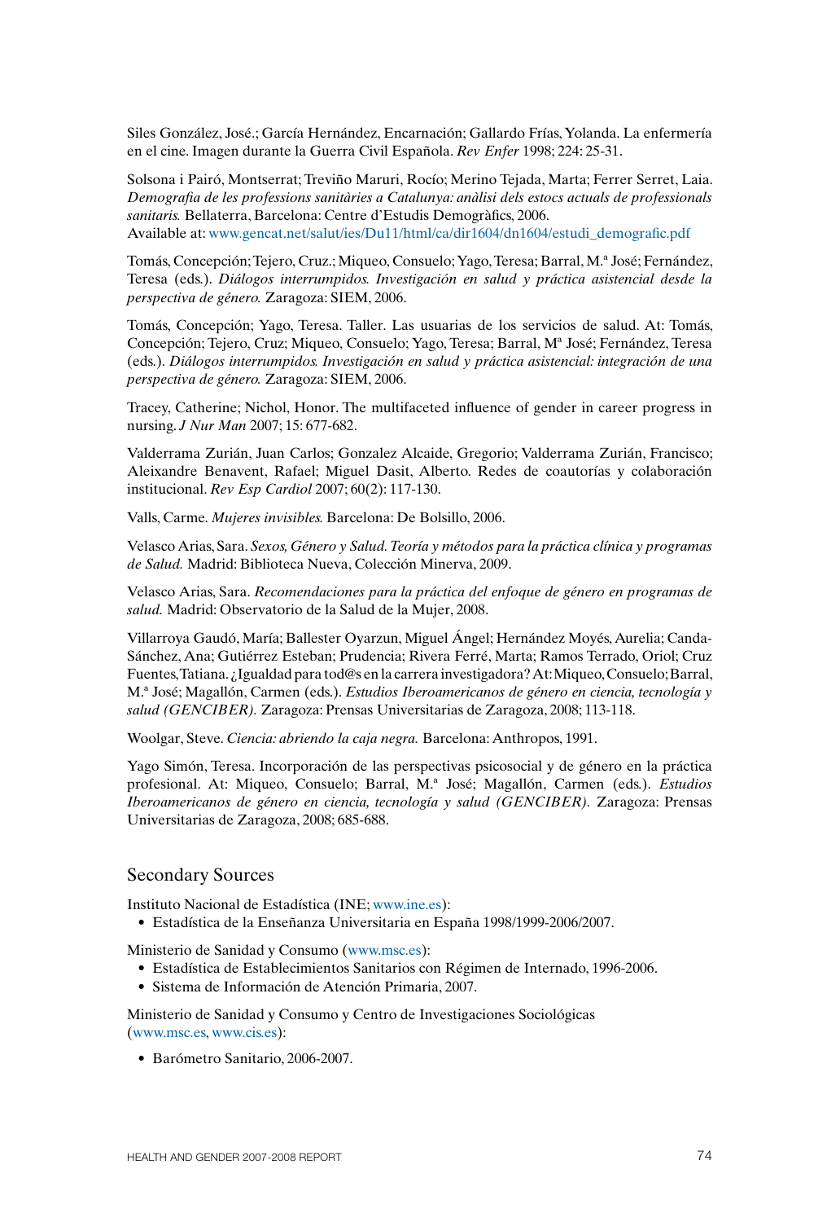Siles González, José.; García Hernández, Encarnación; Gallardo Frías, Yolanda. La enfermería en el cine. Imagen durante la Guerra Civil Española. *Rev Enfer* 1998; 224: 25-31.

Solsona i Pairó, Montserrat; Treviño Maruri, Rocío; Merino Tejada, Marta; Ferrer Serret, Laia. *Demografia de les professions sanitàries a Catalunya: anàlisi dels estocs actuals de professionals sanitaris.* Bellaterra, Barcelona: Centre d'Estudis Demogràfics, 2006.
Available at: www.gencat.net/salut/ies/Du11/html/ca/dir1604/dn1604/estudi_demografic.pdf

Tomás, Concepción; Tejero, Cruz.; Miqueo, Consuelo; Yago, Teresa; Barral, M.ª José; Fernández, Teresa (eds.). *Diálogos interrumpidos. Investigación en salud y práctica asistencial desde la perspectiva de género.* Zaragoza: SIEM, 2006.

Tomás, Concepción; Yago, Teresa. Taller. Las usuarias de los servicios de salud. At: Tomás, Concepción; Tejero, Cruz; Miqueo, Consuelo; Yago, Teresa; Barral, Mª José; Fernández, Teresa (eds.). *Diálogos interrumpidos. Investigación en salud y práctica asistencial: integración de una perspectiva de género.* Zaragoza: SIEM, 2006.

Tracey, Catherine; Nichol, Honor. The multifaceted influence of gender in career progress in nursing. *J Nur Man* 2007; 15: 677-682.

Valderrama Zurián, Juan Carlos; Gonzalez Alcaide, Gregorio; Valderrama Zurián, Francisco; Aleixandre Benavent, Rafael; Miguel Dasit, Alberto. Redes de coautorías y colaboración institucional. *Rev Esp Cardiol* 2007; 60(2): 117-130.

Valls, Carme. *Mujeres invisibles.* Barcelona: De Bolsillo, 2006.

Velasco Arias, Sara. *Sexos, Género y Salud. Teoría y métodos para la práctica clínica y programas de Salud.* Madrid: Biblioteca Nueva, Colección Minerva, 2009.

Velasco Arias, Sara. *Recomendaciones para la práctica del enfoque de género en programas de salud.* Madrid: Observatorio de la Salud de la Mujer, 2008.

Villarroya Gaudó, María; Ballester Oyarzun, Miguel Ángel; Hernández Moyés, Aurelia; Canda-Sánchez, Ana; Gutiérrez Esteban; Prudencia; Rivera Ferré, Marta; Ramos Terrado, Oriol; Cruz Fuentes, Tatiana. ¿Igualdad para tod@s en la carrera investigadora? At: Miqueo, Consuelo; Barral, M.ª José; Magallón, Carmen (eds.). *Estudios Iberoamericanos de género en ciencia, tecnología y salud (GENCIBER).* Zaragoza: Prensas Universitarias de Zaragoza, 2008; 113-118.

Woolgar, Steve. *Ciencia: abriendo la caja negra.* Barcelona: Anthropos, 1991.

Yago Simón, Teresa. Incorporación de las perspectivas psicosocial y de género en la práctica profesional. At: Miqueo, Consuelo; Barral, M.ª José; Magallón, Carmen (eds.). *Estudios Iberoamericanos de género en ciencia, tecnología y salud (GENCIBER).* Zaragoza: Prensas Universitarias de Zaragoza, 2008; 685-688.

## Secondary Sources

Instituto Nacional de Estadística (INE; www.ine.es):

- Estadística de la Enseñanza Universitaria en España 1998/1999-2006/2007.

Ministerio de Sanidad y Consumo (www.msc.es):

- Estadística de Establecimientos Sanitarios con Régimen de Internado, 1996-2006.
- Sistema de Información de Atención Primaria, 2007.

Ministerio de Sanidad y Consumo y Centro de Investigaciones Sociológicas (www.msc.es, www.cis.es):

- Barómetro Sanitario, 2006-2007.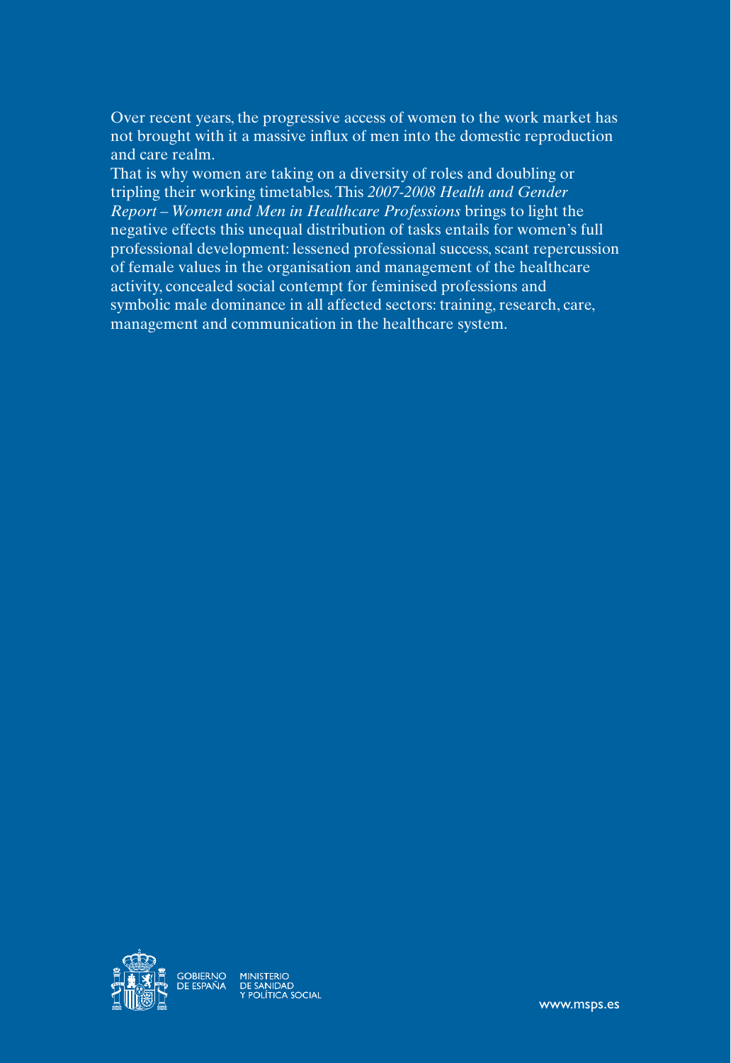Over recent years, the progressive access of women to the work market has not brought with it a massive influx of men into the domestic reproduction and care realm.

That is why women are taking on a diversity of roles and doubling or tripling their working timetables. This *2007-2008 Health and Gender Report – Women and Men in Healthcare Professions* brings to light the negative effects this unequal distribution of tasks entails for women's full professional development: lessened professional success, scant repercussion of female values in the organisation and management of the healthcare activity, concealed social contempt for feminised professions and symbolic male dominance in all affected sectors: training, research, care, management and communication in the healthcare system.

GOBIERNO DE ESPAÑA
MINISTERIO DE SANIDAD Y POLÍTICA SOCIAL

www.msps.es